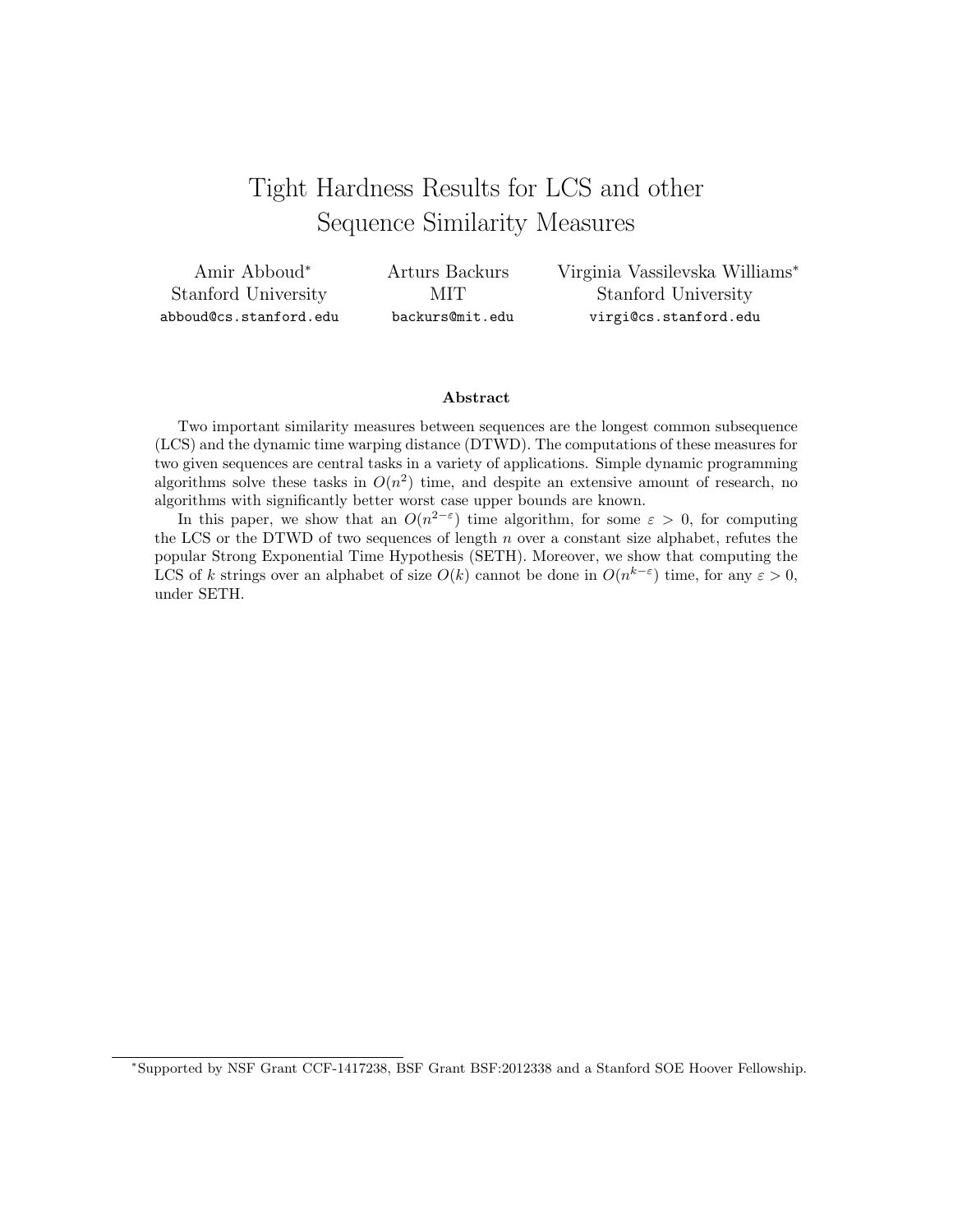# Tight Hardness Results for LCS and other Sequence Similarity Measures

Amir Abboud[*]
Stanford University
abboud@cs.stanford.edu

Arturs Backurs
MIT
backurs@mit.edu

Virginia Vassilevska Williams[*]
Stanford University
virgi@cs.stanford.edu

**Abstract**

Two important similarity measures between sequences are the longest common subsequence (LCS) and the dynamic time warping distance (DTWD). The computations of these measures for two given sequences are central tasks in a variety of applications. Simple dynamic programming algorithms solve these tasks in $O(n^2)$ time, and despite an extensive amount of research, no algorithms with significantly better worst case upper bounds are known.

In this paper, we show that an $O(n^{2-\varepsilon})$ time algorithm, for some $\varepsilon > 0$, for computing the LCS or the DTWD of two sequences of length $n$ over a constant size alphabet, refutes the popular Strong Exponential Time Hypothesis (SETH). Moreover, we show that computing the LCS of $k$ strings over an alphabet of size $O(k)$ cannot be done in $O(n^{k-\varepsilon})$ time, for any $\varepsilon > 0$, under SETH.

[*]Supported by NSF Grant CCF-1417238, BSF Grant BSF:2012338 and a Stanford SOE Hoover Fellowship.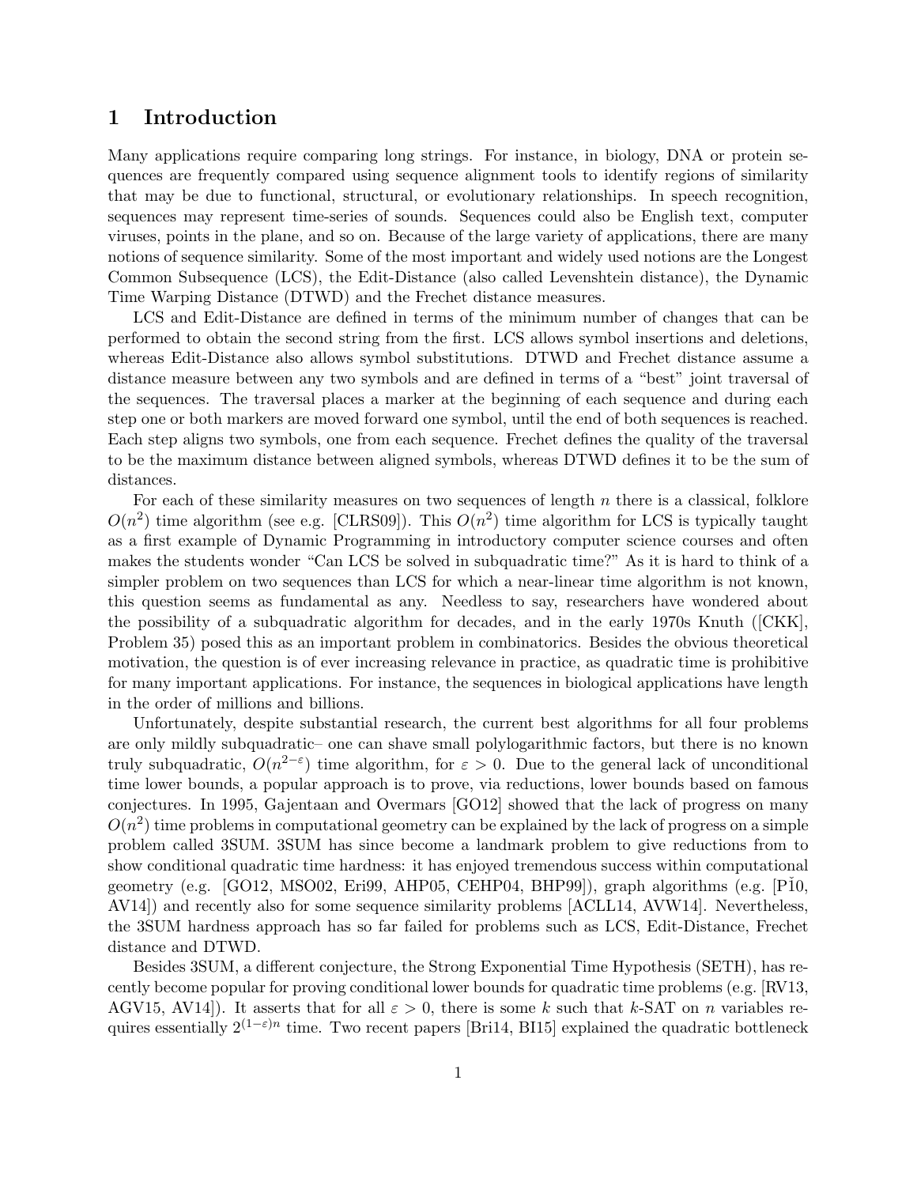# 1 Introduction

Many applications require comparing long strings. For instance, in biology, DNA or protein sequences are frequently compared using sequence alignment tools to identify regions of similarity that may be due to functional, structural, or evolutionary relationships. In speech recognition, sequences may represent time-series of sounds. Sequences could also be English text, computer viruses, points in the plane, and so on. Because of the large variety of applications, there are many notions of sequence similarity. Some of the most important and widely used notions are the Longest Common Subsequence (LCS), the Edit-Distance (also called Levenshtein distance), the Dynamic Time Warping Distance (DTWD) and the Frechet distance measures.

LCS and Edit-Distance are defined in terms of the minimum number of changes that can be performed to obtain the second string from the first. LCS allows symbol insertions and deletions, whereas Edit-Distance also allows symbol substitutions. DTWD and Frechet distance assume a distance measure between any two symbols and are defined in terms of a "best" joint traversal of the sequences. The traversal places a marker at the beginning of each sequence and during each step one or both markers are moved forward one symbol, until the end of both sequences is reached. Each step aligns two symbols, one from each sequence. Frechet defines the quality of the traversal to be the maximum distance between aligned symbols, whereas DTWD defines it to be the sum of distances.

For each of these similarity measures on two sequences of length $n$ there is a classical, folklore $O(n^2)$ time algorithm (see e.g. [CLRS09]). This $O(n^2)$ time algorithm for LCS is typically taught as a first example of Dynamic Programming in introductory computer science courses and often makes the students wonder "Can LCS be solved in subquadratic time?" As it is hard to think of a simpler problem on two sequences than LCS for which a near-linear time algorithm is not known, this question seems as fundamental as any. Needless to say, researchers have wondered about the possibility of a subquadratic algorithm for decades, and in the early 1970s Knuth ([CKK], Problem 35) posed this as an important problem in combinatorics. Besides the obvious theoretical motivation, the question is of ever increasing relevance in practice, as quadratic time is prohibitive for many important applications. For instance, the sequences in biological applications have length in the order of millions and billions.

Unfortunately, despite substantial research, the current best algorithms for all four problems are only mildly subquadratic– one can shave small polylogarithmic factors, but there is no known truly subquadratic, $O(n^{2-\varepsilon})$ time algorithm, for $\varepsilon > 0$. Due to the general lack of unconditional time lower bounds, a popular approach is to prove, via reductions, lower bounds based on famous conjectures. In 1995, Gajentaan and Overmars [GO12] showed that the lack of progress on many $O(n^2)$ time problems in computational geometry can be explained by the lack of progress on a simple problem called 3SUM. 3SUM has since become a landmark problem to give reductions from to show conditional quadratic time hardness: it has enjoyed tremendous success within computational geometry (e.g. [GO12, MSO02, Eri99, AHP05, CEHP04, BHP99]), graph algorithms (e.g. [PĬ0, AV14]) and recently also for some sequence similarity problems [ACLL14, AVW14]. Nevertheless, the 3SUM hardness approach has so far failed for problems such as LCS, Edit-Distance, Frechet distance and DTWD.

Besides 3SUM, a different conjecture, the Strong Exponential Time Hypothesis (SETH), has recently become popular for proving conditional lower bounds for quadratic time problems (e.g. [RV13, AGV15, AV14]). It asserts that for all $\varepsilon > 0$, there is some $k$ such that $k$-SAT on $n$ variables requires essentially $2^{(1-\varepsilon)n}$ time. Two recent papers [Bri14, BI15] explained the quadratic bottleneck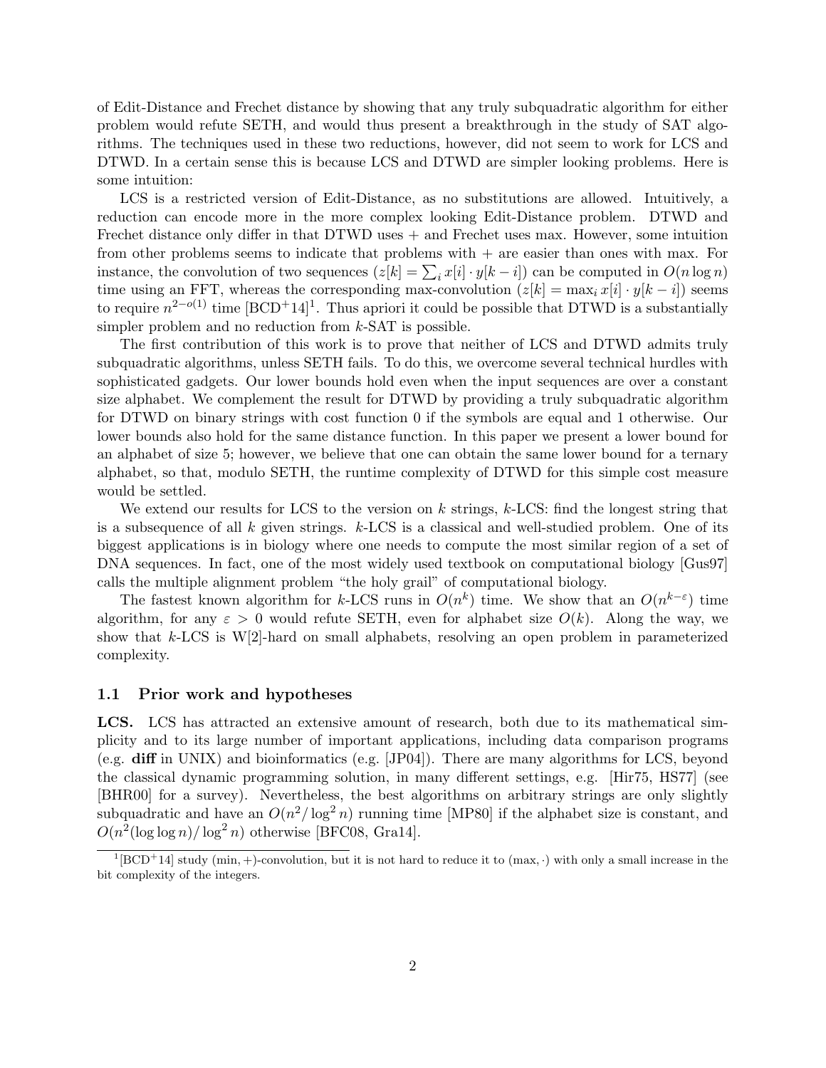of Edit-Distance and Frechet distance by showing that any truly subquadratic algorithm for either problem would refute SETH, and would thus present a breakthrough in the study of SAT algorithms. The techniques used in these two reductions, however, did not seem to work for LCS and DTWD. In a certain sense this is because LCS and DTWD are simpler looking problems. Here is some intuition:

LCS is a restricted version of Edit-Distance, as no substitutions are allowed. Intuitively, a reduction can encode more in the more complex looking Edit-Distance problem. DTWD and Frechet distance only differ in that DTWD uses + and Frechet uses max. However, some intuition from other problems seems to indicate that problems with + are easier than ones with max. For instance, the convolution of two sequences ($z[k] = \sum_i x[i] \cdot y[k-i]$) can be computed in $O(n \log n)$ time using an FFT, whereas the corresponding max-convolution ($z[k] = \max_i x[i] \cdot y[k-i]$) seems to require $n^{2-o(1)}$ time [BCD+14][1]. Thus apriori it could be possible that DTWD is a substantially simpler problem and no reduction from $k$-SAT is possible.

The first contribution of this work is to prove that neither of LCS and DTWD admits truly subquadratic algorithms, unless SETH fails. To do this, we overcome several technical hurdles with sophisticated gadgets. Our lower bounds hold even when the input sequences are over a constant size alphabet. We complement the result for DTWD by providing a truly subquadratic algorithm for DTWD on binary strings with cost function 0 if the symbols are equal and 1 otherwise. Our lower bounds also hold for the same distance function. In this paper we present a lower bound for an alphabet of size 5; however, we believe that one can obtain the same lower bound for a ternary alphabet, so that, modulo SETH, the runtime complexity of DTWD for this simple cost measure would be settled.

We extend our results for LCS to the version on $k$ strings, $k$-LCS: find the longest string that is a subsequence of all $k$ given strings. $k$-LCS is a classical and well-studied problem. One of its biggest applications is in biology where one needs to compute the most similar region of a set of DNA sequences. In fact, one of the most widely used textbook on computational biology [Gus97] calls the multiple alignment problem "the holy grail" of computational biology.

The fastest known algorithm for $k$-LCS runs in $O(n^k)$ time. We show that an $O(n^{k-\varepsilon})$ time algorithm, for any $\varepsilon > 0$ would refute SETH, even for alphabet size $O(k)$. Along the way, we show that $k$-LCS is W[2]-hard on small alphabets, resolving an open problem in parameterized complexity.

### 1.1 Prior work and hypotheses

**LCS.** LCS has attracted an extensive amount of research, both due to its mathematical simplicity and to its large number of important applications, including data comparison programs (e.g. **diff** in UNIX) and bioinformatics (e.g. [JP04]). There are many algorithms for LCS, beyond the classical dynamic programming solution, in many different settings, e.g. [Hir75, HS77] (see [BHR00] for a survey). Nevertheless, the best algorithms on arbitrary strings are only slightly subquadratic and have an $O(n^2/\log^2 n)$ running time [MP80] if the alphabet size is constant, and $O(n^2(\log\log n)/\log^2 n)$ otherwise [BFC08, Gra14].

[1] [BCD+14] study (min, +)-convolution, but it is not hard to reduce it to $(\max, \cdot)$ with only a small increase in the bit complexity of the integers.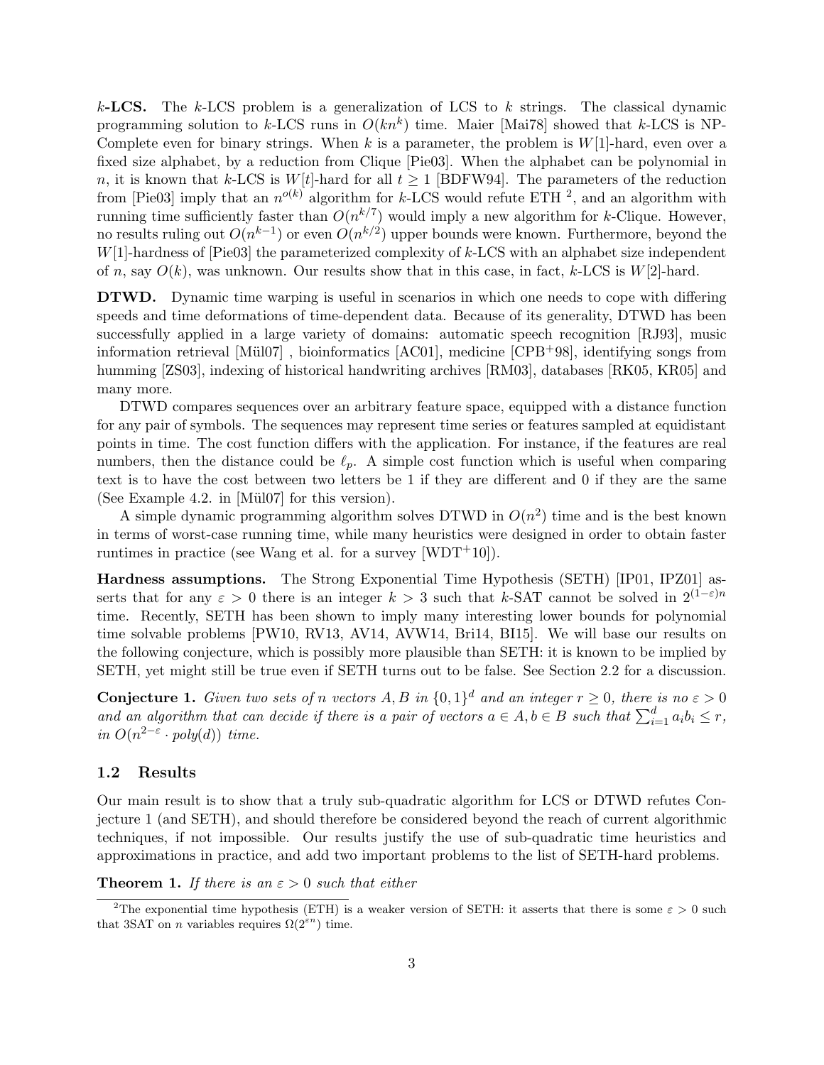**$k$-LCS.** The $k$-LCS problem is a generalization of LCS to $k$ strings. The classical dynamic programming solution to $k$-LCS runs in $O(kn^k)$ time. Maier [Mai78] showed that $k$-LCS is NP-Complete even for binary strings. When $k$ is a parameter, the problem is $W[1]$-hard, even over a fixed size alphabet, by a reduction from Clique [Pie03]. When the alphabet can be polynomial in $n$, it is known that $k$-LCS is $W[t]$-hard for all $t \geq 1$ [BDFW94]. The parameters of the reduction from [Pie03] imply that an $n^{o(k)}$ algorithm for $k$-LCS would refute ETH [2], and an algorithm with running time sufficiently faster than $O(n^{k/7})$ would imply a new algorithm for $k$-Clique. However, no results ruling out $O(n^{k-1})$ or even $O(n^{k/2})$ upper bounds were known. Furthermore, beyond the $W[1]$-hardness of [Pie03] the parameterized complexity of $k$-LCS with an alphabet size independent of $n$, say $O(k)$, was unknown. Our results show that in this case, in fact, $k$-LCS is $W[2]$-hard.

**DTWD.** Dynamic time warping is useful in scenarios in which one needs to cope with differing speeds and time deformations of time-dependent data. Because of its generality, DTWD has been successfully applied in a large variety of domains: automatic speech recognition [RJ93], music information retrieval [Mül07] , bioinformatics [AC01], medicine [CPB+98], identifying songs from humming [ZS03], indexing of historical handwriting archives [RM03], databases [RK05, KR05] and many more.

DTWD compares sequences over an arbitrary feature space, equipped with a distance function for any pair of symbols. The sequences may represent time series or features sampled at equidistant points in time. The cost function differs with the application. For instance, if the features are real numbers, then the distance could be $\ell_p$. A simple cost function which is useful when comparing text is to have the cost between two letters be 1 if they are different and 0 if they are the same (See Example 4.2. in [Mül07] for this version).

A simple dynamic programming algorithm solves DTWD in $O(n^2)$ time and is the best known in terms of worst-case running time, while many heuristics were designed in order to obtain faster runtimes in practice (see Wang et al. for a survey [WDT+10]).

**Hardness assumptions.** The Strong Exponential Time Hypothesis (SETH) [IP01, IPZ01] asserts that for any $\varepsilon > 0$ there is an integer $k > 3$ such that $k$-SAT cannot be solved in $2^{(1-\varepsilon)n}$ time. Recently, SETH has been shown to imply many interesting lower bounds for polynomial time solvable problems [PW10, RV13, AV14, AVW14, Bri14, BI15]. We will base our results on the following conjecture, which is possibly more plausible than SETH: it is known to be implied by SETH, yet might still be true even if SETH turns out to be false. See Section 2.2 for a discussion.

**Conjecture 1.** *Given two sets of $n$ vectors $A, B$ in $\{0,1\}^d$ and an integer $r \geq 0$, there is no $\varepsilon > 0$ and an algorithm that can decide if there is a pair of vectors $a \in A, b \in B$ such that $\sum_{i=1}^{d} a_i b_i \leq r$, in $O(n^{2-\varepsilon} \cdot poly(d))$ time.*

## 1.2 Results

Our main result is to show that a truly sub-quadratic algorithm for LCS or DTWD refutes Conjecture 1 (and SETH), and should therefore be considered beyond the reach of current algorithmic techniques, if not impossible. Our results justify the use of sub-quadratic time heuristics and approximations in practice, and add two important problems to the list of SETH-hard problems.

**Theorem 1.** *If there is an $\varepsilon > 0$ such that either*

[2] The exponential time hypothesis (ETH) is a weaker version of SETH: it asserts that there is some $\varepsilon > 0$ such that 3SAT on $n$ variables requires $\Omega(2^{\varepsilon n})$ time.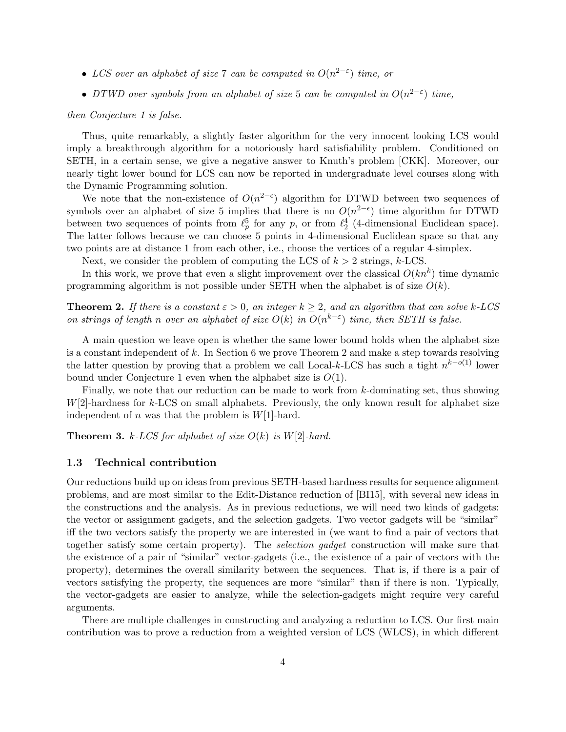- *LCS over an alphabet of size* 7 *can be computed in* $O(n^{2-\varepsilon})$ *time, or*
- *DTWD over symbols from an alphabet of size* 5 *can be computed in* $O(n^{2-\varepsilon})$ *time,*

*then Conjecture 1 is false.*

Thus, quite remarkably, a slightly faster algorithm for the very innocent looking LCS would imply a breakthrough algorithm for a notoriously hard satisfiability problem. Conditioned on SETH, in a certain sense, we give a negative answer to Knuth's problem [CKK]. Moreover, our nearly tight lower bound for LCS can now be reported in undergraduate level courses along with the Dynamic Programming solution.

We note that the non-existence of $O(n^{2-\epsilon})$ algorithm for DTWD between two sequences of symbols over an alphabet of size 5 implies that there is no $O(n^{2-\epsilon})$ time algorithm for DTWD between two sequences of points from $\ell_p^5$ for any $p$, or from $\ell_2^4$ (4-dimensional Euclidean space). The latter follows because we can choose 5 points in 4-dimensional Euclidean space so that any two points are at distance 1 from each other, i.e., choose the vertices of a regular 4-simplex.

Next, we consider the problem of computing the LCS of $k > 2$ strings, $k$-LCS.

In this work, we prove that even a slight improvement over the classical $O(kn^k)$ time dynamic programming algorithm is not possible under SETH when the alphabet is of size $O(k)$.

**Theorem 2.** *If there is a constant* $\varepsilon > 0$*, an integer* $k \geq 2$*, and an algorithm that can solve* $k$*-LCS on strings of length* $n$ *over an alphabet of size* $O(k)$ *in* $O(n^{k-\varepsilon})$ *time, then SETH is false.*

A main question we leave open is whether the same lower bound holds when the alphabet size is a constant independent of $k$. In Section 6 we prove Theorem 2 and make a step towards resolving the latter question by proving that a problem we call Local-$k$-LCS has such a tight $n^{k-o(1)}$ lower bound under Conjecture 1 even when the alphabet size is $O(1)$.

Finally, we note that our reduction can be made to work from $k$-dominating set, thus showing $W[2]$-hardness for $k$-LCS on small alphabets. Previously, the only known result for alphabet size independent of $n$ was that the problem is $W[1]$-hard.

**Theorem 3.** $k$*-LCS for alphabet of size* $O(k)$ *is* $W[2]$*-hard.*

### 1.3 Technical contribution

Our reductions build up on ideas from previous SETH-based hardness results for sequence alignment problems, and are most similar to the Edit-Distance reduction of [BI15], with several new ideas in the constructions and the analysis. As in previous reductions, we will need two kinds of gadgets: the vector or assignment gadgets, and the selection gadgets. Two vector gadgets will be "similar" iff the two vectors satisfy the property we are interested in (we want to find a pair of vectors that together satisfy some certain property). The *selection gadget* construction will make sure that the existence of a pair of "similar" vector-gadgets (i.e., the existence of a pair of vectors with the property), determines the overall similarity between the sequences. That is, if there is a pair of vectors satisfying the property, the sequences are more "similar" than if there is non. Typically, the vector-gadgets are easier to analyze, while the selection-gadgets might require very careful arguments.

There are multiple challenges in constructing and analyzing a reduction to LCS. Our first main contribution was to prove a reduction from a weighted version of LCS (WLCS), in which different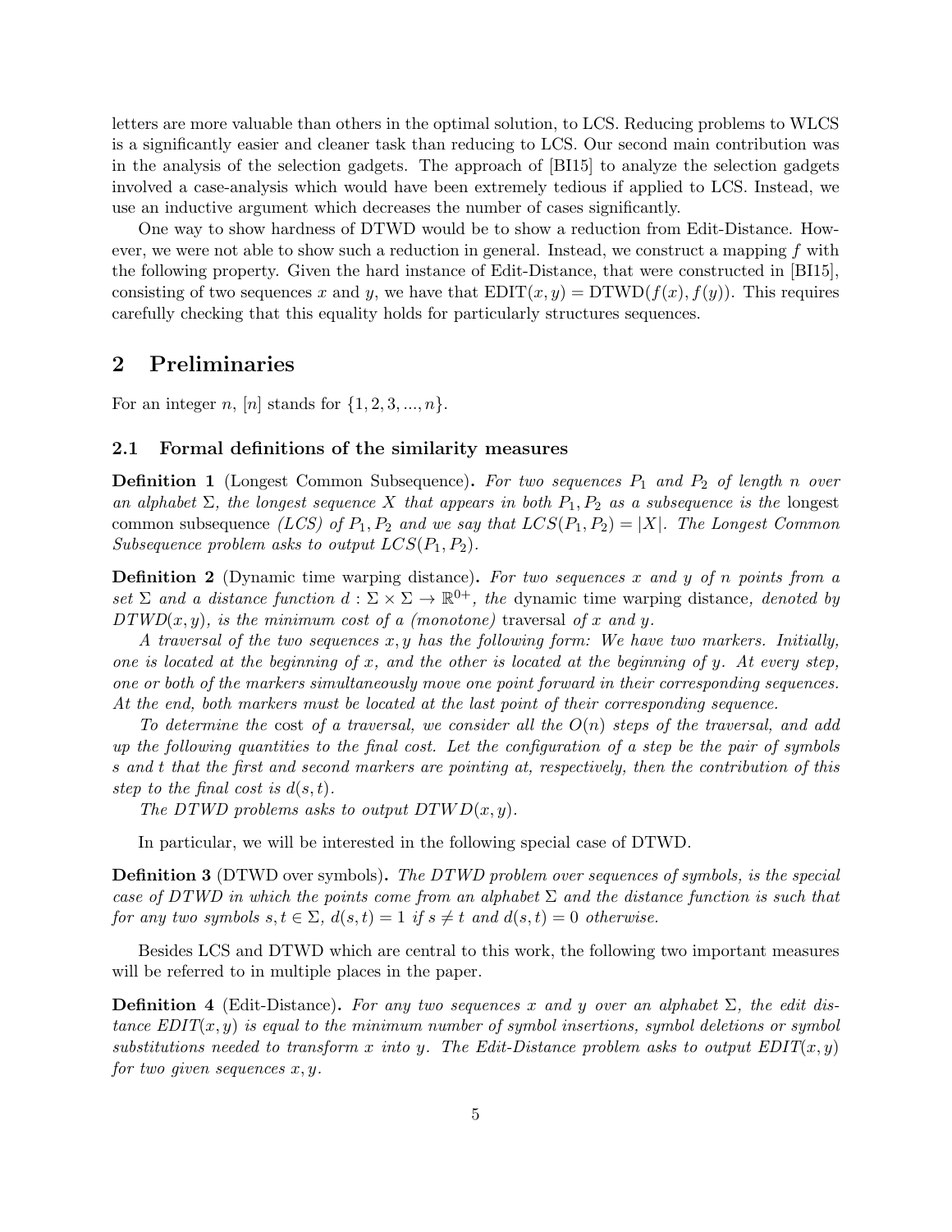letters are more valuable than others in the optimal solution, to LCS. Reducing problems to WLCS is a significantly easier and cleaner task than reducing to LCS. Our second main contribution was in the analysis of the selection gadgets. The approach of [BI15] to analyze the selection gadgets involved a case-analysis which would have been extremely tedious if applied to LCS. Instead, we use an inductive argument which decreases the number of cases significantly.

One way to show hardness of DTWD would be to show a reduction from Edit-Distance. However, we were not able to show such a reduction in general. Instead, we construct a mapping $f$ with the following property. Given the hard instance of Edit-Distance, that were constructed in [BI15], consisting of two sequences $x$ and $y$, we have that $\mathrm{EDIT}(x, y) = \mathrm{DTWD}(f(x), f(y))$. This requires carefully checking that this equality holds for particularly structures sequences.

## 2 Preliminaries

For an integer $n$, $[n]$ stands for $\{1, 2, 3, ..., n\}$.

### 2.1 Formal definitions of the similarity measures

**Definition 1** (Longest Common Subsequence). *For two sequences $P_1$ and $P_2$ of length $n$ over an alphabet $\Sigma$, the longest sequence $X$ that appears in both $P_1, P_2$ as a subsequence is the* longest common subsequence *(LCS) of $P_1, P_2$ and we say that $LCS(P_1, P_2) = |X|$. The Longest Common Subsequence problem asks to output $LCS(P_1, P_2)$.*

**Definition 2** (Dynamic time warping distance). *For two sequences $x$ and $y$ of $n$ points from a set $\Sigma$ and a distance function $d : \Sigma \times \Sigma \to \mathbb{R}^{0+}$, the* dynamic time warping distance*, denoted by $DTWD(x, y)$, is the minimum cost of a (monotone)* traversal *of $x$ and $y$.*

*A traversal of the two sequences $x, y$ has the following form: We have two markers. Initially, one is located at the beginning of $x$, and the other is located at the beginning of $y$. At every step, one or both of the markers simultaneously move one point forward in their corresponding sequences. At the end, both markers must be located at the last point of their corresponding sequence.*

*To determine the* cost *of a traversal, we consider all the $O(n)$ steps of the traversal, and add up the following quantities to the final cost. Let the configuration of a step be the pair of symbols $s$ and $t$ that the first and second markers are pointing at, respectively, then the contribution of this step to the final cost is $d(s, t)$.*

*The DTWD problems asks to output $DTWD(x, y)$.*

In particular, we will be interested in the following special case of DTWD.

**Definition 3** (DTWD over symbols). *The DTWD problem over sequences of symbols, is the special case of DTWD in which the points come from an alphabet $\Sigma$ and the distance function is such that for any two symbols $s, t \in \Sigma$, $d(s, t) = 1$ if $s \neq t$ and $d(s, t) = 0$ otherwise.*

Besides LCS and DTWD which are central to this work, the following two important measures will be referred to in multiple places in the paper.

**Definition 4** (Edit-Distance). *For any two sequences $x$ and $y$ over an alphabet $\Sigma$, the edit distance $EDIT(x, y)$ is equal to the minimum number of symbol insertions, symbol deletions or symbol substitutions needed to transform $x$ into $y$. The Edit-Distance problem asks to output $EDIT(x, y)$ for two given sequences $x, y$.*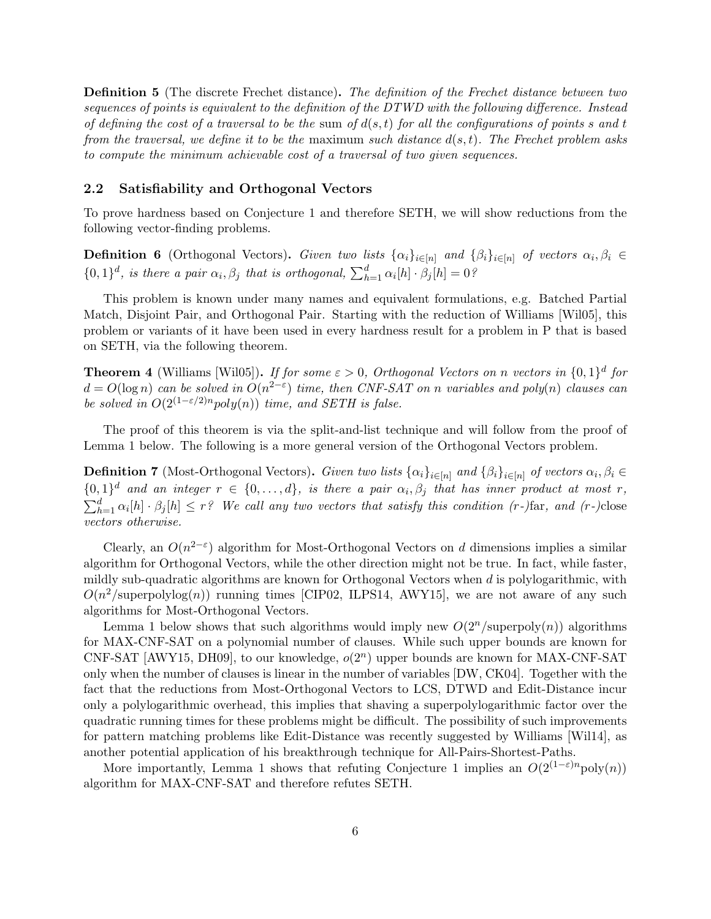**Definition 5** (The discrete Frechet distance). *The definition of the Frechet distance between two sequences of points is equivalent to the definition of the DTWD with the following difference. Instead of defining the cost of a traversal to be the* sum *of $d(s,t)$ for all the configurations of points s and t from the traversal, we define it to be the* maximum *such distance $d(s,t)$. The Frechet problem asks to compute the minimum achievable cost of a traversal of two given sequences.*

## 2.2 Satisfiability and Orthogonal Vectors

To prove hardness based on Conjecture 1 and therefore SETH, we will show reductions from the following vector-finding problems.

**Definition 6** (Orthogonal Vectors). *Given two lists $\{\alpha_i\}_{i\in[n]}$ and $\{\beta_i\}_{i\in[n]}$ of vectors $\alpha_i, \beta_i \in \{0,1\}^d$, is there a pair $\alpha_i, \beta_j$ that is orthogonal, $\sum_{h=1}^{d} \alpha_i[h] \cdot \beta_j[h] = 0$?*

This problem is known under many names and equivalent formulations, e.g. Batched Partial Match, Disjoint Pair, and Orthogonal Pair. Starting with the reduction of Williams [Wil05], this problem or variants of it have been used in every hardness result for a problem in P that is based on SETH, via the following theorem.

**Theorem 4** (Williams [Wil05]). *If for some $\varepsilon > 0$, Orthogonal Vectors on $n$ vectors in $\{0,1\}^d$ for $d = O(\log n)$ can be solved in $O(n^{2-\varepsilon})$ time, then CNF-SAT on $n$ variables and poly($n$) clauses can be solved in $O(2^{(1-\varepsilon/2)n} poly(n))$ time, and SETH is false.*

The proof of this theorem is via the split-and-list technique and will follow from the proof of Lemma 1 below. The following is a more general version of the Orthogonal Vectors problem.

**Definition 7** (Most-Orthogonal Vectors). *Given two lists $\{\alpha_i\}_{i\in[n]}$ and $\{\beta_i\}_{i\in[n]}$ of vectors $\alpha_i, \beta_i \in \{0,1\}^d$ and an integer $r \in \{0,\ldots,d\}$, is there a pair $\alpha_i, \beta_j$ that has inner product at most $r$, $\sum_{h=1}^{d} \alpha_i[h] \cdot \beta_j[h] \leq r$? We call any two vectors that satisfy this condition ($r$-)*far*, and ($r$-)*close* vectors otherwise.*

Clearly, an $O(n^{2-\varepsilon})$ algorithm for Most-Orthogonal Vectors on $d$ dimensions implies a similar algorithm for Orthogonal Vectors, while the other direction might not be true. In fact, while faster, mildly sub-quadratic algorithms are known for Orthogonal Vectors when $d$ is polylogarithmic, with $O(n^2/\text{superpolylog}(n))$ running times [CIP02, ILPS14, AWY15], we are not aware of any such algorithms for Most-Orthogonal Vectors.

Lemma 1 below shows that such algorithms would imply new $O(2^n/\text{superpoly}(n))$ algorithms for MAX-CNF-SAT on a polynomial number of clauses. While such upper bounds are known for CNF-SAT [AWY15, DH09], to our knowledge, $o(2^n)$ upper bounds are known for MAX-CNF-SAT only when the number of clauses is linear in the number of variables [DW, CK04]. Together with the fact that the reductions from Most-Orthogonal Vectors to LCS, DTWD and Edit-Distance incur only a polylogarithmic overhead, this implies that shaving a superpolylogarithmic factor over the quadratic running times for these problems might be difficult. The possibility of such improvements for pattern matching problems like Edit-Distance was recently suggested by Williams [Wil14], as another potential application of his breakthrough technique for All-Pairs-Shortest-Paths.

More importantly, Lemma 1 shows that refuting Conjecture 1 implies an $O(2^{(1-\varepsilon)n}\text{poly}(n))$ algorithm for MAX-CNF-SAT and therefore refutes SETH.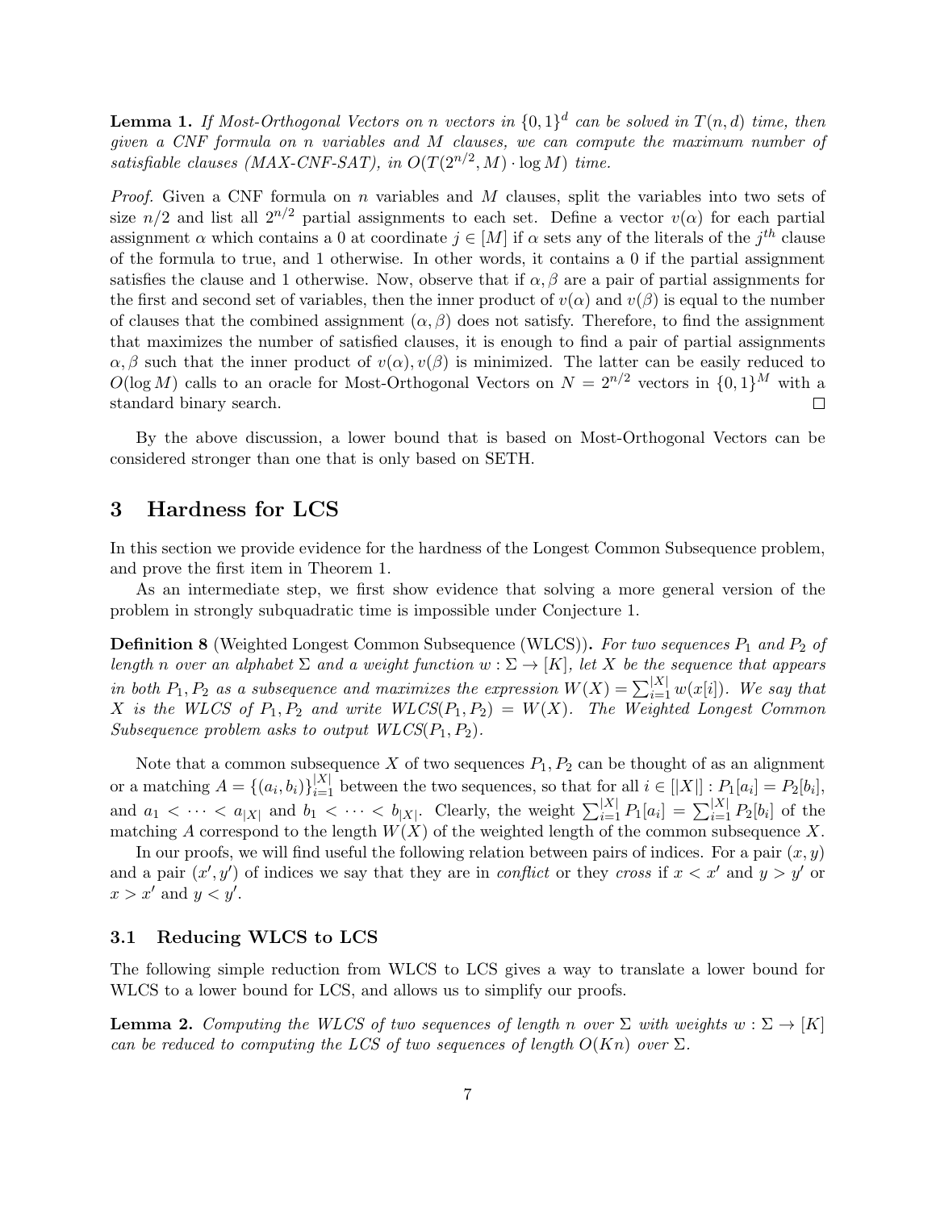**Lemma 1.** *If Most-Orthogonal Vectors on $n$ vectors in $\{0,1\}^d$ can be solved in $T(n,d)$ time, then given a CNF formula on $n$ variables and $M$ clauses, we can compute the maximum number of satisfiable clauses (MAX-CNF-SAT), in $O(T(2^{n/2}, M) \cdot \log M)$ time.*

*Proof.* Given a CNF formula on $n$ variables and $M$ clauses, split the variables into two sets of size $n/2$ and list all $2^{n/2}$ partial assignments to each set. Define a vector $v(\alpha)$ for each partial assignment $\alpha$ which contains a 0 at coordinate $j \in [M]$ if $\alpha$ sets any of the literals of the $j^{th}$ clause of the formula to true, and 1 otherwise. In other words, it contains a 0 if the partial assignment satisfies the clause and 1 otherwise. Now, observe that if $\alpha, \beta$ are a pair of partial assignments for the first and second set of variables, then the inner product of $v(\alpha)$ and $v(\beta)$ is equal to the number of clauses that the combined assignment $(\alpha, \beta)$ does not satisfy. Therefore, to find the assignment that maximizes the number of satisfied clauses, it is enough to find a pair of partial assignments $\alpha, \beta$ such that the inner product of $v(\alpha), v(\beta)$ is minimized. The latter can be easily reduced to $O(\log M)$ calls to an oracle for Most-Orthogonal Vectors on $N = 2^{n/2}$ vectors in $\{0,1\}^M$ with a standard binary search. $\square$

By the above discussion, a lower bound that is based on Most-Orthogonal Vectors can be considered stronger than one that is only based on SETH.

# 3 Hardness for LCS

In this section we provide evidence for the hardness of the Longest Common Subsequence problem, and prove the first item in Theorem 1.

As an intermediate step, we first show evidence that solving a more general version of the problem in strongly subquadratic time is impossible under Conjecture 1.

**Definition 8** (Weighted Longest Common Subsequence (WLCS))**.** *For two sequences $P_1$ and $P_2$ of length $n$ over an alphabet $\Sigma$ and a weight function $w : \Sigma \to [K]$, let $X$ be the sequence that appears in both $P_1, P_2$ as a subsequence and maximizes the expression $W(X) = \sum_{i=1}^{|X|} w(x[i])$. We say that $X$ is the WLCS of $P_1, P_2$ and write $WLCS(P_1, P_2) = W(X)$. The Weighted Longest Common Subsequence problem asks to output $WLCS(P_1, P_2)$.*

Note that a common subsequence $X$ of two sequences $P_1, P_2$ can be thought of as an alignment or a matching $A = \{(a_i, b_i)\}_{i=1}^{|X|}$ between the two sequences, so that for all $i \in [|X|] : P_1[a_i] = P_2[b_i]$, and $a_1 < \cdots < a_{|X|}$ and $b_1 < \cdots < b_{|X|}$. Clearly, the weight $\sum_{i=1}^{|X|} P_1[a_i] = \sum_{i=1}^{|X|} P_2[b_i]$ of the matching $A$ correspond to the length $W(X)$ of the weighted length of the common subsequence $X$.

In our proofs, we will find useful the following relation between pairs of indices. For a pair $(x, y)$ and a pair $(x', y')$ of indices we say that they are in *conflict* or they *cross* if $x < x'$ and $y > y'$ or $x > x'$ and $y < y'$.

## 3.1 Reducing WLCS to LCS

The following simple reduction from WLCS to LCS gives a way to translate a lower bound for WLCS to a lower bound for LCS, and allows us to simplify our proofs.

**Lemma 2.** *Computing the WLCS of two sequences of length $n$ over $\Sigma$ with weights $w : \Sigma \to [K]$ can be reduced to computing the LCS of two sequences of length $O(Kn)$ over $\Sigma$.*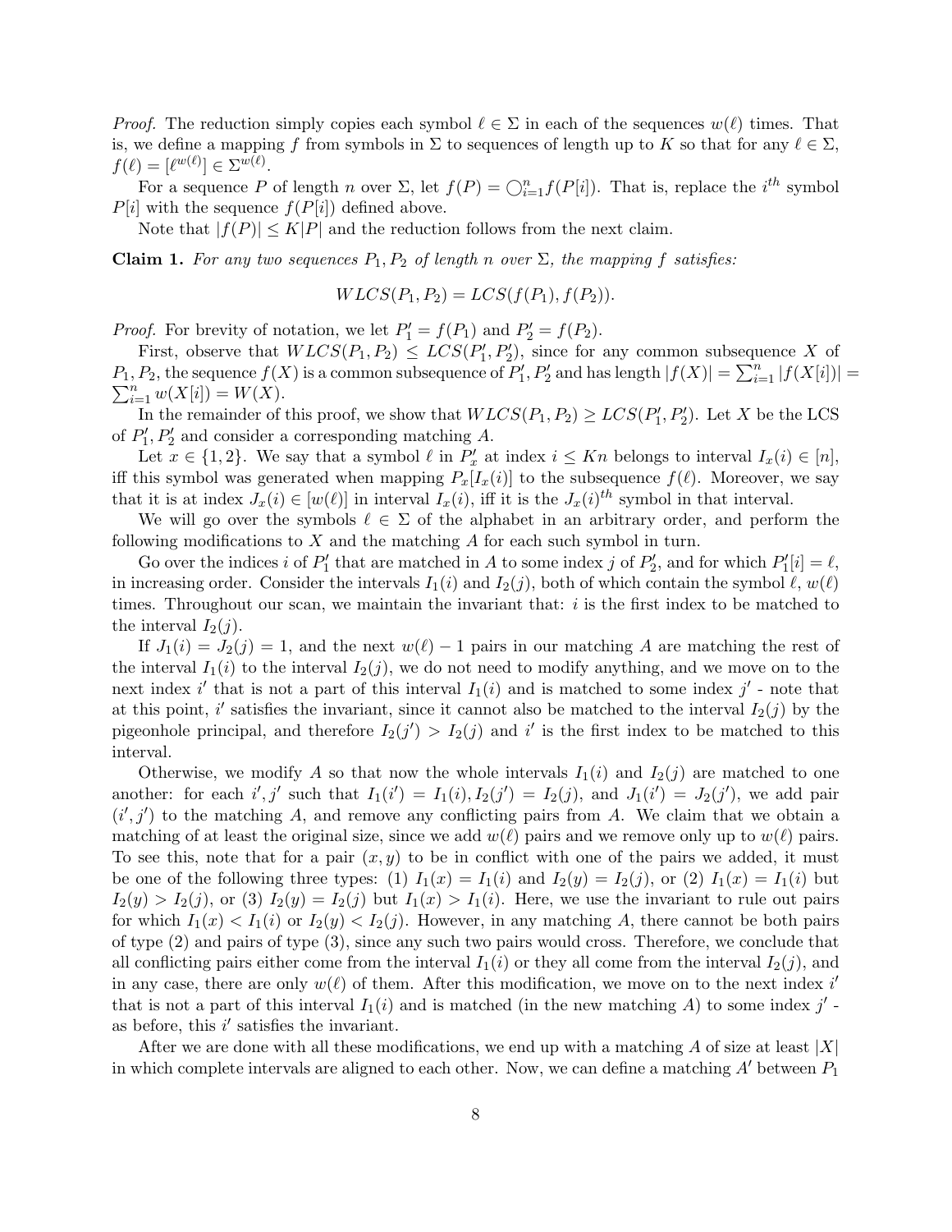*Proof.* The reduction simply copies each symbol $\ell \in \Sigma$ in each of the sequences $w(\ell)$ times. That is, we define a mapping $f$ from symbols in $\Sigma$ to sequences of length up to $K$ so that for any $\ell \in \Sigma$, $f(\ell) = [\ell^{w(\ell)}] \in \Sigma^{w(\ell)}$.

For a sequence $P$ of length $n$ over $\Sigma$, let $f(P) = \bigcirc_{i=1}^{n} f(P[i])$. That is, replace the $i^{th}$ symbol $P[i]$ with the sequence $f(P[i])$ defined above.

Note that $|f(P)| \leq K|P|$ and the reduction follows from the next claim.

**Claim 1.** *For any two sequences $P_1, P_2$ of length $n$ over $\Sigma$, the mapping $f$ satisfies:*

$$WLCS(P_1, P_2) = LCS(f(P_1), f(P_2)).$$

*Proof.* For brevity of notation, we let $P_1' = f(P_1)$ and $P_2' = f(P_2)$.

First, observe that $WLCS(P_1, P_2) \leq LCS(P_1', P_2')$, since for any common subsequence $X$ of $P_1, P_2$, the sequence $f(X)$ is a common subsequence of $P_1', P_2'$ and has length $|f(X)| = \sum_{i=1}^{n} |f(X[i])| = \sum_{i=1}^{n} w(X[i]) = W(X)$.

In the remainder of this proof, we show that $WLCS(P_1, P_2) \geq LCS(P_1', P_2')$. Let $X$ be the LCS of $P_1', P_2'$ and consider a corresponding matching $A$.

Let $x \in \{1, 2\}$. We say that a symbol $\ell$ in $P_x'$ at index $i \leq Kn$ belongs to interval $I_x(i) \in [n]$, iff this symbol was generated when mapping $P_x[I_x(i)]$ to the subsequence $f(\ell)$. Moreover, we say that it is at index $J_x(i) \in [w(\ell)]$ in interval $I_x(i)$, iff it is the $J_x(i)^{th}$ symbol in that interval.

We will go over the symbols $\ell \in \Sigma$ of the alphabet in an arbitrary order, and perform the following modifications to $X$ and the matching $A$ for each such symbol in turn.

Go over the indices $i$ of $P_1'$ that are matched in $A$ to some index $j$ of $P_2'$, and for which $P_1'[i] = \ell$, in increasing order. Consider the intervals $I_1(i)$ and $I_2(j)$, both of which contain the symbol $\ell$, $w(\ell)$ times. Throughout our scan, we maintain the invariant that: $i$ is the first index to be matched to the interval $I_2(j)$.

If $J_1(i) = J_2(j) = 1$, and the next $w(\ell) - 1$ pairs in our matching $A$ are matching the rest of the interval $I_1(i)$ to the interval $I_2(j)$, we do not need to modify anything, and we move on to the next index $i'$ that is not a part of this interval $I_1(i)$ and is matched to some index $j'$ - note that at this point, $i'$ satisfies the invariant, since it cannot also be matched to the interval $I_2(j)$ by the pigeonhole principal, and therefore $I_2(j') > I_2(j)$ and $i'$ is the first index to be matched to this interval.

Otherwise, we modify $A$ so that now the whole intervals $I_1(i)$ and $I_2(j)$ are matched to one another: for each $i', j'$ such that $I_1(i') = I_1(i), I_2(j') = I_2(j)$, and $J_1(i') = J_2(j')$, we add pair $(i', j')$ to the matching $A$, and remove any conflicting pairs from $A$. We claim that we obtain a matching of at least the original size, since we add $w(\ell)$ pairs and we remove only up to $w(\ell)$ pairs. To see this, note that for a pair $(x, y)$ to be in conflict with one of the pairs we added, it must be one of the following three types: (1) $I_1(x) = I_1(i)$ and $I_2(y) = I_2(j)$, or (2) $I_1(x) = I_1(i)$ but $I_2(y) > I_2(j)$, or (3) $I_2(y) = I_2(j)$ but $I_1(x) > I_1(i)$. Here, we use the invariant to rule out pairs for which $I_1(x) < I_1(i)$ or $I_2(y) < I_2(j)$. However, in any matching $A$, there cannot be both pairs of type (2) and pairs of type (3), since any such two pairs would cross. Therefore, we conclude that all conflicting pairs either come from the interval $I_1(i)$ or they all come from the interval $I_2(j)$, and in any case, there are only $w(\ell)$ of them. After this modification, we move on to the next index $i'$ that is not a part of this interval $I_1(i)$ and is matched (in the new matching $A$) to some index $j'$ - as before, this $i'$ satisfies the invariant.

After we are done with all these modifications, we end up with a matching $A$ of size at least $|X|$ in which complete intervals are aligned to each other. Now, we can define a matching $A'$ between $P_1$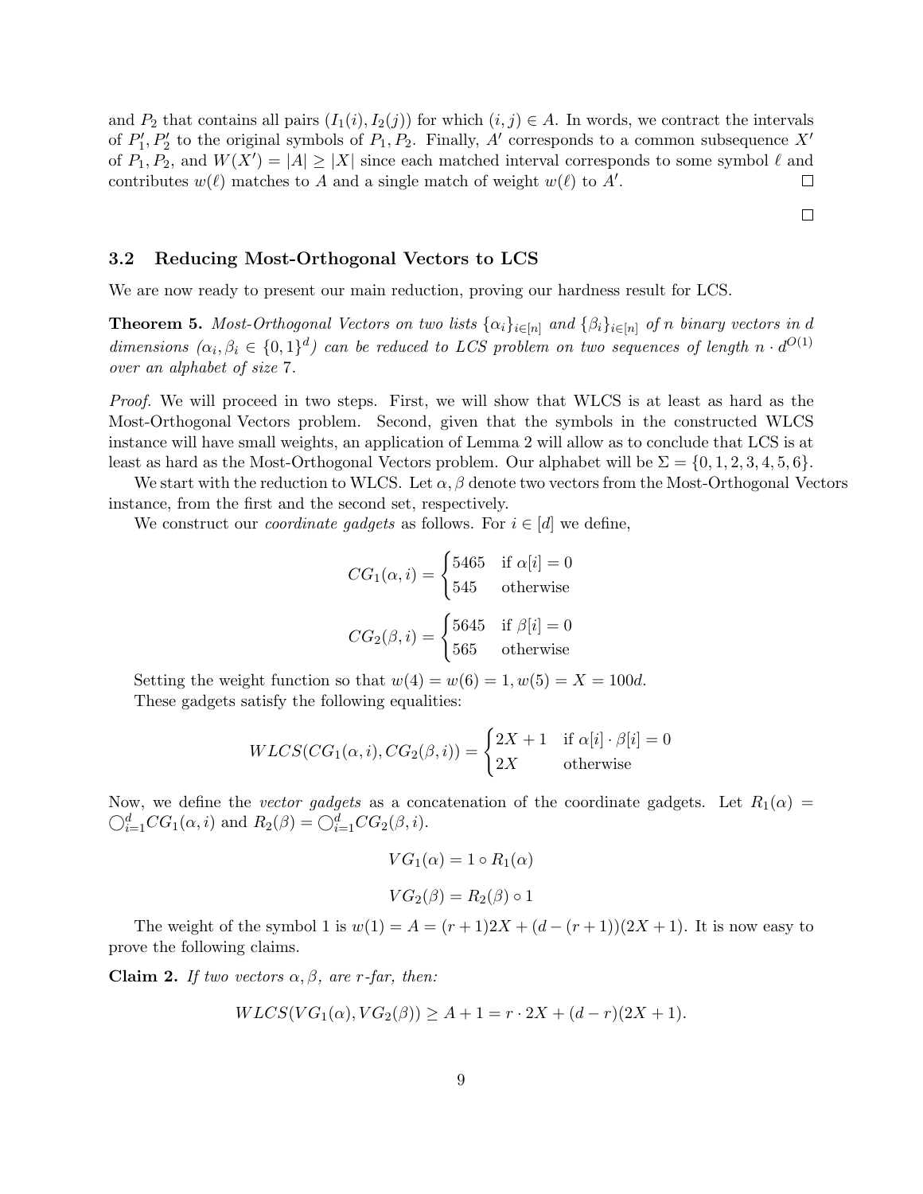and $P_2$ that contains all pairs $(I_1(i), I_2(j))$ for which $(i,j) \in A$. In words, we contract the intervals of $P_1', P_2'$ to the original symbols of $P_1, P_2$. Finally, $A'$ corresponds to a common subsequence $X'$ of $P_1, P_2$, and $W(X') = |A| \geq |X|$ since each matched interval corresponds to some symbol $\ell$ and contributes $w(\ell)$ matches to $A$ and a single match of weight $w(\ell)$ to $A'$. □

□

### 3.2 Reducing Most-Orthogonal Vectors to LCS

We are now ready to present our main reduction, proving our hardness result for LCS.

**Theorem 5.** *Most-Orthogonal Vectors on two lists $\{\alpha_i\}_{i\in[n]}$ and $\{\beta_i\}_{i\in[n]}$ of $n$ binary vectors in $d$ dimensions ($\alpha_i, \beta_i \in \{0,1\}^d$) can be reduced to LCS problem on two sequences of length $n \cdot d^{O(1)}$ over an alphabet of size 7.*

*Proof.* We will proceed in two steps. First, we will show that WLCS is at least as hard as the Most-Orthogonal Vectors problem. Second, given that the symbols in the constructed WLCS instance will have small weights, an application of Lemma 2 will allow as to conclude that LCS is at least as hard as the Most-Orthogonal Vectors problem. Our alphabet will be $\Sigma = \{0,1,2,3,4,5,6\}$.

We start with the reduction to WLCS. Let $\alpha, \beta$ denote two vectors from the Most-Orthogonal Vectors instance, from the first and the second set, respectively.

We construct our *coordinate gadgets* as follows. For $i \in [d]$ we define,

$$CG_1(\alpha, i) = \begin{cases} 5465 & \text{if } \alpha[i] = 0 \\ 545 & \text{otherwise} \end{cases}$$

$$CG_2(\beta, i) = \begin{cases} 5645 & \text{if } \beta[i] = 0 \\ 565 & \text{otherwise} \end{cases}$$

Setting the weight function so that $w(4) = w(6) = 1, w(5) = X = 100d$.

These gadgets satisfy the following equalities:

$$WLCS(CG_1(\alpha, i), CG_2(\beta, i)) = \begin{cases} 2X + 1 & \text{if } \alpha[i] \cdot \beta[i] = 0 \\ 2X & \text{otherwise} \end{cases}$$

Now, we define the *vector gadgets* as a concatenation of the coordinate gadgets. Let $R_1(\alpha) = \bigcirc_{i=1}^{d} CG_1(\alpha, i)$ and $R_2(\beta) = \bigcirc_{i=1}^{d} CG_2(\beta, i)$.

$$VG_1(\alpha) = 1 \circ R_1(\alpha)$$

$$VG_2(\beta) = R_2(\beta) \circ 1$$

The weight of the symbol 1 is $w(1) = A = (r+1)2X + (d-(r+1))(2X+1)$. It is now easy to prove the following claims.

**Claim 2.** *If two vectors $\alpha, \beta$, are $r$-far, then:*

$$WLCS(VG_1(\alpha), VG_2(\beta)) \geq A + 1 = r \cdot 2X + (d-r)(2X+1).$$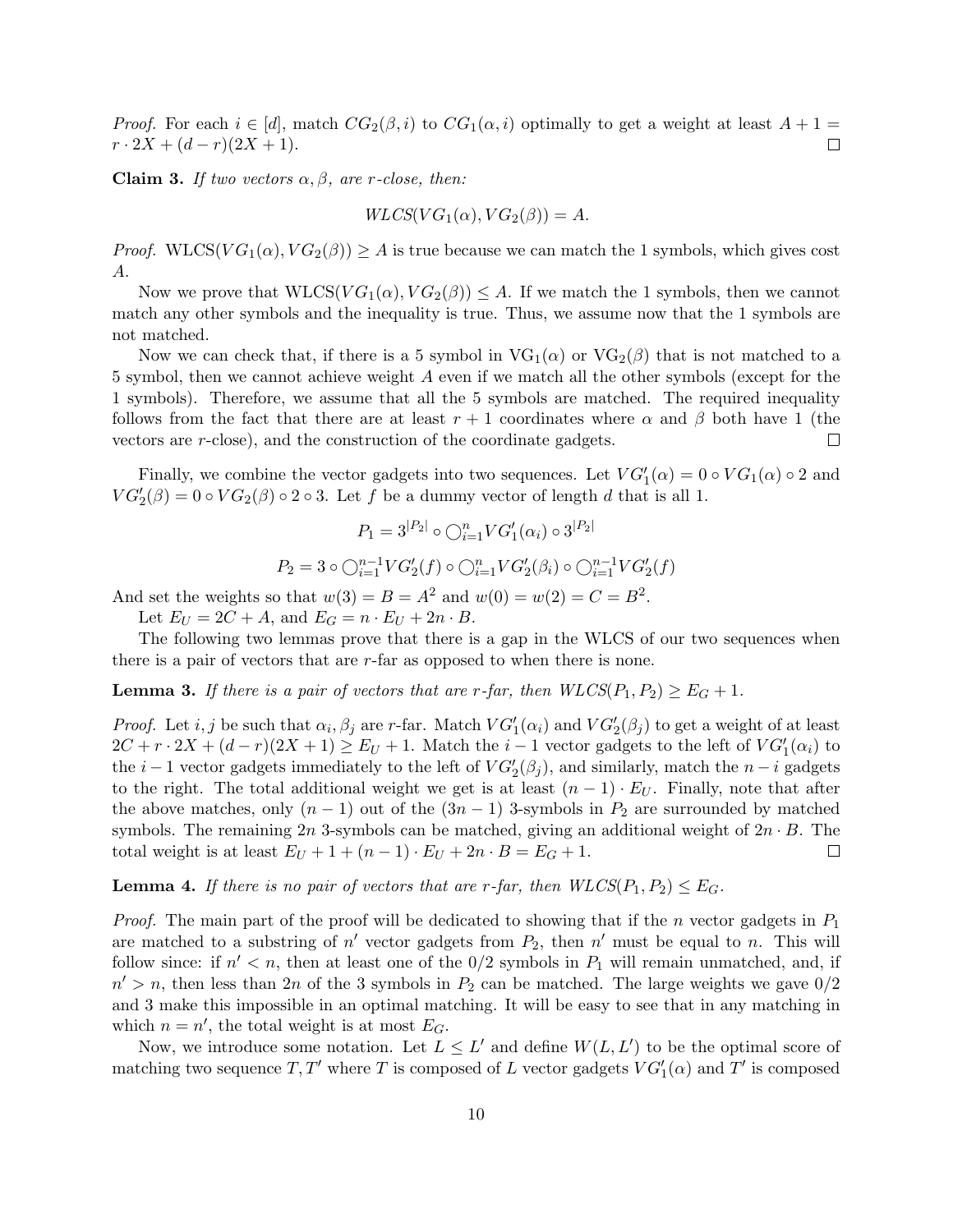*Proof.* For each $i \in [d]$, match $CG_2(\beta, i)$ to $CG_1(\alpha, i)$ optimally to get a weight at least $A + 1 = r \cdot 2X + (d - r)(2X + 1)$. $\square$

**Claim 3.** *If two vectors $\alpha, \beta$, are $r$-close, then:*

$$WLCS(VG_1(\alpha), VG_2(\beta)) = A.$$

*Proof.* $\text{WLCS}(VG_1(\alpha), VG_2(\beta)) \geq A$ is true because we can match the 1 symbols, which gives cost $A$.

Now we prove that $\text{WLCS}(VG_1(\alpha), VG_2(\beta)) \leq A$. If we match the 1 symbols, then we cannot match any other symbols and the inequality is true. Thus, we assume now that the 1 symbols are not matched.

Now we can check that, if there is a 5 symbol in $\text{VG}_1(\alpha)$ or $\text{VG}_2(\beta)$ that is not matched to a 5 symbol, then we cannot achieve weight $A$ even if we match all the other symbols (except for the 1 symbols). Therefore, we assume that all the 5 symbols are matched. The required inequality follows from the fact that there are at least $r + 1$ coordinates where $\alpha$ and $\beta$ both have 1 (the vectors are $r$-close), and the construction of the coordinate gadgets. $\square$

Finally, we combine the vector gadgets into two sequences. Let $VG_1'(\alpha) = 0 \circ VG_1(\alpha) \circ 2$ and $VG_2'(\beta) = 0 \circ VG_2(\beta) \circ 2 \circ 3$. Let $f$ be a dummy vector of length $d$ that is all 1.

$$P_1 = 3^{|P_2|} \circ \bigcirc_{i=1}^{n} VG_1'(\alpha_i) \circ 3^{|P_2|}$$

$$P_2 = 3 \circ \bigcirc_{i=1}^{n-1} VG_2'(f) \circ \bigcirc_{i=1}^{n} VG_2'(\beta_i) \circ \bigcirc_{i=1}^{n-1} VG_2'(f)$$

And set the weights so that $w(3) = B = A^2$ and $w(0) = w(2) = C = B^2$.

Let $E_U = 2C + A$, and $E_G = n \cdot E_U + 2n \cdot B$.

The following two lemmas prove that there is a gap in the WLCS of our two sequences when there is a pair of vectors that are $r$-far as opposed to when there is none.

**Lemma 3.** *If there is a pair of vectors that are $r$-far, then $WLCS(P_1, P_2) \geq E_G + 1$.*

*Proof.* Let $i, j$ be such that $\alpha_i, \beta_j$ are $r$-far. Match $VG_1'(\alpha_i)$ and $VG_2'(\beta_j)$ to get a weight of at least $2C + r \cdot 2X + (d - r)(2X + 1) \geq E_U + 1$. Match the $i - 1$ vector gadgets to the left of $VG_1'(\alpha_i)$ to the $i - 1$ vector gadgets immediately to the left of $VG_2'(\beta_j)$, and similarly, match the $n - i$ gadgets to the right. The total additional weight we get is at least $(n - 1) \cdot E_U$. Finally, note that after the above matches, only $(n - 1)$ out of the $(3n - 1)$ 3-symbols in $P_2$ are surrounded by matched symbols. The remaining $2n$ 3-symbols can be matched, giving an additional weight of $2n \cdot B$. The total weight is at least $E_U + 1 + (n - 1) \cdot E_U + 2n \cdot B = E_G + 1$. $\square$

**Lemma 4.** *If there is no pair of vectors that are $r$-far, then $WLCS(P_1, P_2) \leq E_G$.*

*Proof.* The main part of the proof will be dedicated to showing that if the $n$ vector gadgets in $P_1$ are matched to a substring of $n'$ vector gadgets from $P_2$, then $n'$ must be equal to $n$. This will follow since: if $n' < n$, then at least one of the 0/2 symbols in $P_1$ will remain unmatched, and, if $n' > n$, then less than $2n$ of the 3 symbols in $P_2$ can be matched. The large weights we gave 0/2 and 3 make this impossible in an optimal matching. It will be easy to see that in any matching in which $n = n'$, the total weight is at most $E_G$.

Now, we introduce some notation. Let $L \leq L'$ and define $W(L, L')$ to be the optimal score of matching two sequence $T, T'$ where $T$ is composed of $L$ vector gadgets $VG_1'(\alpha)$ and $T'$ is composed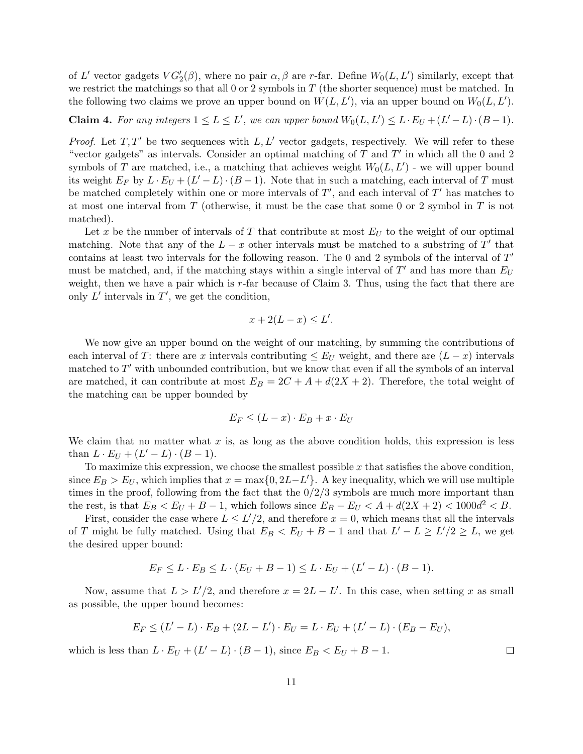of $L'$ vector gadgets $VG_2'(\beta)$, where no pair $\alpha, \beta$ are $r$-far. Define $W_0(L, L')$ similarly, except that we restrict the matchings so that all 0 or 2 symbols in $T$ (the shorter sequence) must be matched. In the following two claims we prove an upper bound on $W(L, L')$, via an upper bound on $W_0(L, L')$.

**Claim 4.** *For any integers $1 \le L \le L'$, we can upper bound $W_0(L, L') \le L \cdot E_U + (L' - L) \cdot (B - 1)$.*

*Proof.* Let $T, T'$ be two sequences with $L, L'$ vector gadgets, respectively. We will refer to these "vector gadgets" as intervals. Consider an optimal matching of $T$ and $T'$ in which all the 0 and 2 symbols of $T$ are matched, i.e., a matching that achieves weight $W_0(L, L')$ - we will upper bound its weight $E_F$ by $L \cdot E_U + (L' - L) \cdot (B - 1)$. Note that in such a matching, each interval of $T$ must be matched completely within one or more intervals of $T'$, and each interval of $T'$ has matches to at most one interval from $T$ (otherwise, it must be the case that some 0 or 2 symbol in $T$ is not matched).

Let $x$ be the number of intervals of $T$ that contribute at most $E_U$ to the weight of our optimal matching. Note that any of the $L - x$ other intervals must be matched to a substring of $T'$ that contains at least two intervals for the following reason. The 0 and 2 symbols of the interval of $T'$ must be matched, and, if the matching stays within a single interval of $T'$ and has more than $E_U$ weight, then we have a pair which is $r$-far because of Claim 3. Thus, using the fact that there are only $L'$ intervals in $T'$, we get the condition,

$$x + 2(L - x) \le L'.$$

We now give an upper bound on the weight of our matching, by summing the contributions of each interval of $T$: there are $x$ intervals contributing $\le E_U$ weight, and there are $(L - x)$ intervals matched to $T'$ with unbounded contribution, but we know that even if all the symbols of an interval are matched, it can contribute at most $E_B = 2C + A + d(2X + 2)$. Therefore, the total weight of the matching can be upper bounded by

$$E_F \le (L - x) \cdot E_B + x \cdot E_U$$

We claim that no matter what $x$ is, as long as the above condition holds, this expression is less than $L \cdot E_U + (L' - L) \cdot (B - 1)$.

To maximize this expression, we choose the smallest possible $x$ that satisfies the above condition, since $E_B > E_U$, which implies that $x = \max\{0, 2L - L'\}$. A key inequality, which we will use multiple times in the proof, following from the fact that the 0/2/3 symbols are much more important than the rest, is that $E_B < E_U + B - 1$, which follows since $E_B - E_U < A + d(2X + 2) < 1000d^2 < B$.

First, consider the case where $L \le L'/2$, and therefore $x = 0$, which means that all the intervals of $T$ might be fully matched. Using that $E_B < E_U + B - 1$ and that $L' - L \ge L'/2 \ge L$, we get the desired upper bound:

$$E_F \le L \cdot E_B \le L \cdot (E_U + B - 1) \le L \cdot E_U + (L' - L) \cdot (B - 1).$$

Now, assume that $L > L'/2$, and therefore $x = 2L - L'$. In this case, when setting $x$ as small as possible, the upper bound becomes:

$$E_F \le (L' - L) \cdot E_B + (2L - L') \cdot E_U = L \cdot E_U + (L' - L) \cdot (E_B - E_U),$$

which is less than $L \cdot E_U + (L' - L) \cdot (B - 1)$, since $E_B < E_U + B - 1$. $\square$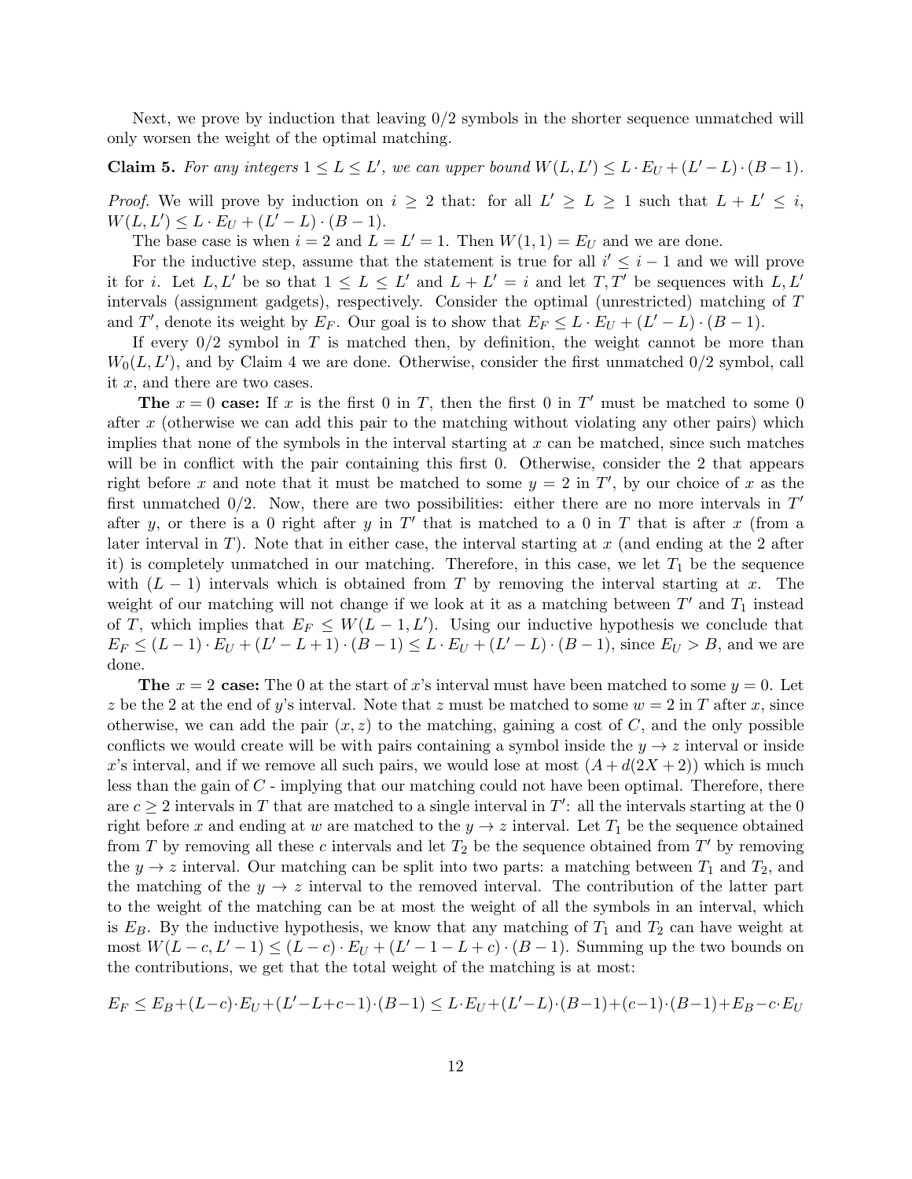Next, we prove by induction that leaving 0/2 symbols in the shorter sequence unmatched will only worsen the weight of the optimal matching.

**Claim 5.** *For any integers $1 \leq L \leq L'$, we can upper bound $W(L, L') \leq L \cdot E_U + (L' - L) \cdot (B - 1)$.*

*Proof.* We will prove by induction on $i \geq 2$ that: for all $L' \geq L \geq 1$ such that $L + L' \leq i$, $W(L, L') \leq L \cdot E_U + (L' - L) \cdot (B - 1)$.

The base case is when $i = 2$ and $L = L' = 1$. Then $W(1, 1) = E_U$ and we are done.

For the inductive step, assume that the statement is true for all $i' \leq i - 1$ and we will prove it for $i$. Let $L, L'$ be so that $1 \leq L \leq L'$ and $L + L' = i$ and let $T, T'$ be sequences with $L, L'$ intervals (assignment gadgets), respectively. Consider the optimal (unrestricted) matching of $T$ and $T'$, denote its weight by $E_F$. Our goal is to show that $E_F \leq L \cdot E_U + (L' - L) \cdot (B - 1)$.

If every 0/2 symbol in $T$ is matched then, by definition, the weight cannot be more than $W_0(L, L')$, and by Claim 4 we are done. Otherwise, consider the first unmatched 0/2 symbol, call it $x$, and there are two cases.

**The $x = 0$ case:** If $x$ is the first 0 in $T$, then the first 0 in $T'$ must be matched to some 0 after $x$ (otherwise we can add this pair to the matching without violating any other pairs) which implies that none of the symbols in the interval starting at $x$ can be matched, since such matches will be in conflict with the pair containing this first 0. Otherwise, consider the 2 that appears right before $x$ and note that it must be matched to some $y = 2$ in $T'$, by our choice of $x$ as the first unmatched 0/2. Now, there are two possibilities: either there are no more intervals in $T'$ after $y$, or there is a 0 right after $y$ in $T'$ that is matched to a 0 in $T$ that is after $x$ (from a later interval in $T$). Note that in either case, the interval starting at $x$ (and ending at the 2 after it) is completely unmatched in our matching. Therefore, in this case, we let $T_1$ be the sequence with $(L - 1)$ intervals which is obtained from $T$ by removing the interval starting at $x$. The weight of our matching will not change if we look at it as a matching between $T'$ and $T_1$ instead of $T$, which implies that $E_F \leq W(L - 1, L')$. Using our inductive hypothesis we conclude that $E_F \leq (L - 1) \cdot E_U + (L' - L + 1) \cdot (B - 1) \leq L \cdot E_U + (L' - L) \cdot (B - 1)$, since $E_U > B$, and we are done.

**The $x = 2$ case:** The 0 at the start of $x$'s interval must have been matched to some $y = 0$. Let $z$ be the 2 at the end of $y$'s interval. Note that $z$ must be matched to some $w = 2$ in $T$ after $x$, since otherwise, we can add the pair $(x, z)$ to the matching, gaining a cost of $C$, and the only possible conflicts we would create will be with pairs containing a symbol inside the $y \to z$ interval or inside $x$'s interval, and if we remove all such pairs, we would lose at most $(A + d(2X + 2))$ which is much less than the gain of $C$ - implying that our matching could not have been optimal. Therefore, there are $c \geq 2$ intervals in $T$ that are matched to a single interval in $T'$: all the intervals starting at the 0 right before $x$ and ending at $w$ are matched to the $y \to z$ interval. Let $T_1$ be the sequence obtained from $T$ by removing all these $c$ intervals and let $T_2$ be the sequence obtained from $T'$ by removing the $y \to z$ interval. Our matching can be split into two parts: a matching between $T_1$ and $T_2$, and the matching of the $y \to z$ interval to the removed interval. The contribution of the latter part to the weight of the matching can be at most the weight of all the symbols in an interval, which is $E_B$. By the inductive hypothesis, we know that any matching of $T_1$ and $T_2$ can have weight at most $W(L - c, L' - 1) \leq (L - c) \cdot E_U + (L' - 1 - L + c) \cdot (B - 1)$. Summing up the two bounds on the contributions, we get that the total weight of the matching is at most:

$$E_F \leq E_B + (L - c) \cdot E_U + (L' - L + c - 1) \cdot (B - 1) \leq L \cdot E_U + (L' - L) \cdot (B - 1) + (c - 1) \cdot (B - 1) + E_B - c \cdot E_U$$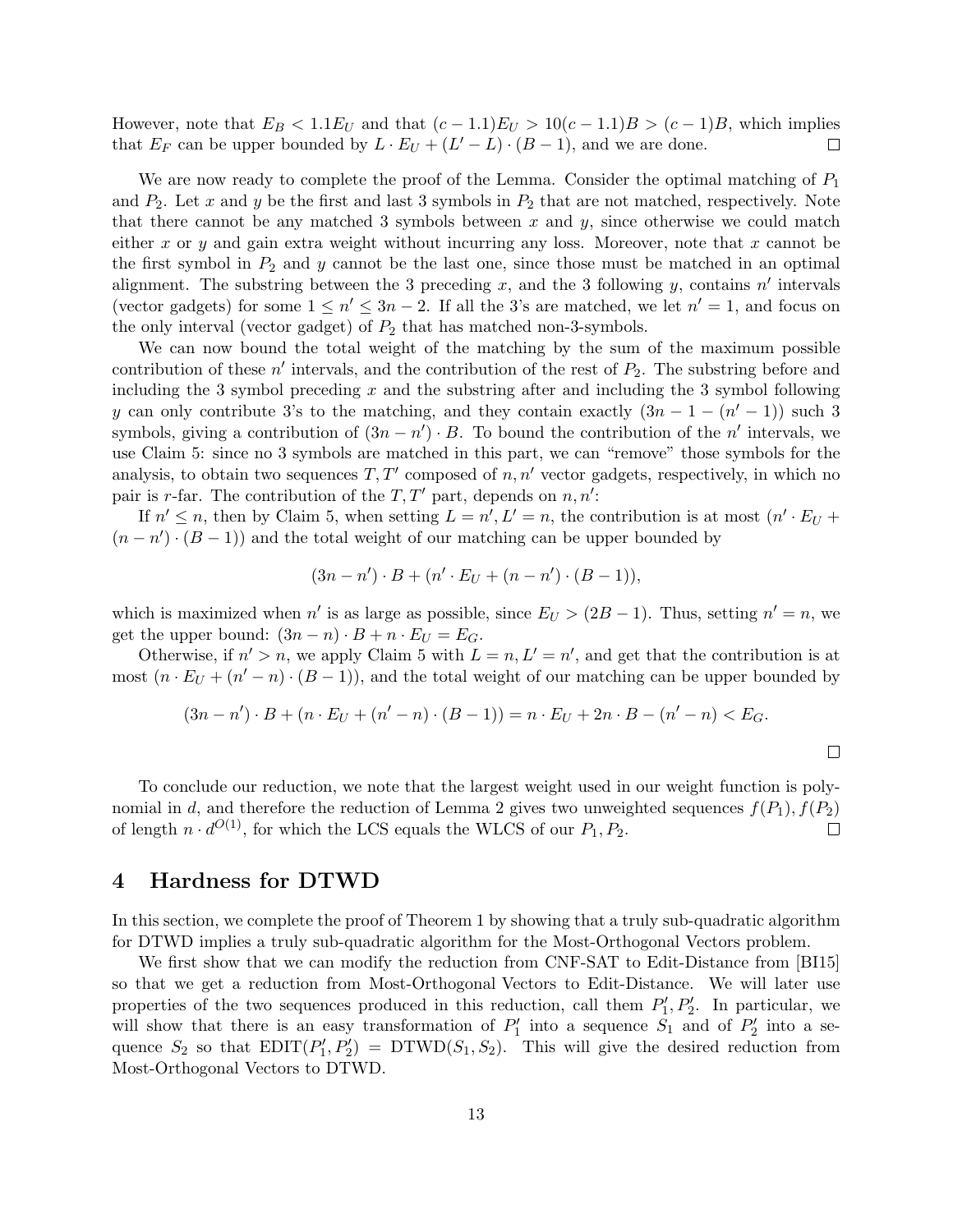However, note that $E_B < 1.1 E_U$ and that $(c - 1.1)E_U > 10(c - 1.1)B > (c - 1)B$, which implies that $E_F$ can be upper bounded by $L \cdot E_U + (L' - L) \cdot (B - 1)$, and we are done. $\square$

We are now ready to complete the proof of the Lemma. Consider the optimal matching of $P_1$ and $P_2$. Let $x$ and $y$ be the first and last 3 symbols in $P_2$ that are not matched, respectively. Note that there cannot be any matched 3 symbols between $x$ and $y$, since otherwise we could match either $x$ or $y$ and gain extra weight without incurring any loss. Moreover, note that $x$ cannot be the first symbol in $P_2$ and $y$ cannot be the last one, since those must be matched in an optimal alignment. The substring between the 3 preceding $x$, and the 3 following $y$, contains $n'$ intervals (vector gadgets) for some $1 \leq n' \leq 3n - 2$. If all the 3's are matched, we let $n' = 1$, and focus on the only interval (vector gadget) of $P_2$ that has matched non-3-symbols.

We can now bound the total weight of the matching by the sum of the maximum possible contribution of these $n'$ intervals, and the contribution of the rest of $P_2$. The substring before and including the 3 symbol preceding $x$ and the substring after and including the 3 symbol following $y$ can only contribute 3's to the matching, and they contain exactly $(3n - 1 - (n' - 1))$ such 3 symbols, giving a contribution of $(3n - n') \cdot B$. To bound the contribution of the $n'$ intervals, we use Claim 5: since no 3 symbols are matched in this part, we can "remove" those symbols for the analysis, to obtain two sequences $T, T'$ composed of $n, n'$ vector gadgets, respectively, in which no pair is $r$-far. The contribution of the $T, T'$ part, depends on $n, n'$:

If $n' \leq n$, then by Claim 5, when setting $L = n', L' = n$, the contribution is at most $(n' \cdot E_U + (n - n') \cdot (B - 1))$ and the total weight of our matching can be upper bounded by

$$(3n - n') \cdot B + (n' \cdot E_U + (n - n') \cdot (B - 1)),$$

which is maximized when $n'$ is as large as possible, since $E_U > (2B - 1)$. Thus, setting $n' = n$, we get the upper bound: $(3n - n) \cdot B + n \cdot E_U = E_G$.

Otherwise, if $n' > n$, we apply Claim 5 with $L = n, L' = n'$, and get that the contribution is at most $(n \cdot E_U + (n' - n) \cdot (B - 1))$, and the total weight of our matching can be upper bounded by

$$(3n - n') \cdot B + (n \cdot E_U + (n' - n) \cdot (B - 1)) = n \cdot E_U + 2n \cdot B - (n' - n) < E_G.$$

$\square$

To conclude our reduction, we note that the largest weight used in our weight function is polynomial in $d$, and therefore the reduction of Lemma 2 gives two unweighted sequences $f(P_1), f(P_2)$ of length $n \cdot d^{O(1)}$, for which the LCS equals the WLCS of our $P_1, P_2$. $\square$

# 4 Hardness for DTWD

In this section, we complete the proof of Theorem 1 by showing that a truly sub-quadratic algorithm for DTWD implies a truly sub-quadratic algorithm for the Most-Orthogonal Vectors problem.

We first show that we can modify the reduction from CNF-SAT to Edit-Distance from [BI15] so that we get a reduction from Most-Orthogonal Vectors to Edit-Distance. We will later use properties of the two sequences produced in this reduction, call them $P_1', P_2'$. In particular, we will show that there is an easy transformation of $P_1'$ into a sequence $S_1$ and of $P_2'$ into a sequence $S_2$ so that $\text{EDIT}(P_1', P_2') = \text{DTWD}(S_1, S_2)$. This will give the desired reduction from Most-Orthogonal Vectors to DTWD.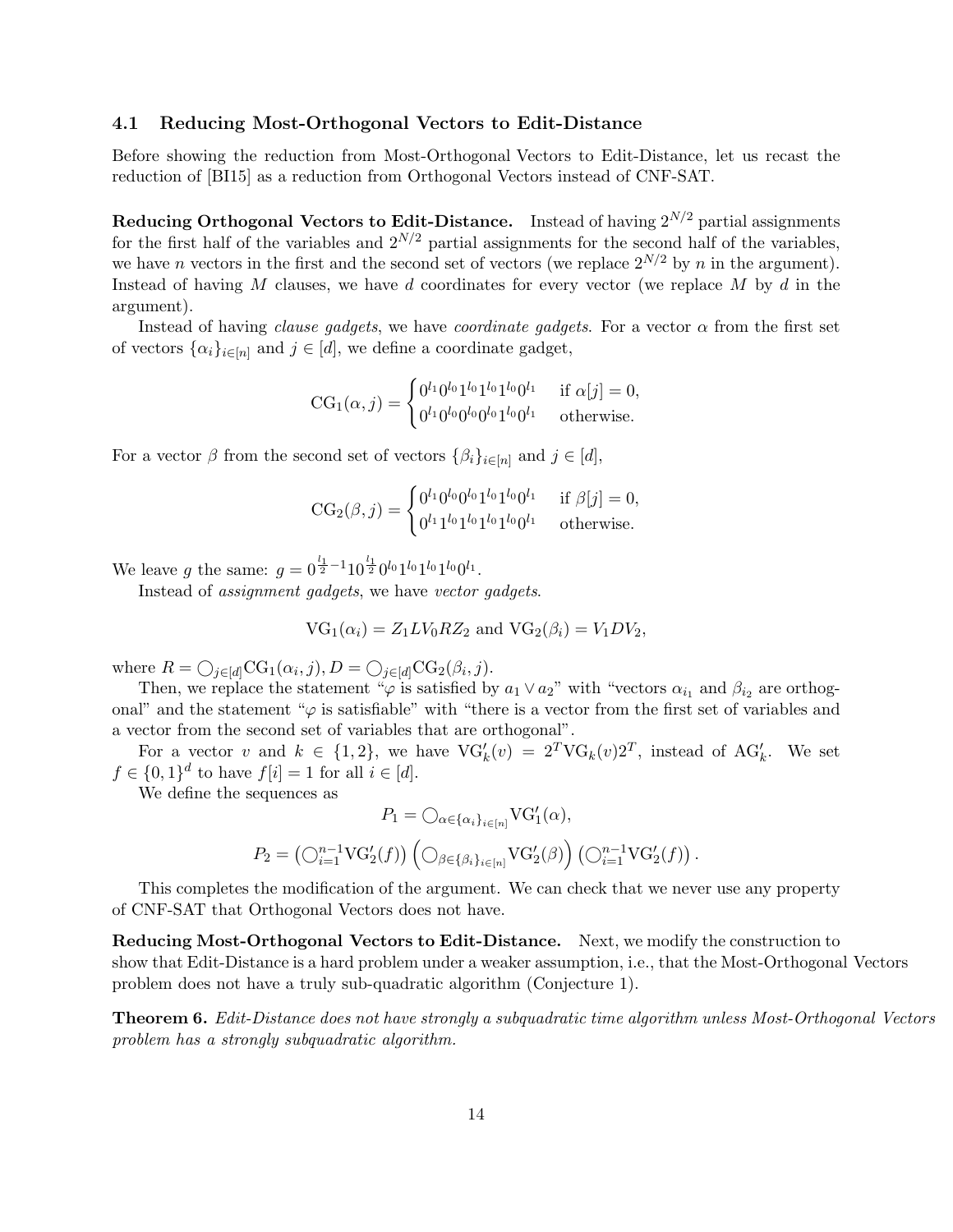### 4.1 Reducing Most-Orthogonal Vectors to Edit-Distance

Before showing the reduction from Most-Orthogonal Vectors to Edit-Distance, let us recast the reduction of [BI15] as a reduction from Orthogonal Vectors instead of CNF-SAT.

**Reducing Orthogonal Vectors to Edit-Distance.** Instead of having $2^{N/2}$ partial assignments for the first half of the variables and $2^{N/2}$ partial assignments for the second half of the variables, we have $n$ vectors in the first and the second set of vectors (we replace $2^{N/2}$ by $n$ in the argument). Instead of having $M$ clauses, we have $d$ coordinates for every vector (we replace $M$ by $d$ in the argument).

Instead of having *clause gadgets*, we have *coordinate gadgets*. For a vector $\alpha$ from the first set of vectors $\{\alpha_i\}_{i\in[n]}$ and $j \in [d]$, we define a coordinate gadget,

$$\mathrm{CG}_1(\alpha, j) = \begin{cases} 0^{l_1}0^{l_0}1^{l_0}1^{l_0}1^{l_0}0^{l_1} & \text{if } \alpha[j] = 0, \\ 0^{l_1}0^{l_0}0^{l_0}0^{l_0}1^{l_0}0^{l_1} & \text{otherwise.} \end{cases}$$

For a vector $\beta$ from the second set of vectors $\{\beta_i\}_{i\in[n]}$ and $j \in [d]$,

$$\mathrm{CG}_2(\beta, j) = \begin{cases} 0^{l_1}0^{l_0}0^{l_0}1^{l_0}1^{l_0}0^{l_1} & \text{if } \beta[j] = 0, \\ 0^{l_1}1^{l_0}1^{l_0}1^{l_0}1^{l_0}0^{l_1} & \text{otherwise.} \end{cases}$$

We leave $g$ the same: $g = 0^{\frac{l_1}{2}-1}10^{\frac{l_1}{2}}0^{l_0}1^{l_0}1^{l_0}1^{l_0}0^{l_1}$.

Instead of *assignment gadgets*, we have *vector gadgets*.

$$\mathrm{VG}_1(\alpha_i) = Z_1 L V_0 R Z_2 \text{ and } \mathrm{VG}_2(\beta_i) = V_1 D V_2,$$

where $R = \bigcirc_{j\in[d]}\mathrm{CG}_1(\alpha_i, j), D = \bigcirc_{j\in[d]}\mathrm{CG}_2(\beta_i, j)$.

Then, we replace the statement "$\varphi$ is satisfied by $a_1 \vee a_2$" with "vectors $\alpha_{i_1}$ and $\beta_{i_2}$ are orthogonal" and the statement "$\varphi$ is satisfiable" with "there is a vector from the first set of variables and a vector from the second set of variables that are orthogonal".

For a vector $v$ and $k \in \{1, 2\}$, we have $\mathrm{VG}'_k(v) = 2^T\mathrm{VG}_k(v)2^T$, instead of $\mathrm{AG}'_k$. We set $f \in \{0,1\}^d$ to have $f[i] = 1$ for all $i \in [d]$.

We define the sequences as

$$P_1 = \bigcirc_{\alpha\in\{\alpha_i\}_{i\in[n]}}\mathrm{VG}'_1(\alpha),$$

$$P_2 = \left(\bigcirc_{i=1}^{n-1}\mathrm{VG}'_2(f)\right)\left(\bigcirc_{\beta\in\{\beta_i\}_{i\in[n]}}\mathrm{VG}'_2(\beta)\right)\left(\bigcirc_{i=1}^{n-1}\mathrm{VG}'_2(f)\right).$$

This completes the modification of the argument. We can check that we never use any property of CNF-SAT that Orthogonal Vectors does not have.

**Reducing Most-Orthogonal Vectors to Edit-Distance.** Next, we modify the construction to show that Edit-Distance is a hard problem under a weaker assumption, i.e., that the Most-Orthogonal Vectors problem does not have a truly sub-quadratic algorithm (Conjecture 1).

**Theorem 6.** *Edit-Distance does not have strongly a subquadratic time algorithm unless Most-Orthogonal Vectors problem has a strongly subquadratic algorithm.*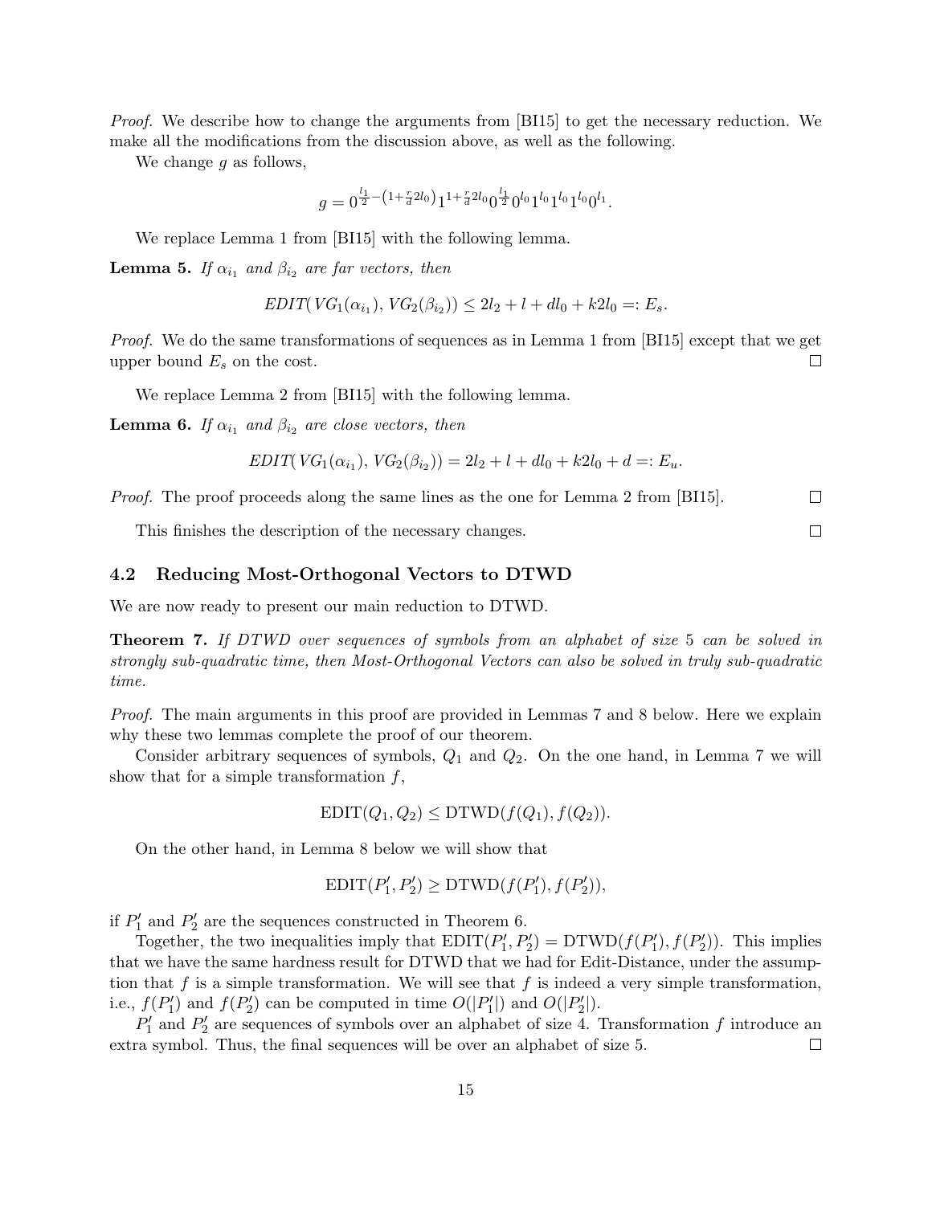*Proof.* We describe how to change the arguments from [BI15] to get the necessary reduction. We make all the modifications from the discussion above, as well as the following.

We change $g$ as follows,

$$g = 0^{\frac{l_1}{2} - \left(1 + \frac{r}{d} 2l_0\right)} 1^{1 + \frac{r}{d} 2l_0} 0^{\frac{l_1}{2}} 0^{l_0} 1^{l_0} 1^{l_0} 1^{l_0} 0^{l_1}.$$

We replace Lemma 1 from [BI15] with the following lemma.

**Lemma 5.** *If $\alpha_{i_1}$ and $\beta_{i_2}$ are far vectors, then*

$$EDIT(VG_1(\alpha_{i_1}), VG_2(\beta_{i_2})) \leq 2l_2 + l + dl_0 + k2l_0 =: E_s.$$

*Proof.* We do the same transformations of sequences as in Lemma 1 from [BI15] except that we get upper bound $E_s$ on the cost. □

We replace Lemma 2 from [BI15] with the following lemma.

**Lemma 6.** *If $\alpha_{i_1}$ and $\beta_{i_2}$ are close vectors, then*

$$EDIT(VG_1(\alpha_{i_1}), VG_2(\beta_{i_2})) = 2l_2 + l + dl_0 + k2l_0 + d =: E_u.$$

*Proof.* The proof proceeds along the same lines as the one for Lemma 2 from [BI15]. □

This finishes the description of the necessary changes. □

### 4.2 Reducing Most-Orthogonal Vectors to DTWD

We are now ready to present our main reduction to DTWD.

**Theorem 7.** *If DTWD over sequences of symbols from an alphabet of size 5 can be solved in strongly sub-quadratic time, then Most-Orthogonal Vectors can also be solved in truly sub-quadratic time.*

*Proof.* The main arguments in this proof are provided in Lemmas 7 and 8 below. Here we explain why these two lemmas complete the proof of our theorem.

Consider arbitrary sequences of symbols, $Q_1$ and $Q_2$. On the one hand, in Lemma 7 we will show that for a simple transformation $f$,

$$\text{EDIT}(Q_1, Q_2) \leq \text{DTWD}(f(Q_1), f(Q_2)).$$

On the other hand, in Lemma 8 below we will show that

$$\text{EDIT}(P_1', P_2') \geq \text{DTWD}(f(P_1'), f(P_2')),$$

if $P_1'$ and $P_2'$ are the sequences constructed in Theorem 6.

Together, the two inequalities imply that $\text{EDIT}(P_1', P_2') = \text{DTWD}(f(P_1'), f(P_2'))$. This implies that we have the same hardness result for DTWD that we had for Edit-Distance, under the assumption that $f$ is a simple transformation. We will see that $f$ is indeed a very simple transformation, i.e., $f(P_1')$ and $f(P_2')$ can be computed in time $O(|P_1'|)$ and $O(|P_2'|)$.

$P_1'$ and $P_2'$ are sequences of symbols over an alphabet of size 4. Transformation $f$ introduce an extra symbol. Thus, the final sequences will be over an alphabet of size 5. □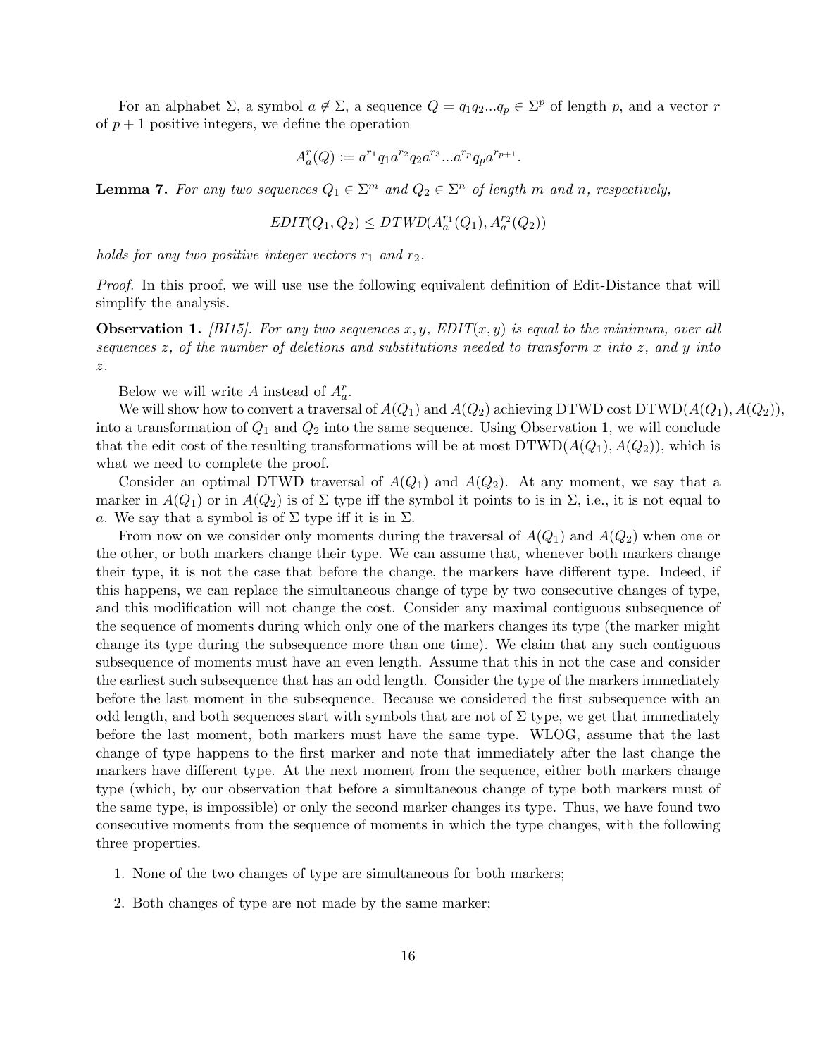For an alphabet $\Sigma$, a symbol $a \notin \Sigma$, a sequence $Q = q_1 q_2 ... q_p \in \Sigma^p$ of length $p$, and a vector $r$ of $p+1$ positive integers, we define the operation

$$A_a^r(Q) := a^{r_1} q_1 a^{r_2} q_2 a^{r_3} ... a^{r_p} q_p a^{r_{p+1}}.$$

**Lemma 7.** *For any two sequences $Q_1 \in \Sigma^m$ and $Q_2 \in \Sigma^n$ of length $m$ and $n$, respectively,*

$$EDIT(Q_1, Q_2) \leq DTWD(A_a^{r_1}(Q_1), A_a^{r_2}(Q_2))$$

*holds for any two positive integer vectors $r_1$ and $r_2$.*

*Proof.* In this proof, we will use use the following equivalent definition of Edit-Distance that will simplify the analysis.

**Observation 1.** *[BI15]. For any two sequences $x, y$, $EDIT(x, y)$ is equal to the minimum, over all sequences $z$, of the number of deletions and substitutions needed to transform $x$ into $z$, and $y$ into $z$.*

Below we will write $A$ instead of $A_a^r$.

We will show how to convert a traversal of $A(Q_1)$ and $A(Q_2)$ achieving DTWD cost $\text{DTWD}(A(Q_1), A(Q_2))$, into a transformation of $Q_1$ and $Q_2$ into the same sequence. Using Observation 1, we will conclude that the edit cost of the resulting transformations will be at most $\text{DTWD}(A(Q_1), A(Q_2))$, which is what we need to complete the proof.

Consider an optimal DTWD traversal of $A(Q_1)$ and $A(Q_2)$. At any moment, we say that a marker in $A(Q_1)$ or in $A(Q_2)$ is of $\Sigma$ type iff the symbol it points to is in $\Sigma$, i.e., it is not equal to $a$. We say that a symbol is of $\Sigma$ type iff it is in $\Sigma$.

From now on we consider only moments during the traversal of $A(Q_1)$ and $A(Q_2)$ when one or the other, or both markers change their type. We can assume that, whenever both markers change their type, it is not the case that before the change, the markers have different type. Indeed, if this happens, we can replace the simultaneous change of type by two consecutive changes of type, and this modification will not change the cost. Consider any maximal contiguous subsequence of the sequence of moments during which only one of the markers changes its type (the marker might change its type during the subsequence more than one time). We claim that any such contiguous subsequence of moments must have an even length. Assume that this in not the case and consider the earliest such subsequence that has an odd length. Consider the type of the markers immediately before the last moment in the subsequence. Because we considered the first subsequence with an odd length, and both sequences start with symbols that are not of $\Sigma$ type, we get that immediately before the last moment, both markers must have the same type. WLOG, assume that the last change of type happens to the first marker and note that immediately after the last change the markers have different type. At the next moment from the sequence, either both markers change type (which, by our observation that before a simultaneous change of type both markers must of the same type, is impossible) or only the second marker changes its type. Thus, we have found two consecutive moments from the sequence of moments in which the type changes, with the following three properties.

1. None of the two changes of type are simultaneous for both markers;
2. Both changes of type are not made by the same marker;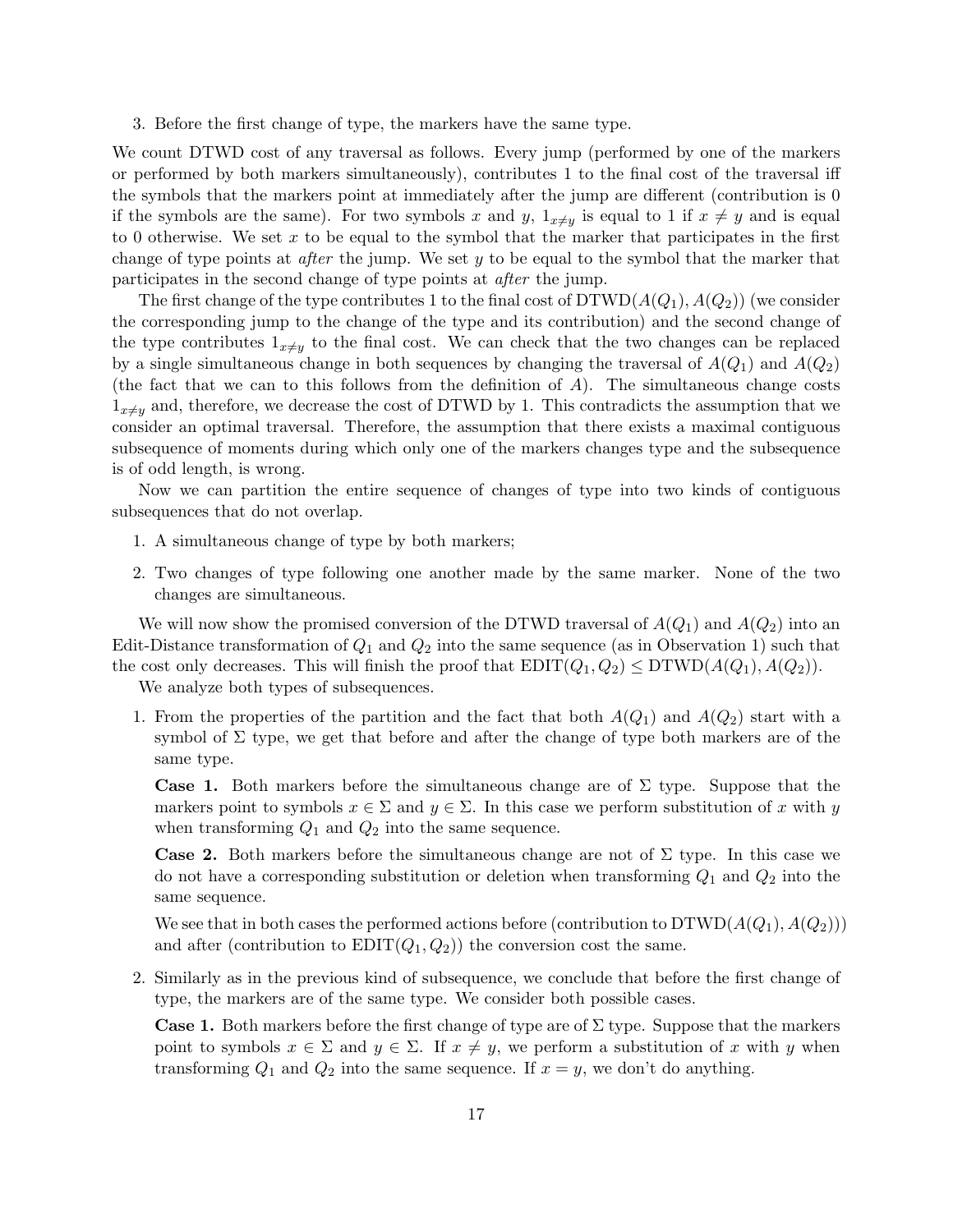3. Before the first change of type, the markers have the same type.

We count DTWD cost of any traversal as follows. Every jump (performed by one of the markers or performed by both markers simultaneously), contributes 1 to the final cost of the traversal iff the symbols that the markers point at immediately after the jump are different (contribution is 0 if the symbols are the same). For two symbols $x$ and $y$, $1_{x \neq y}$ is equal to 1 if $x \neq y$ and is equal to 0 otherwise. We set $x$ to be equal to the symbol that the marker that participates in the first change of type points at *after* the jump. We set $y$ to be equal to the symbol that the marker that participates in the second change of type points at *after* the jump.

The first change of the type contributes 1 to the final cost of $\mathrm{DTWD}(A(Q_1), A(Q_2))$ (we consider the corresponding jump to the change of the type and its contribution) and the second change of the type contributes $1_{x \neq y}$ to the final cost. We can check that the two changes can be replaced by a single simultaneous change in both sequences by changing the traversal of $A(Q_1)$ and $A(Q_2)$ (the fact that we can to this follows from the definition of $A$). The simultaneous change costs $1_{x \neq y}$ and, therefore, we decrease the cost of DTWD by 1. This contradicts the assumption that we consider an optimal traversal. Therefore, the assumption that there exists a maximal contiguous subsequence of moments during which only one of the markers changes type and the subsequence is of odd length, is wrong.

Now we can partition the entire sequence of changes of type into two kinds of contiguous subsequences that do not overlap.

1. A simultaneous change of type by both markers;
2. Two changes of type following one another made by the same marker. None of the two changes are simultaneous.

We will now show the promised conversion of the DTWD traversal of $A(Q_1)$ and $A(Q_2)$ into an Edit-Distance transformation of $Q_1$ and $Q_2$ into the same sequence (as in Observation 1) such that the cost only decreases. This will finish the proof that $\mathrm{EDIT}(Q_1, Q_2) \leq \mathrm{DTWD}(A(Q_1), A(Q_2))$.

We analyze both types of subsequences.

1. From the properties of the partition and the fact that both $A(Q_1)$ and $A(Q_2)$ start with a symbol of $\Sigma$ type, we get that before and after the change of type both markers are of the same type.

   **Case 1.** Both markers before the simultaneous change are of $\Sigma$ type. Suppose that the markers point to symbols $x \in \Sigma$ and $y \in \Sigma$. In this case we perform substitution of $x$ with $y$ when transforming $Q_1$ and $Q_2$ into the same sequence.

   **Case 2.** Both markers before the simultaneous change are not of $\Sigma$ type. In this case we do not have a corresponding substitution or deletion when transforming $Q_1$ and $Q_2$ into the same sequence.

   We see that in both cases the performed actions before (contribution to $\mathrm{DTWD}(A(Q_1), A(Q_2))$) and after (contribution to $\mathrm{EDIT}(Q_1, Q_2)$) the conversion cost the same.

2. Similarly as in the previous kind of subsequence, we conclude that before the first change of type, the markers are of the same type. We consider both possible cases.

   **Case 1.** Both markers before the first change of type are of $\Sigma$ type. Suppose that the markers point to symbols $x \in \Sigma$ and $y \in \Sigma$. If $x \neq y$, we perform a substitution of $x$ with $y$ when transforming $Q_1$ and $Q_2$ into the same sequence. If $x = y$, we don't do anything.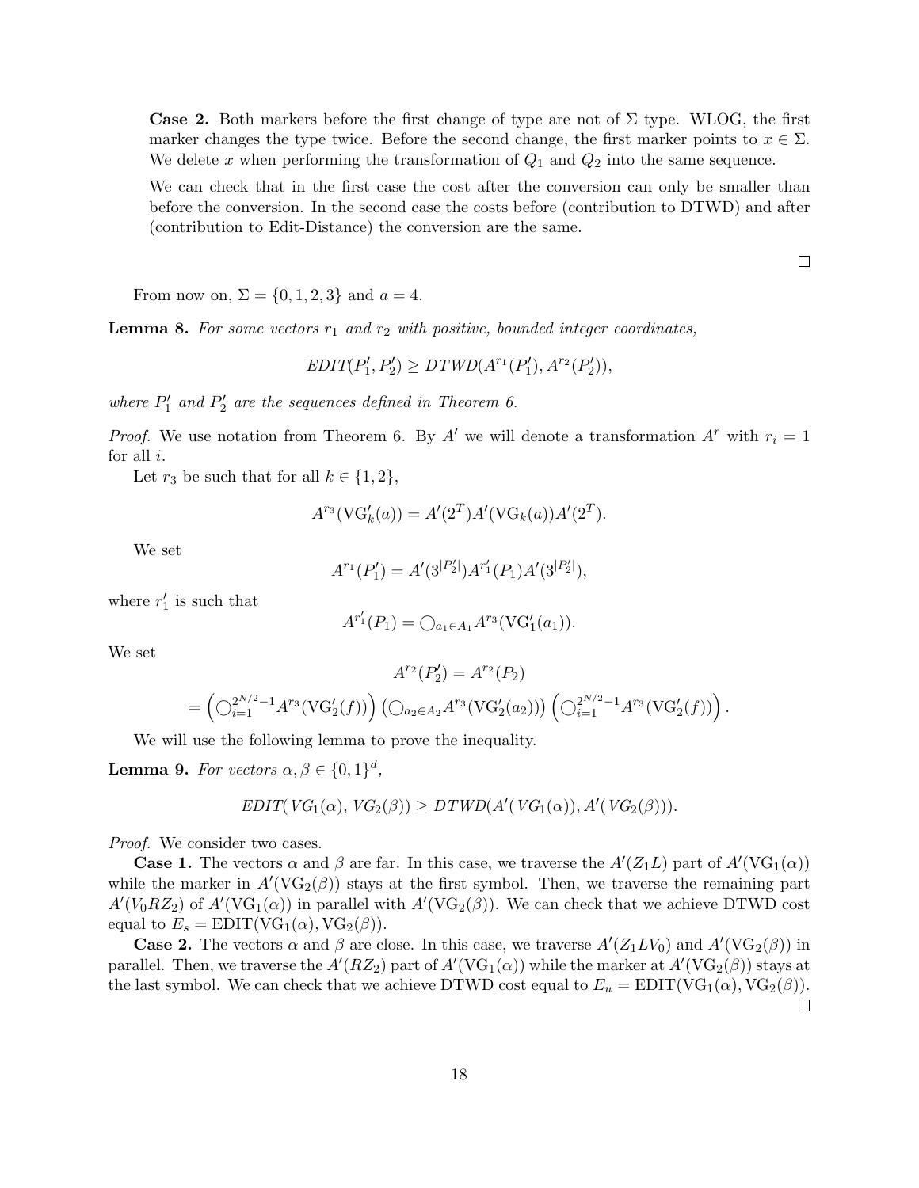**Case 2.** Both markers before the first change of type are not of $\Sigma$ type. WLOG, the first marker changes the type twice. Before the second change, the first marker points to $x \in \Sigma$. We delete $x$ when performing the transformation of $Q_1$ and $Q_2$ into the same sequence.

We can check that in the first case the cost after the conversion can only be smaller than before the conversion. In the second case the costs before (contribution to DTWD) and after (contribution to Edit-Distance) the conversion are the same.

$\square$

From now on, $\Sigma = \{0, 1, 2, 3\}$ and $a = 4$.

**Lemma 8.** *For some vectors $r_1$ and $r_2$ with positive, bounded integer coordinates,*

$$EDIT(P_1', P_2') \geq DTWD(A^{r_1}(P_1'), A^{r_2}(P_2')),$$

*where $P_1'$ and $P_2'$ are the sequences defined in Theorem 6.*

*Proof.* We use notation from Theorem 6. By $A'$ we will denote a transformation $A^r$ with $r_i = 1$ for all $i$.

Let $r_3$ be such that for all $k \in \{1, 2\}$,

$$A^{r_3}(\mathrm{VG}_k'(a)) = A'(2^T)A'(\mathrm{VG}_k(a))A'(2^T).$$

We set

$$A^{r_1}(P_1') = A'(3^{|P_2'|})A^{r_1'}(P_1)A'(3^{|P_2'|}),$$

where $r_1'$ is such that

$$A^{r_1'}(P_1) = \bigcirc_{a_1 \in A_1} A^{r_3}(\mathrm{VG}_1'(a_1)).$$

We set

$$A^{r_2}(P_2') = A^{r_2}(P_2)$$

$$= \left(\bigcirc_{i=1}^{2^{N/2}-1} A^{r_3}(\mathrm{VG}_2'(f))\right) \left(\bigcirc_{a_2 \in A_2} A^{r_3}(\mathrm{VG}_2'(a_2))\right) \left(\bigcirc_{i=1}^{2^{N/2}-1} A^{r_3}(\mathrm{VG}_2'(f))\right).$$

We will use the following lemma to prove the inequality.

**Lemma 9.** *For vectors $\alpha, \beta \in \{0, 1\}^d$,*

$$EDIT(VG_1(\alpha), VG_2(\beta)) \geq DTWD(A'(VG_1(\alpha)), A'(VG_2(\beta))).$$

*Proof.* We consider two cases.

**Case 1.** The vectors $\alpha$ and $\beta$ are far. In this case, we traverse the $A'(Z_1 L)$ part of $A'(\mathrm{VG}_1(\alpha))$ while the marker in $A'(\mathrm{VG}_2(\beta))$ stays at the first symbol. Then, we traverse the remaining part $A'(V_0 R Z_2)$ of $A'(\mathrm{VG}_1(\alpha))$ in parallel with $A'(\mathrm{VG}_2(\beta))$. We can check that we achieve DTWD cost equal to $E_s = \mathrm{EDIT}(\mathrm{VG}_1(\alpha), \mathrm{VG}_2(\beta))$.

**Case 2.** The vectors $\alpha$ and $\beta$ are close. In this case, we traverse $A'(Z_1 L V_0)$ and $A'(\mathrm{VG}_2(\beta))$ in parallel. Then, we traverse the $A'(R Z_2)$ part of $A'(\mathrm{VG}_1(\alpha))$ while the marker at $A'(\mathrm{VG}_2(\beta))$ stays at the last symbol. We can check that we achieve DTWD cost equal to $E_u = \mathrm{EDIT}(\mathrm{VG}_1(\alpha), \mathrm{VG}_2(\beta))$. $\square$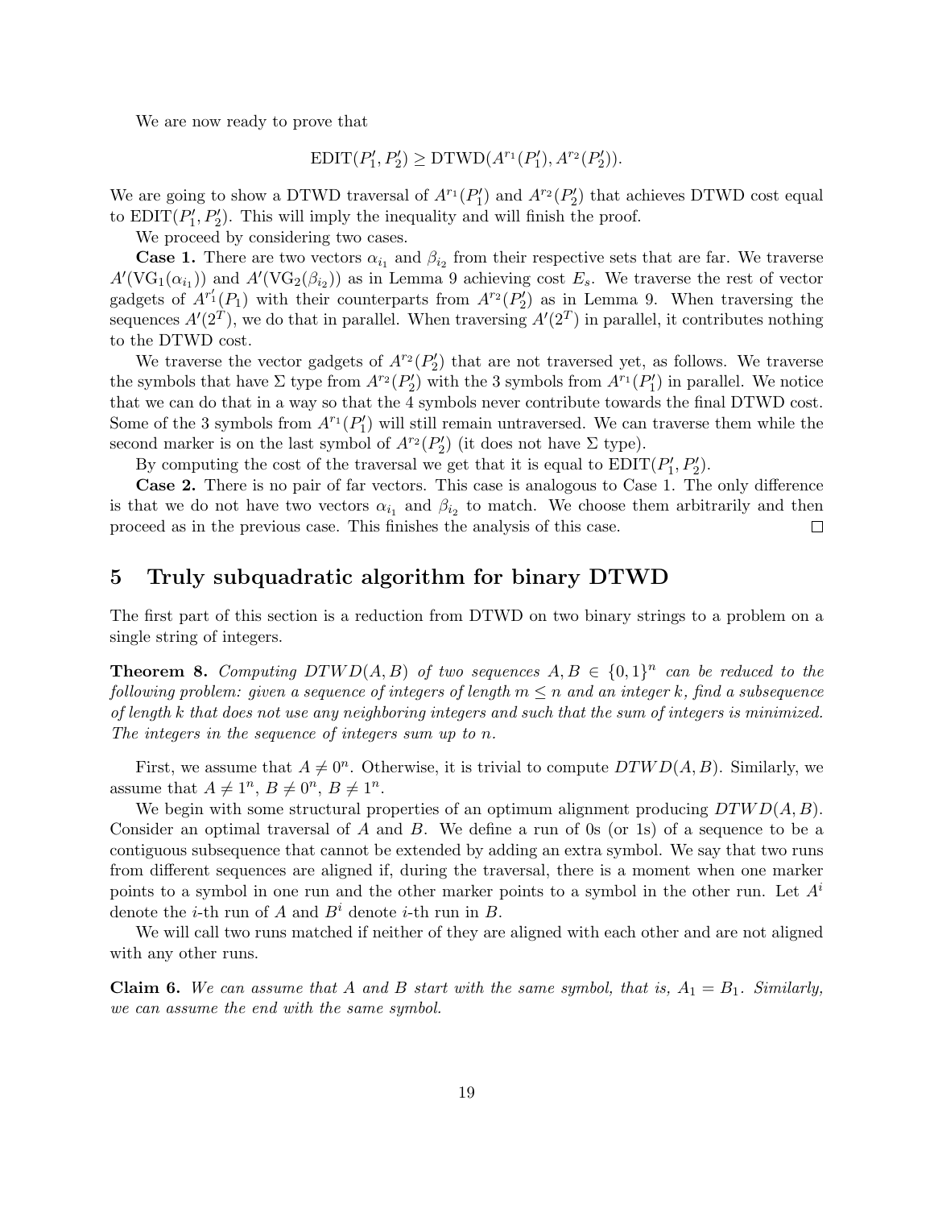We are now ready to prove that

$$\text{EDIT}(P_1', P_2') \geq \text{DTWD}(A^{r_1}(P_1'), A^{r_2}(P_2')).$$

We are going to show a DTWD traversal of $A^{r_1}(P_1')$ and $A^{r_2}(P_2')$ that achieves DTWD cost equal to $\text{EDIT}(P_1', P_2')$. This will imply the inequality and will finish the proof.

We proceed by considering two cases.

**Case 1.** There are two vectors $\alpha_{i_1}$ and $\beta_{i_2}$ from their respective sets that are far. We traverse $A'(\text{VG}_1(\alpha_{i_1}))$ and $A'(\text{VG}_2(\beta_{i_2}))$ as in Lemma 9 achieving cost $E_s$. We traverse the rest of vector gadgets of $A^{r_1'}(P_1)$ with their counterparts from $A^{r_2}(P_2')$ as in Lemma 9. When traversing the sequences $A'(2^T)$, we do that in parallel. When traversing $A'(2^T)$ in parallel, it contributes nothing to the DTWD cost.

We traverse the vector gadgets of $A^{r_2}(P_2')$ that are not traversed yet, as follows. We traverse the symbols that have $\Sigma$ type from $A^{r_2}(P_2')$ with the 3 symbols from $A^{r_1}(P_1')$ in parallel. We notice that we can do that in a way so that the 4 symbols never contribute towards the final DTWD cost. Some of the 3 symbols from $A^{r_1}(P_1')$ will still remain untraversed. We can traverse them while the second marker is on the last symbol of $A^{r_2}(P_2')$ (it does not have $\Sigma$ type).

By computing the cost of the traversal we get that it is equal to $\text{EDIT}(P_1', P_2')$.

**Case 2.** There is no pair of far vectors. This case is analogous to Case 1. The only difference is that we do not have two vectors $\alpha_{i_1}$ and $\beta_{i_2}$ to match. We choose them arbitrarily and then proceed as in the previous case. This finishes the analysis of this case. □

## 5 Truly subquadratic algorithm for binary DTWD

The first part of this section is a reduction from DTWD on two binary strings to a problem on a single string of integers.

**Theorem 8.** *Computing $DTWD(A, B)$ of two sequences $A, B \in \{0,1\}^n$ can be reduced to the following problem: given a sequence of integers of length $m \leq n$ and an integer $k$, find a subsequence of length $k$ that does not use any neighboring integers and such that the sum of integers is minimized. The integers in the sequence of integers sum up to $n$.*

First, we assume that $A \neq 0^n$. Otherwise, it is trivial to compute $DTWD(A, B)$. Similarly, we assume that $A \neq 1^n$, $B \neq 0^n$, $B \neq 1^n$.

We begin with some structural properties of an optimum alignment producing $DTWD(A, B)$. Consider an optimal traversal of $A$ and $B$. We define a run of 0s (or 1s) of a sequence to be a contiguous subsequence that cannot be extended by adding an extra symbol. We say that two runs from different sequences are aligned if, during the traversal, there is a moment when one marker points to a symbol in one run and the other marker points to a symbol in the other run. Let $A^i$ denote the $i$-th run of $A$ and $B^i$ denote $i$-th run in $B$.

We will call two runs matched if neither of they are aligned with each other and are not aligned with any other runs.

**Claim 6.** *We can assume that A and B start with the same symbol, that is, $A_1 = B_1$. Similarly, we can assume the end with the same symbol.*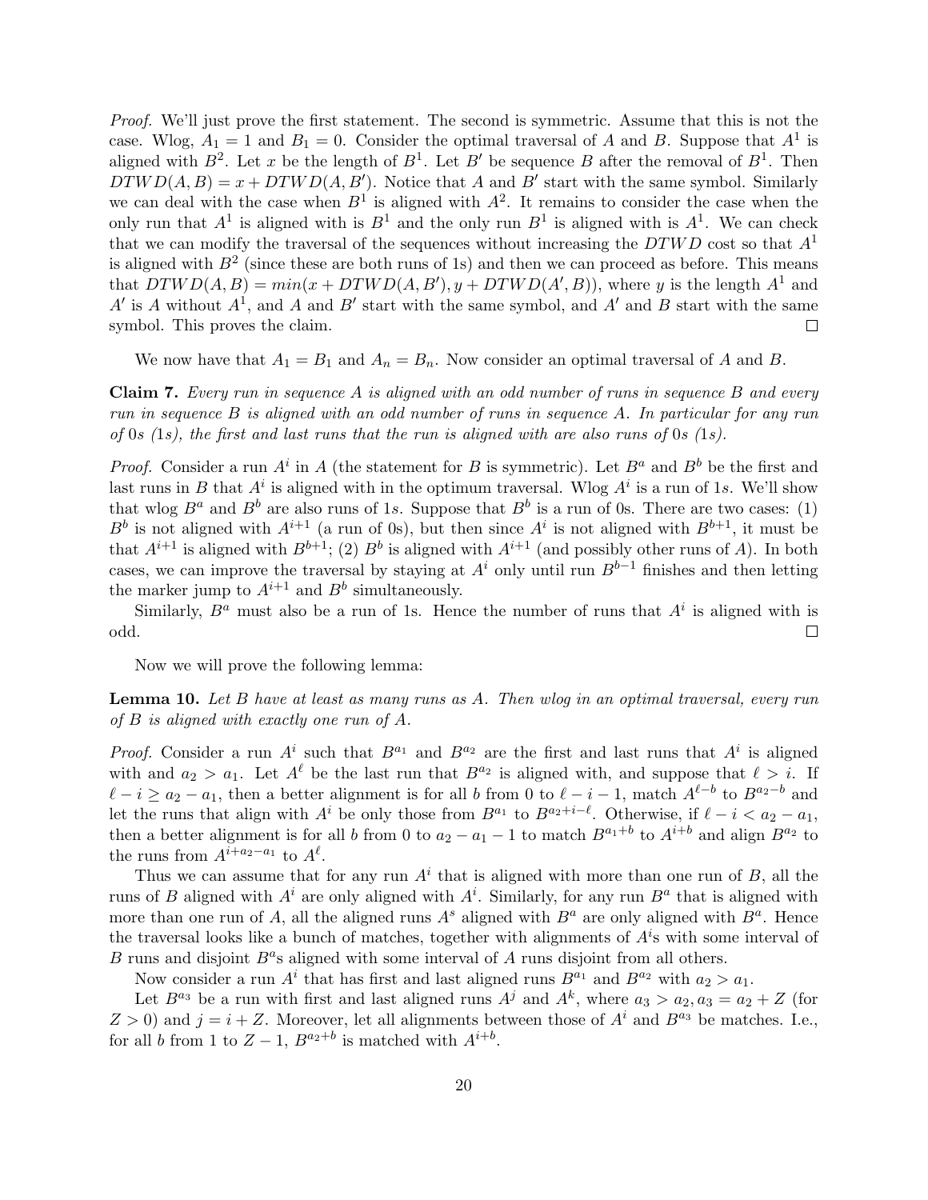*Proof.* We'll just prove the first statement. The second is symmetric. Assume that this is not the case. Wlog, $A_1 = 1$ and $B_1 = 0$. Consider the optimal traversal of $A$ and $B$. Suppose that $A^1$ is aligned with $B^2$. Let $x$ be the length of $B^1$. Let $B'$ be sequence $B$ after the removal of $B^1$. Then $DTWD(A, B) = x + DTWD(A, B')$. Notice that $A$ and $B'$ start with the same symbol. Similarly we can deal with the case when $B^1$ is aligned with $A^2$. It remains to consider the case when the only run that $A^1$ is aligned with is $B^1$ and the only run $B^1$ is aligned with is $A^1$. We can check that we can modify the traversal of the sequences without increasing the $DTWD$ cost so that $A^1$ is aligned with $B^2$ (since these are both runs of 1s) and then we can proceed as before. This means that $DTWD(A, B) = min(x + DTWD(A, B'), y + DTWD(A', B))$, where $y$ is the length $A^1$ and $A'$ is $A$ without $A^1$, and $A$ and $B'$ start with the same symbol, and $A'$ and $B$ start with the same symbol. This proves the claim. ☐

We now have that $A_1 = B_1$ and $A_n = B_n$. Now consider an optimal traversal of $A$ and $B$.

**Claim 7.** *Every run in sequence $A$ is aligned with an odd number of runs in sequence $B$ and every run in sequence $B$ is aligned with an odd number of runs in sequence $A$. In particular for any run of 0s (1s), the first and last runs that the run is aligned with are also runs of 0s (1s).*

*Proof.* Consider a run $A^i$ in $A$ (the statement for $B$ is symmetric). Let $B^a$ and $B^b$ be the first and last runs in $B$ that $A^i$ is aligned with in the optimum traversal. Wlog $A^i$ is a run of 1s. We'll show that wlog $B^a$ and $B^b$ are also runs of 1s. Suppose that $B^b$ is a run of 0s. There are two cases: (1) $B^b$ is not aligned with $A^{i+1}$ (a run of 0s), but then since $A^i$ is not aligned with $B^{b+1}$, it must be that $A^{i+1}$ is aligned with $B^{b+1}$; (2) $B^b$ is aligned with $A^{i+1}$ (and possibly other runs of $A$). In both cases, we can improve the traversal by staying at $A^i$ only until run $B^{b-1}$ finishes and then letting the marker jump to $A^{i+1}$ and $B^b$ simultaneously.

Similarly, $B^a$ must also be a run of 1s. Hence the number of runs that $A^i$ is aligned with is odd. ☐

Now we will prove the following lemma:

**Lemma 10.** *Let $B$ have at least as many runs as $A$. Then wlog in an optimal traversal, every run of $B$ is aligned with exactly one run of $A$.*

*Proof.* Consider a run $A^i$ such that $B^{a_1}$ and $B^{a_2}$ are the first and last runs that $A^i$ is aligned with and $a_2 > a_1$. Let $A^\ell$ be the last run that $B^{a_2}$ is aligned with, and suppose that $\ell > i$. If $\ell - i \geq a_2 - a_1$, then a better alignment is for all $b$ from 0 to $\ell - i - 1$, match $A^{\ell-b}$ to $B^{a_2-b}$ and let the runs that align with $A^i$ be only those from $B^{a_1}$ to $B^{a_2+i-\ell}$. Otherwise, if $\ell - i < a_2 - a_1$, then a better alignment is for all $b$ from 0 to $a_2 - a_1 - 1$ to match $B^{a_1+b}$ to $A^{i+b}$ and align $B^{a_2}$ to the runs from $A^{i+a_2-a_1}$ to $A^\ell$.

Thus we can assume that for any run $A^i$ that is aligned with more than one run of $B$, all the runs of $B$ aligned with $A^i$ are only aligned with $A^i$. Similarly, for any run $B^a$ that is aligned with more than one run of $A$, all the aligned runs $A^s$ aligned with $B^a$ are only aligned with $B^a$. Hence the traversal looks like a bunch of matches, together with alignments of $A^i$s with some interval of $B$ runs and disjoint $B^a$s aligned with some interval of $A$ runs disjoint from all others.

Now consider a run $A^i$ that has first and last aligned runs $B^{a_1}$ and $B^{a_2}$ with $a_2 > a_1$.

Let $B^{a_3}$ be a run with first and last aligned runs $A^j$ and $A^k$, where $a_3 > a_2, a_3 = a_2 + Z$ (for $Z > 0$) and $j = i + Z$. Moreover, let all alignments between those of $A^i$ and $B^{a_3}$ be matches. I.e., for all $b$ from 1 to $Z - 1$, $B^{a_2+b}$ is matched with $A^{i+b}$.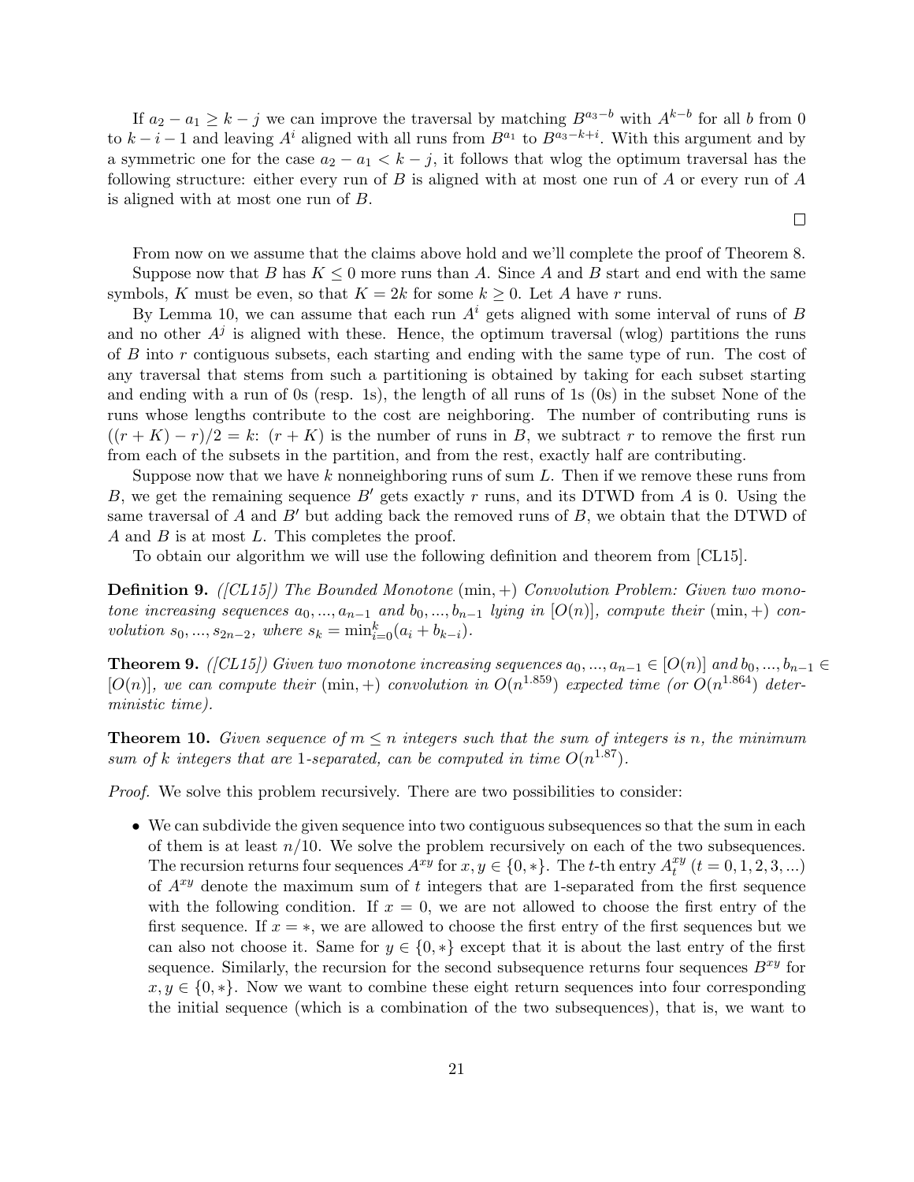If $a_2 - a_1 \geq k - j$ we can improve the traversal by matching $B^{a_3-b}$ with $A^{k-b}$ for all $b$ from 0 to $k-i-1$ and leaving $A^i$ aligned with all runs from $B^{a_1}$ to $B^{a_3-k+i}$. With this argument and by a symmetric one for the case $a_2 - a_1 < k - j$, it follows that wlog the optimum traversal has the following structure: either every run of $B$ is aligned with at most one run of $A$ or every run of $A$ is aligned with at most one run of $B$.

□

From now on we assume that the claims above hold and we'll complete the proof of Theorem 8.

Suppose now that $B$ has $K \leq 0$ more runs than $A$. Since $A$ and $B$ start and end with the same symbols, $K$ must be even, so that $K = 2k$ for some $k \geq 0$. Let $A$ have $r$ runs.

By Lemma 10, we can assume that each run $A^i$ gets aligned with some interval of runs of $B$ and no other $A^j$ is aligned with these. Hence, the optimum traversal (wlog) partitions the runs of $B$ into $r$ contiguous subsets, each starting and ending with the same type of run. The cost of any traversal that stems from such a partitioning is obtained by taking for each subset starting and ending with a run of 0s (resp. 1s), the length of all runs of 1s (0s) in the subset None of the runs whose lengths contribute to the cost are neighboring. The number of contributing runs is $((r + K) - r)/2 = k$: $(r + K)$ is the number of runs in $B$, we subtract $r$ to remove the first run from each of the subsets in the partition, and from the rest, exactly half are contributing.

Suppose now that we have $k$ nonneighboring runs of sum $L$. Then if we remove these runs from $B$, we get the remaining sequence $B'$ gets exactly $r$ runs, and its DTWD from $A$ is 0. Using the same traversal of $A$ and $B'$ but adding back the removed runs of $B$, we obtain that the DTWD of $A$ and $B$ is at most $L$. This completes the proof.

To obtain our algorithm we will use the following definition and theorem from [CL15].

**Definition 9.** *([CL15]) The Bounded Monotone* $(\min, +)$ *Convolution Problem: Given two monotone increasing sequences* $a_0, ..., a_{n-1}$ *and* $b_0, ..., b_{n-1}$ *lying in* $[O(n)]$*, compute their* $(\min, +)$ *convolution* $s_0, ..., s_{2n-2}$*, where* $s_k = \min_{i=0}^{k}(a_i + b_{k-i})$*.*

**Theorem 9.** *([CL15]) Given two monotone increasing sequences* $a_0, ..., a_{n-1} \in [O(n)]$ *and* $b_0, ..., b_{n-1} \in [O(n)]$*, we can compute their* $(\min, +)$ *convolution in* $O(n^{1.859})$ *expected time (or* $O(n^{1.864})$ *deterministic time).*

**Theorem 10.** *Given sequence of* $m \leq n$ *integers such that the sum of integers is* $n$*, the minimum sum of* $k$ *integers that are* 1*-separated, can be computed in time* $O(n^{1.87})$*.*

*Proof.* We solve this problem recursively. There are two possibilities to consider:

- We can subdivide the given sequence into two contiguous subsequences so that the sum in each of them is at least $n/10$. We solve the problem recursively on each of the two subsequences. The recursion returns four sequences $A^{xy}$ for $x, y \in \{0, *\}$. The $t$-th entry $A^{xy}_t$ $(t = 0, 1, 2, 3, ...)$ of $A^{xy}$ denote the maximum sum of $t$ integers that are 1-separated from the first sequence with the following condition. If $x = 0$, we are not allowed to choose the first entry of the first sequence. If $x = *$, we are allowed to choose the first entry of the first sequences but we can also not choose it. Same for $y \in \{0, *\}$ except that it is about the last entry of the first sequence. Similarly, the recursion for the second subsequence returns four sequences $B^{xy}$ for $x, y \in \{0, *\}$. Now we want to combine these eight return sequences into four corresponding the initial sequence (which is a combination of the two subsequences), that is, we want to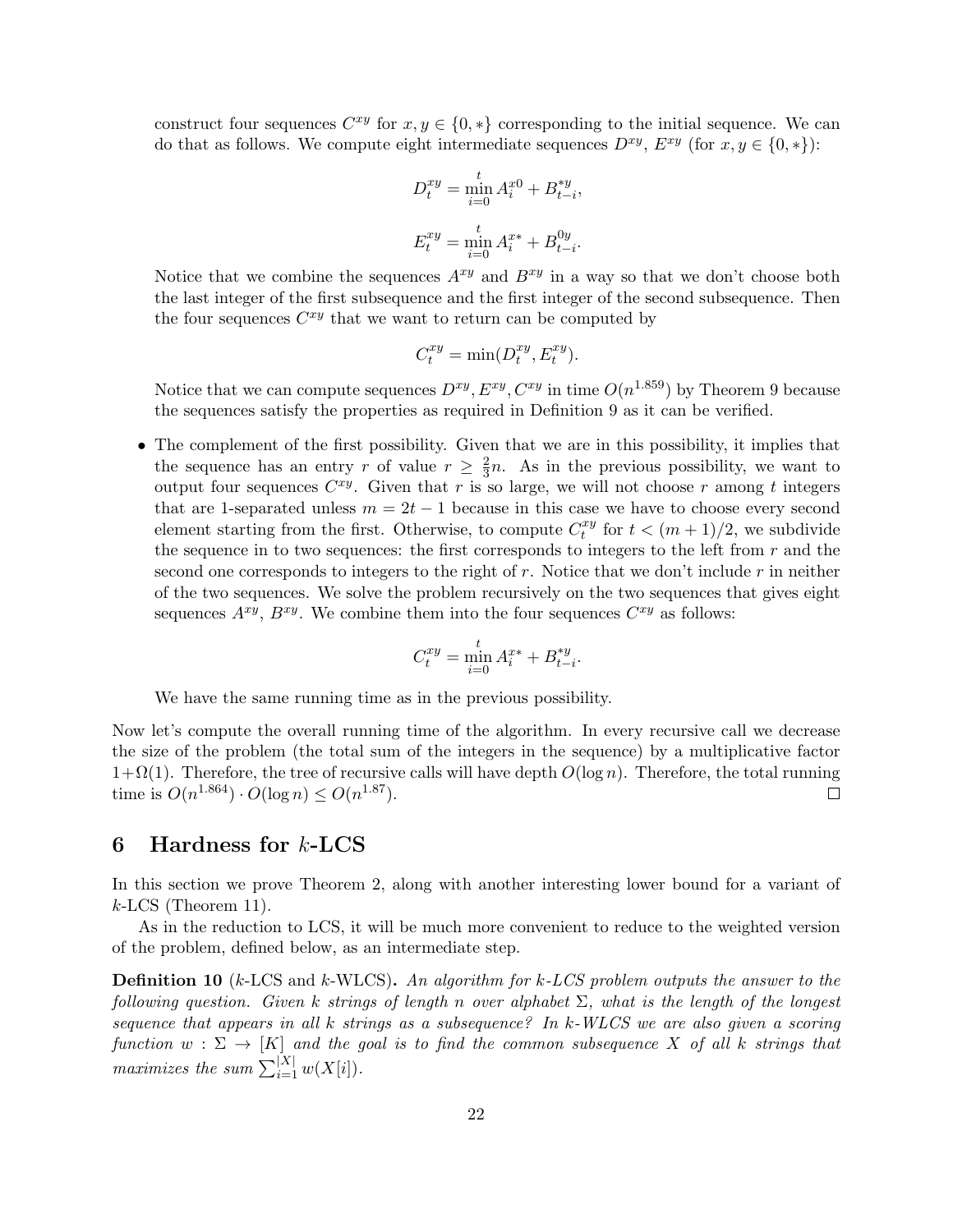construct four sequences $C^{xy}$ for $x, y \in \{0, *\}$ corresponding to the initial sequence. We can do that as follows. We compute eight intermediate sequences $D^{xy}$, $E^{xy}$ (for $x, y \in \{0, *\}$):

$$D_t^{xy} = \min_{i=0}^{t} A_i^{x0} + B_{t-i}^{*y},$$

$$E_t^{xy} = \min_{i=0}^{t} A_i^{x*} + B_{t-i}^{0y}.$$

Notice that we combine the sequences $A^{xy}$ and $B^{xy}$ in a way so that we don't choose both the last integer of the first subsequence and the first integer of the second subsequence. Then the four sequences $C^{xy}$ that we want to return can be computed by

$$C_t^{xy} = \min(D_t^{xy}, E_t^{xy}).$$

Notice that we can compute sequences $D^{xy}, E^{xy}, C^{xy}$ in time $O(n^{1.859})$ by Theorem 9 because the sequences satisfy the properties as required in Definition 9 as it can be verified.

- The complement of the first possibility. Given that we are in this possibility, it implies that the sequence has an entry $r$ of value $r \geq \frac{2}{3}n$. As in the previous possibility, we want to output four sequences $C^{xy}$. Given that $r$ is so large, we will not choose $r$ among $t$ integers that are 1-separated unless $m = 2t - 1$ because in this case we have to choose every second element starting from the first. Otherwise, to compute $C_t^{xy}$ for $t < (m+1)/2$, we subdivide the sequence in to two sequences: the first corresponds to integers to the left from $r$ and the second one corresponds to integers to the right of $r$. Notice that we don't include $r$ in neither of the two sequences. We solve the problem recursively on the two sequences that gives eight sequences $A^{xy}$, $B^{xy}$. We combine them into the four sequences $C^{xy}$ as follows:

$$C_t^{xy} = \min_{i=0}^{t} A_i^{x*} + B_{t-i}^{*y}.$$

  We have the same running time as in the previous possibility.

Now let's compute the overall running time of the algorithm. In every recursive call we decrease the size of the problem (the total sum of the integers in the sequence) by a multiplicative factor $1+\Omega(1)$. Therefore, the tree of recursive calls will have depth $O(\log n)$. Therefore, the total running time is $O(n^{1.864}) \cdot O(\log n) \leq O(n^{1.87})$. □

# 6 Hardness for $k$-LCS

In this section we prove Theorem 2, along with another interesting lower bound for a variant of $k$-LCS (Theorem 11).

As in the reduction to LCS, it will be much more convenient to reduce to the weighted version of the problem, defined below, as an intermediate step.

**Definition 10** ($k$-LCS and $k$-WLCS)**.** *An algorithm for $k$-LCS problem outputs the answer to the following question. Given $k$ strings of length $n$ over alphabet $\Sigma$, what is the length of the longest sequence that appears in all $k$ strings as a subsequence? In $k$-WLCS we are also given a scoring function $w : \Sigma \to [K]$ and the goal is to find the common subsequence $X$ of all $k$ strings that maximizes the sum $\sum_{i=1}^{|X|} w(X[i])$.*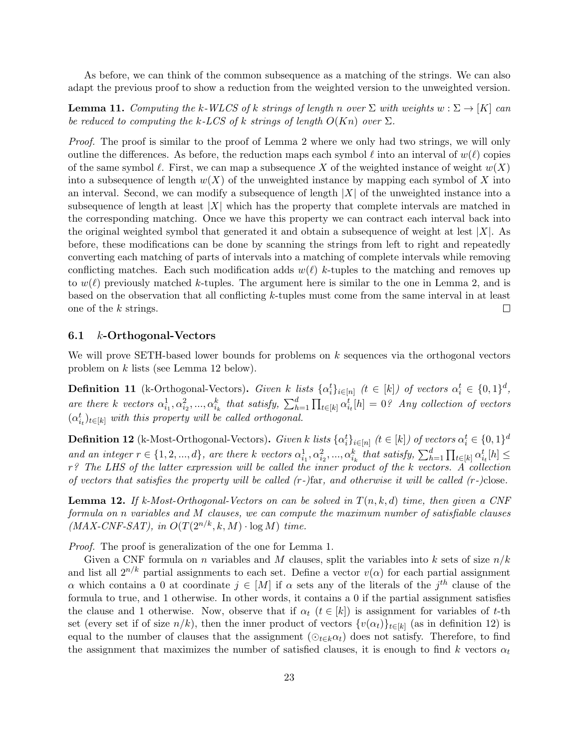As before, we can think of the common subsequence as a matching of the strings. We can also adapt the previous proof to show a reduction from the weighted version to the unweighted version.

**Lemma 11.** *Computing the k-WLCS of k strings of length n over $\Sigma$ with weights $w : \Sigma \to [K]$ can be reduced to computing the k-LCS of k strings of length $O(Kn)$ over $\Sigma$.*

*Proof.* The proof is similar to the proof of Lemma 2 where we only had two strings, we will only outline the differences. As before, the reduction maps each symbol $\ell$ into an interval of $w(\ell)$ copies of the same symbol $\ell$. First, we can map a subsequence $X$ of the weighted instance of weight $w(X)$ into a subsequence of length $w(X)$ of the unweighted instance by mapping each symbol of $X$ into an interval. Second, we can modify a subsequence of length $|X|$ of the unweighted instance into a subsequence of length at least $|X|$ which has the property that complete intervals are matched in the corresponding matching. Once we have this property we can contract each interval back into the original weighted symbol that generated it and obtain a subsequence of weight at lest $|X|$. As before, these modifications can be done by scanning the strings from left to right and repeatedly converting each matching of parts of intervals into a matching of complete intervals while removing conflicting matches. Each such modification adds $w(\ell)$ $k$-tuples to the matching and removes up to $w(\ell)$ previously matched $k$-tuples. The argument here is similar to the one in Lemma 2, and is based on the observation that all conflicting $k$-tuples must come from the same interval in at least one of the $k$ strings. $\square$

### 6.1 $k$-Orthogonal-Vectors

We will prove SETH-based lower bounds for problems on $k$ sequences via the orthogonal vectors problem on $k$ lists (see Lemma 12 below).

**Definition 11** (k-Orthogonal-Vectors)**.** *Given $k$ lists $\{\alpha_i^t\}_{i\in[n]}$ ($t \in [k]$) of vectors $\alpha_i^t \in \{0,1\}^d$, are there $k$ vectors $\alpha_{i_1}^1, \alpha_{i_2}^2, ..., \alpha_{i_k}^k$ that satisfy, $\sum_{h=1}^{d} \prod_{t\in[k]} \alpha_{i_t}^t[h] = 0$? Any collection of vectors $(\alpha_{i_t}^t)_{t\in[k]}$ with this property will be called orthogonal.*

**Definition 12** (k-Most-Orthogonal-Vectors)**.** *Given $k$ lists $\{\alpha_i^t\}_{i\in[n]}$ ($t \in [k]$) of vectors $\alpha_i^t \in \{0,1\}^d$ and an integer $r \in \{1, 2, ..., d\}$, are there $k$ vectors $\alpha_{i_1}^1, \alpha_{i_2}^2, ..., \alpha_{i_k}^k$ that satisfy, $\sum_{h=1}^{d} \prod_{t\in[k]} \alpha_{i_t}^t[h] \leq r$? The LHS of the latter expression will be called the inner product of the $k$ vectors. A collection of vectors that satisfies the property will be called ($r$-)*far*, and otherwise it will be called ($r$-)*close*.*

**Lemma 12.** *If k-Most-Orthogonal-Vectors on can be solved in $T(n, k, d)$ time, then given a CNF formula on $n$ variables and $M$ clauses, we can compute the maximum number of satisfiable clauses (MAX-CNF-SAT), in $O(T(2^{n/k}, k, M) \cdot \log M)$ time.*

*Proof.* The proof is generalization of the one for Lemma 1.

Given a CNF formula on $n$ variables and $M$ clauses, split the variables into $k$ sets of size $n/k$ and list all $2^{n/k}$ partial assignments to each set. Define a vector $v(\alpha)$ for each partial assignment $\alpha$ which contains a 0 at coordinate $j \in [M]$ if $\alpha$ sets any of the literals of the $j^{th}$ clause of the formula to true, and 1 otherwise. In other words, it contains a 0 if the partial assignment satisfies the clause and 1 otherwise. Now, observe that if $\alpha_t$ ($t \in [k]$) is assignment for variables of $t$-th set (every set if of size $n/k$), then the inner product of vectors $\{v(\alpha_t)\}_{t\in[k]}$ (as in definition 12) is equal to the number of clauses that the assignment $(\odot_{t\in k}\alpha_t)$ does not satisfy. Therefore, to find the assignment that maximizes the number of satisfied clauses, it is enough to find $k$ vectors $\alpha_t$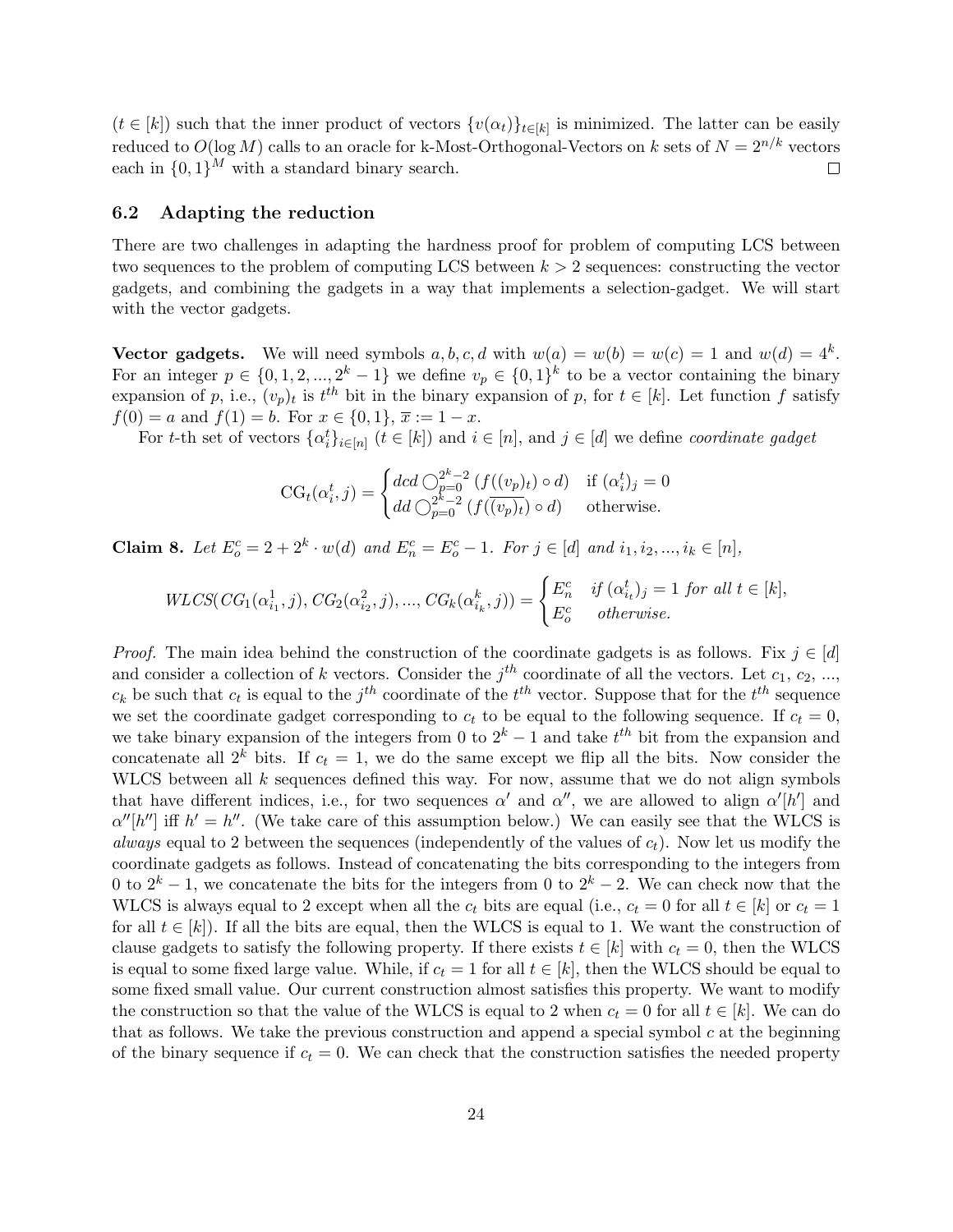($t \in [k]$) such that the inner product of vectors $\{v(\alpha_t)\}_{t\in[k]}$ is minimized. The latter can be easily reduced to $O(\log M)$ calls to an oracle for k-Most-Orthogonal-Vectors on $k$ sets of $N = 2^{n/k}$ vectors each in $\{0,1\}^M$ with a standard binary search. $\square$

### 6.2 Adapting the reduction

There are two challenges in adapting the hardness proof for problem of computing LCS between two sequences to the problem of computing LCS between $k > 2$ sequences: constructing the vector gadgets, and combining the gadgets in a way that implements a selection-gadget. We will start with the vector gadgets.

**Vector gadgets.** We will need symbols $a, b, c, d$ with $w(a) = w(b) = w(c) = 1$ and $w(d) = 4^k$. For an integer $p \in \{0, 1, 2, ..., 2^k - 1\}$ we define $v_p \in \{0,1\}^k$ to be a vector containing the binary expansion of $p$, i.e., $(v_p)_t$ is $t^{th}$ bit in the binary expansion of $p$, for $t \in [k]$. Let function $f$ satisfy $f(0) = a$ and $f(1) = b$. For $x \in \{0,1\}$, $\overline{x} := 1 - x$.

For $t$-th set of vectors $\{\alpha_i^t\}_{i\in[n]}$ ($t \in [k]$) and $i \in [n]$, and $j \in [d]$ we define *coordinate gadget*

$$\mathrm{CG}_t(\alpha_i^t, j) = \begin{cases} dcd \bigcirc_{p=0}^{2^k-2} \left(f((v_p)_t) \circ d\right) & \text{if } (\alpha_i^t)_j = 0 \\ dd \bigcirc_{p=0}^{2^k-2} \left(f(\overline{(v_p)_t}) \circ d\right) & \text{otherwise.} \end{cases}$$

**Claim 8.** *Let $E_o^c = 2 + 2^k \cdot w(d)$ and $E_n^c = E_o^c - 1$. For $j \in [d]$ and $i_1, i_2, ..., i_k \in [n]$,*

$$WLCS(CG_1(\alpha_{i_1}^1, j), CG_2(\alpha_{i_2}^2, j), ..., CG_k(\alpha_{i_k}^k, j)) = \begin{cases} E_n^c & \text{if } (\alpha_{i_t}^t)_j = 1 \text{ for all } t \in [k], \\ E_o^c & \text{otherwise.} \end{cases}$$

*Proof.* The main idea behind the construction of the coordinate gadgets is as follows. Fix $j \in [d]$ and consider a collection of $k$ vectors. Consider the $j^{th}$ coordinate of all the vectors. Let $c_1$, $c_2$, ..., $c_k$ be such that $c_t$ is equal to the $j^{th}$ coordinate of the $t^{th}$ vector. Suppose that for the $t^{th}$ sequence we set the coordinate gadget corresponding to $c_t$ to be equal to the following sequence. If $c_t = 0$, we take binary expansion of the integers from 0 to $2^k - 1$ and take $t^{th}$ bit from the expansion and concatenate all $2^k$ bits. If $c_t = 1$, we do the same except we flip all the bits. Now consider the WLCS between all $k$ sequences defined this way. For now, assume that we do not align symbols that have different indices, i.e., for two sequences $\alpha'$ and $\alpha''$, we are allowed to align $\alpha'[h']$ and $\alpha''[h'']$ iff $h' = h''$. (We take care of this assumption below.) We can easily see that the WLCS is *always* equal to 2 between the sequences (independently of the values of $c_t$). Now let us modify the coordinate gadgets as follows. Instead of concatenating the bits corresponding to the integers from 0 to $2^k - 1$, we concatenate the bits for the integers from 0 to $2^k - 2$. We can check now that the WLCS is always equal to 2 except when all the $c_t$ bits are equal (i.e., $c_t = 0$ for all $t \in [k]$ or $c_t = 1$ for all $t \in [k]$). If all the bits are equal, then the WLCS is equal to 1. We want the construction of clause gadgets to satisfy the following property. If there exists $t \in [k]$ with $c_t = 0$, then the WLCS is equal to some fixed large value. While, if $c_t = 1$ for all $t \in [k]$, then the WLCS should be equal to some fixed small value. Our current construction almost satisfies this property. We want to modify the construction so that the value of the WLCS is equal to 2 when $c_t = 0$ for all $t \in [k]$. We can do that as follows. We take the previous construction and append a special symbol $c$ at the beginning of the binary sequence if $c_t = 0$. We can check that the construction satisfies the needed property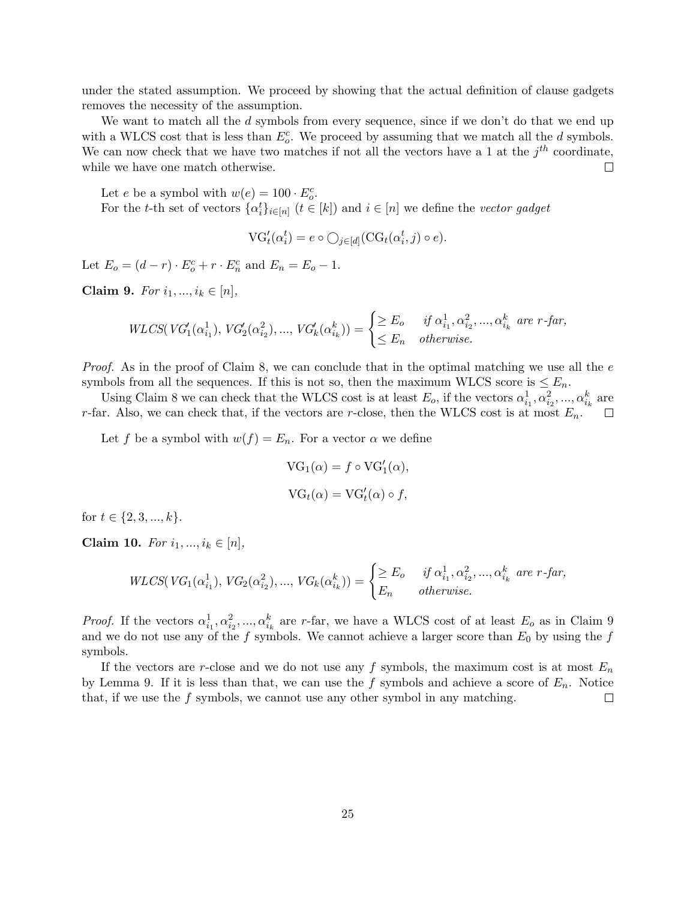under the stated assumption. We proceed by showing that the actual definition of clause gadgets removes the necessity of the assumption.

We want to match all the $d$ symbols from every sequence, since if we don't do that we end up with a WLCS cost that is less than $E_o^c$. We proceed by assuming that we match all the $d$ symbols. We can now check that we have two matches if not all the vectors have a 1 at the $j^{th}$ coordinate, while we have one match otherwise. $\square$

Let $e$ be a symbol with $w(e) = 100 \cdot E_o^c$.

For the $t$-th set of vectors $\{\alpha_i^t\}_{i \in [n]}$ ($t \in [k]$) and $i \in [n]$ we define the *vector gadget*

$$\mathrm{VG}'_t(\alpha_i^t) = e \circ \bigcirc_{j \in [d]} (\mathrm{CG}_t(\alpha_i^t, j) \circ e).$$

Let $E_o = (d - r) \cdot E_o^c + r \cdot E_n^c$ and $E_n = E_o - 1$.

**Claim 9.** *For $i_1, ..., i_k \in [n]$,*

$$WLCS(VG'_1(\alpha_{i_1}^1), VG'_2(\alpha_{i_2}^2), ..., VG'_k(\alpha_{i_k}^k)) = \begin{cases} \geq E_o & \text{if } \alpha_{i_1}^1, \alpha_{i_2}^2, ..., \alpha_{i_k}^k \text{ are } r\text{-far}, \\ \leq E_n & \text{otherwise.} \end{cases}$$

*Proof.* As in the proof of Claim 8, we can conclude that in the optimal matching we use all the $e$ symbols from all the sequences. If this is not so, then the maximum WLCS score is $\leq E_n$.

Using Claim 8 we can check that the WLCS cost is at least $E_o$, if the vectors $\alpha_{i_1}^1, \alpha_{i_2}^2, ..., \alpha_{i_k}^k$ are $r$-far. Also, we can check that, if the vectors are $r$-close, then the WLCS cost is at most $E_n$. $\square$

Let $f$ be a symbol with $w(f) = E_n$. For a vector $\alpha$ we define

$$\mathrm{VG}_1(\alpha) = f \circ \mathrm{VG}'_1(\alpha),$$

$$\mathrm{VG}_t(\alpha) = \mathrm{VG}'_t(\alpha) \circ f,$$

for $t \in \{2, 3, ..., k\}$.

**Claim 10.** *For $i_1, ..., i_k \in [n]$,*

$$WLCS(VG_1(\alpha_{i_1}^1), VG_2(\alpha_{i_2}^2), ..., VG_k(\alpha_{i_k}^k)) = \begin{cases} \geq E_o & \text{if } \alpha_{i_1}^1, \alpha_{i_2}^2, ..., \alpha_{i_k}^k \text{ are } r\text{-far}, \\ E_n & \text{otherwise.} \end{cases}$$

*Proof.* If the vectors $\alpha_{i_1}^1, \alpha_{i_2}^2, ..., \alpha_{i_k}^k$ are $r$-far, we have a WLCS cost of at least $E_o$ as in Claim 9 and we do not use any of the $f$ symbols. We cannot achieve a larger score than $E_0$ by using the $f$ symbols.

If the vectors are $r$-close and we do not use any $f$ symbols, the maximum cost is at most $E_n$ by Lemma 9. If it is less than that, we can use the $f$ symbols and achieve a score of $E_n$. Notice that, if we use the $f$ symbols, we cannot use any other symbol in any matching. $\square$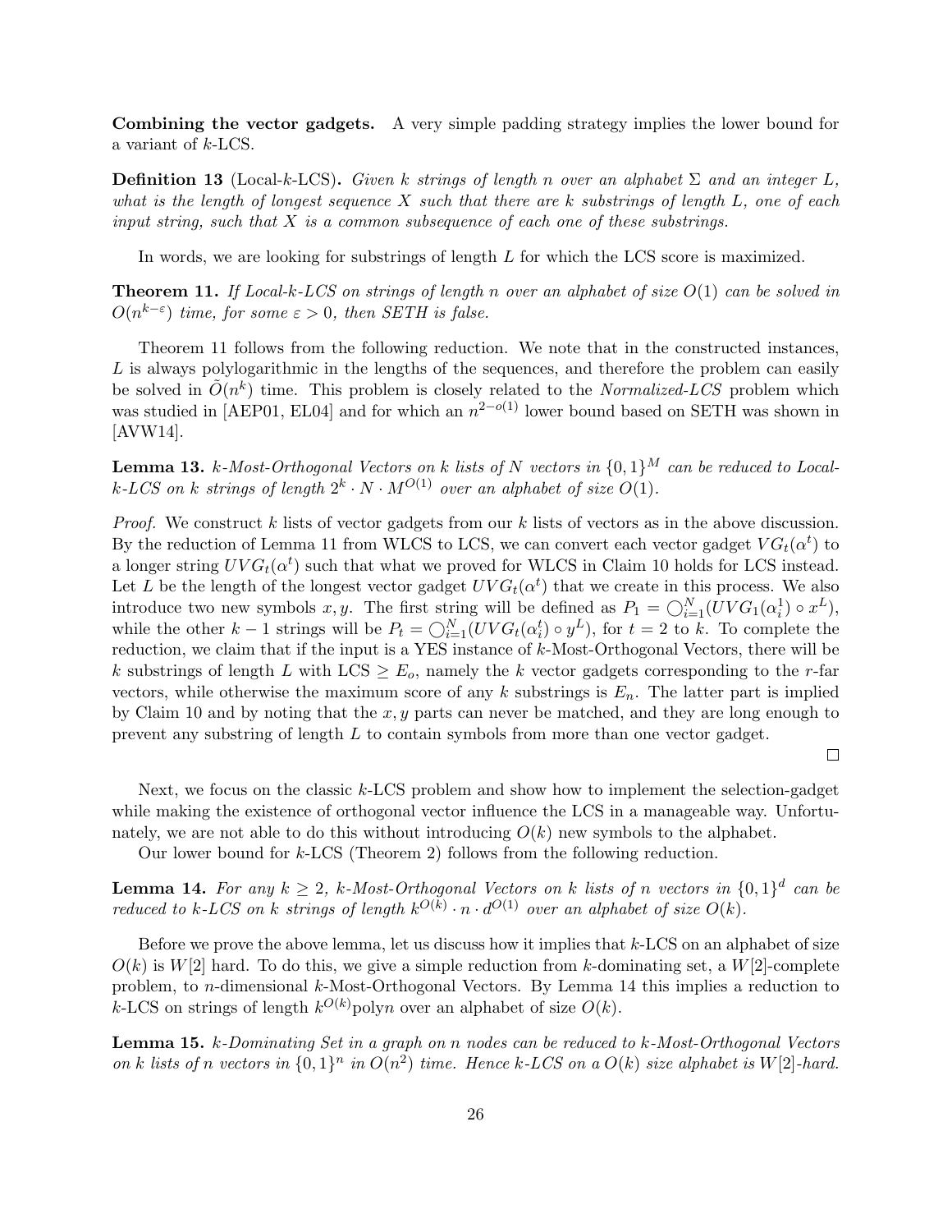**Combining the vector gadgets.** A very simple padding strategy implies the lower bound for a variant of $k$-LCS.

**Definition 13** (Local-$k$-LCS). *Given $k$ strings of length $n$ over an alphabet $\Sigma$ and an integer $L$, what is the length of longest sequence $X$ such that there are $k$ substrings of length $L$, one of each input string, such that $X$ is a common subsequence of each one of these substrings.*

In words, we are looking for substrings of length $L$ for which the LCS score is maximized.

**Theorem 11.** *If Local-$k$-LCS on strings of length $n$ over an alphabet of size $O(1)$ can be solved in $O(n^{k-\varepsilon})$ time, for some $\varepsilon > 0$, then SETH is false.*

Theorem 11 follows from the following reduction. We note that in the constructed instances, $L$ is always polylogarithmic in the lengths of the sequences, and therefore the problem can easily be solved in $\tilde{O}(n^k)$ time. This problem is closely related to the *Normalized-LCS* problem which was studied in [AEP01, EL04] and for which an $n^{2-o(1)}$ lower bound based on SETH was shown in [AVW14].

**Lemma 13.** *$k$-Most-Orthogonal Vectors on $k$ lists of $N$ vectors in $\{0,1\}^M$ can be reduced to Local-$k$-LCS on $k$ strings of length $2^k \cdot N \cdot M^{O(1)}$ over an alphabet of size $O(1)$.*

*Proof.* We construct $k$ lists of vector gadgets from our $k$ lists of vectors as in the above discussion. By the reduction of Lemma 11 from WLCS to LCS, we can convert each vector gadget $VG_t(\alpha^t)$ to a longer string $UVG_t(\alpha^t)$ such that what we proved for WLCS in Claim 10 holds for LCS instead. Let $L$ be the length of the longest vector gadget $UVG_t(\alpha^t)$ that we create in this process. We also introduce two new symbols $x, y$. The first string will be defined as $P_1 = \bigcirc_{i=1}^{N}(UVG_1(\alpha_i^1) \circ x^L)$, while the other $k-1$ strings will be $P_t = \bigcirc_{i=1}^{N}(UVG_t(\alpha_i^t) \circ y^L)$, for $t = 2$ to $k$. To complete the reduction, we claim that if the input is a YES instance of $k$-Most-Orthogonal Vectors, there will be $k$ substrings of length $L$ with LCS $\geq E_o$, namely the $k$ vector gadgets corresponding to the $r$-far vectors, while otherwise the maximum score of any $k$ substrings is $E_n$. The latter part is implied by Claim 10 and by noting that the $x, y$ parts can never be matched, and they are long enough to prevent any substring of length $L$ to contain symbols from more than one vector gadget. $\square$

Next, we focus on the classic $k$-LCS problem and show how to implement the selection-gadget while making the existence of orthogonal vector influence the LCS in a manageable way. Unfortunately, we are not able to do this without introducing $O(k)$ new symbols to the alphabet.

Our lower bound for $k$-LCS (Theorem 2) follows from the following reduction.

**Lemma 14.** *For any $k \geq 2$, $k$-Most-Orthogonal Vectors on $k$ lists of $n$ vectors in $\{0,1\}^d$ can be reduced to $k$-LCS on $k$ strings of length $k^{O(k)} \cdot n \cdot d^{O(1)}$ over an alphabet of size $O(k)$.*

Before we prove the above lemma, let us discuss how it implies that $k$-LCS on an alphabet of size $O(k)$ is $W[2]$ hard. To do this, we give a simple reduction from $k$-dominating set, a $W[2]$-complete problem, to $n$-dimensional $k$-Most-Orthogonal Vectors. By Lemma 14 this implies a reduction to $k$-LCS on strings of length $k^{O(k)}\text{poly}n$ over an alphabet of size $O(k)$.

**Lemma 15.** *$k$-Dominating Set in a graph on $n$ nodes can be reduced to $k$-Most-Orthogonal Vectors on $k$ lists of $n$ vectors in $\{0,1\}^n$ in $O(n^2)$ time. Hence $k$-LCS on a $O(k)$ size alphabet is $W[2]$-hard.*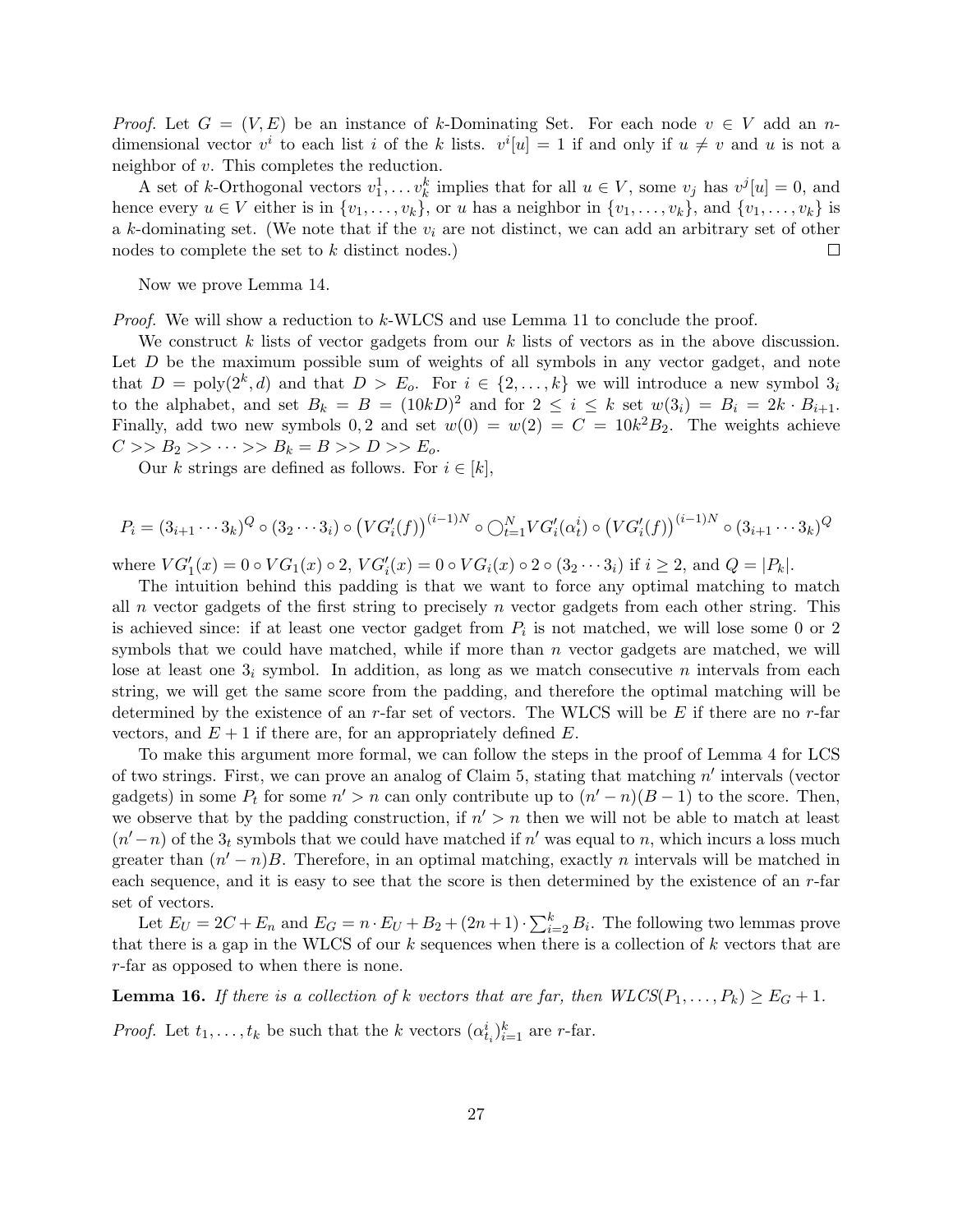*Proof.* Let $G = (V, E)$ be an instance of $k$-Dominating Set. For each node $v \in V$ add an $n$-dimensional vector $v^i$ to each list $i$ of the $k$ lists. $v^i[u] = 1$ if and only if $u \neq v$ and $u$ is not a neighbor of $v$. This completes the reduction.

A set of $k$-Orthogonal vectors $v_1^1, \ldots v_k^k$ implies that for all $u \in V$, some $v_j$ has $v^j[u] = 0$, and hence every $u \in V$ either is in $\{v_1, \ldots, v_k\}$, or $u$ has a neighbor in $\{v_1, \ldots, v_k\}$, and $\{v_1, \ldots, v_k\}$ is a $k$-dominating set. (We note that if the $v_i$ are not distinct, we can add an arbitrary set of other nodes to complete the set to $k$ distinct nodes.) ∎

Now we prove Lemma 14.

*Proof.* We will show a reduction to $k$-WLCS and use Lemma 11 to conclude the proof.

We construct $k$ lists of vector gadgets from our $k$ lists of vectors as in the above discussion. Let $D$ be the maximum possible sum of weights of all symbols in any vector gadget, and note that $D = \text{poly}(2^k, d)$ and that $D > E_o$. For $i \in \{2, \ldots, k\}$ we will introduce a new symbol $3_i$ to the alphabet, and set $B_k = B = (10kD)^2$ and for $2 \leq i \leq k$ set $w(3_i) = B_i = 2k \cdot B_{i+1}$. Finally, add two new symbols $0, 2$ and set $w(0) = w(2) = C = 10k^2 B_2$. The weights achieve $C >> B_2 >> \cdots >> B_k = B >> D >> E_o$.

Our $k$ strings are defined as follows. For $i \in [k]$,

$$P_i = (3_{i+1} \cdots 3_k)^Q \circ (3_2 \cdots 3_i) \circ \left(VG'_i(f)\right)^{(i-1)N} \circ \bigcirc_{t=1}^{N} VG'_i(\alpha_t^i) \circ \left(VG'_i(f)\right)^{(i-1)N} \circ (3_{i+1} \cdots 3_k)^Q$$

where $VG'_1(x) = 0 \circ VG_1(x) \circ 2$, $VG'_i(x) = 0 \circ VG_i(x) \circ 2 \circ (3_2 \cdots 3_i)$ if $i \geq 2$, and $Q = |P_k|$.

The intuition behind this padding is that we want to force any optimal matching to match all $n$ vector gadgets of the first string to precisely $n$ vector gadgets from each other string. This is achieved since: if at least one vector gadget from $P_i$ is not matched, we will lose some 0 or 2 symbols that we could have matched, while if more than $n$ vector gadgets are matched, we will lose at least one $3_i$ symbol. In addition, as long as we match consecutive $n$ intervals from each string, we will get the same score from the padding, and therefore the optimal matching will be determined by the existence of an $r$-far set of vectors. The WLCS will be $E$ if there are no $r$-far vectors, and $E + 1$ if there are, for an appropriately defined $E$.

To make this argument more formal, we can follow the steps in the proof of Lemma 4 for LCS of two strings. First, we can prove an analog of Claim 5, stating that matching $n'$ intervals (vector gadgets) in some $P_t$ for some $n' > n$ can only contribute up to $(n' - n)(B - 1)$ to the score. Then, we observe that by the padding construction, if $n' > n$ then we will not be able to match at least $(n' - n)$ of the $3_t$ symbols that we could have matched if $n'$ was equal to $n$, which incurs a loss much greater than $(n' - n)B$. Therefore, in an optimal matching, exactly $n$ intervals will be matched in each sequence, and it is easy to see that the score is then determined by the existence of an $r$-far set of vectors.

Let $E_U = 2C + E_n$ and $E_G = n \cdot E_U + B_2 + (2n+1) \cdot \sum_{i=2}^{k} B_i$. The following two lemmas prove that there is a gap in the WLCS of our $k$ sequences when there is a collection of $k$ vectors that are $r$-far as opposed to when there is none.

**Lemma 16.** *If there is a collection of $k$ vectors that are far, then $WLCS(P_1, \ldots, P_k) \geq E_G + 1$.*

*Proof.* Let $t_1, \ldots, t_k$ be such that the $k$ vectors $(\alpha_{t_i}^i)_{i=1}^k$ are $r$-far.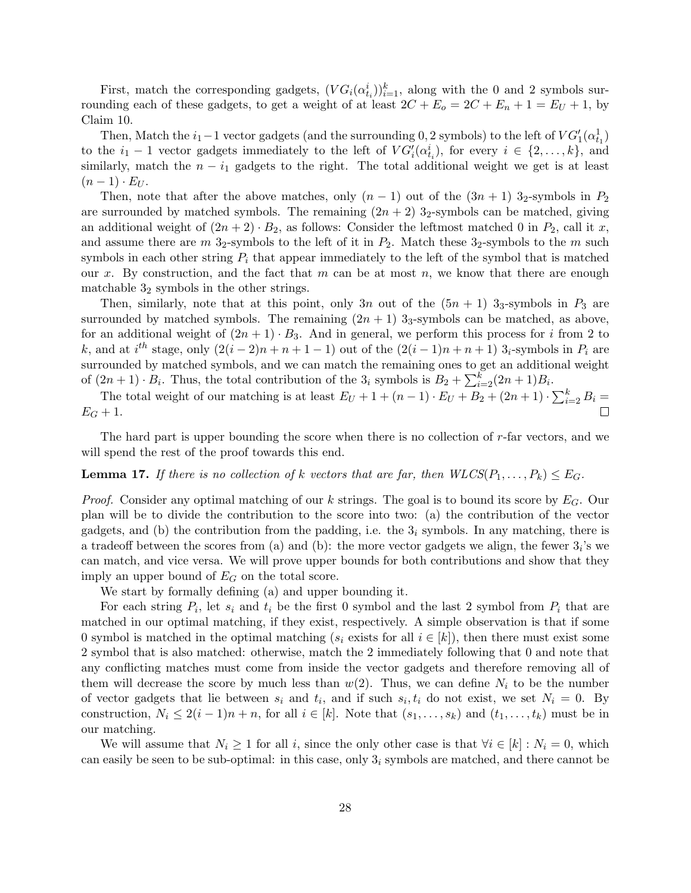First, match the corresponding gadgets, $(VG_i(\alpha^i_{t_i}))_{i=1}^k$, along with the 0 and 2 symbols surrounding each of these gadgets, to get a weight of at least $2C + E_o = 2C + E_n + 1 = E_U + 1$, by Claim 10.

Then, Match the $i_1 - 1$ vector gadgets (and the surrounding 0, 2 symbols) to the left of $VG'_1(\alpha^1_{t_1})$ to the $i_1 - 1$ vector gadgets immediately to the left of $VG'_i(\alpha^i_{t_i})$, for every $i \in \{2, \ldots, k\}$, and similarly, match the $n - i_1$ gadgets to the right. The total additional weight we get is at least $(n-1) \cdot E_U$.

Then, note that after the above matches, only $(n-1)$ out of the $(3n+1)$ $3_2$-symbols in $P_2$ are surrounded by matched symbols. The remaining $(2n+2)$ $3_2$-symbols can be matched, giving an additional weight of $(2n+2) \cdot B_2$, as follows: Consider the leftmost matched 0 in $P_2$, call it $x$, and assume there are $m$ $3_2$-symbols to the left of it in $P_2$. Match these $3_2$-symbols to the $m$ such symbols in each other string $P_i$ that appear immediately to the left of the symbol that is matched our $x$. By construction, and the fact that $m$ can be at most $n$, we know that there are enough matchable $3_2$ symbols in the other strings.

Then, similarly, note that at this point, only $3n$ out of the $(5n+1)$ $3_3$-symbols in $P_3$ are surrounded by matched symbols. The remaining $(2n+1)$ $3_3$-symbols can be matched, as above, for an additional weight of $(2n+1) \cdot B_3$. And in general, we perform this process for $i$ from 2 to $k$, and at $i^{th}$ stage, only $(2(i-2)n + n + 1 - 1)$ out of the $(2(i-1)n + n + 1)$ $3_i$-symbols in $P_i$ are surrounded by matched symbols, and we can match the remaining ones to get an additional weight of $(2n+1) \cdot B_i$. Thus, the total contribution of the $3_i$ symbols is $B_2 + \sum_{i=2}^{k} (2n+1) B_i$.

The total weight of our matching is at least $E_U + 1 + (n-1) \cdot E_U + B_2 + (2n+1) \cdot \sum_{i=2}^{k} B_i = E_G + 1$. □

The hard part is upper bounding the score when there is no collection of $r$-far vectors, and we will spend the rest of the proof towards this end.

**Lemma 17.** *If there is no collection of $k$ vectors that are far, then $WLCS(P_1, \ldots, P_k) \leq E_G$.*

*Proof.* Consider any optimal matching of our $k$ strings. The goal is to bound its score by $E_G$. Our plan will be to divide the contribution to the score into two: (a) the contribution of the vector gadgets, and (b) the contribution from the padding, i.e. the $3_i$ symbols. In any matching, there is a tradeoff between the scores from (a) and (b): the more vector gadgets we align, the fewer $3_i$'s we can match, and vice versa. We will prove upper bounds for both contributions and show that they imply an upper bound of $E_G$ on the total score.

We start by formally defining (a) and upper bounding it.

For each string $P_i$, let $s_i$ and $t_i$ be the first 0 symbol and the last 2 symbol from $P_i$ that are matched in our optimal matching, if they exist, respectively. A simple observation is that if some 0 symbol is matched in the optimal matching ($s_i$ exists for all $i \in [k]$), then there must exist some 2 symbol that is also matched: otherwise, match the 2 immediately following that 0 and note that any conflicting matches must come from inside the vector gadgets and therefore removing all of them will decrease the score by much less than $w(2)$. Thus, we can define $N_i$ to be the number of vector gadgets that lie between $s_i$ and $t_i$, and if such $s_i, t_i$ do not exist, we set $N_i = 0$. By construction, $N_i \leq 2(i-1)n + n$, for all $i \in [k]$. Note that $(s_1, \ldots, s_k)$ and $(t_1, \ldots, t_k)$ must be in our matching.

We will assume that $N_i \geq 1$ for all $i$, since the only other case is that $\forall i \in [k] : N_i = 0$, which can easily be seen to be sub-optimal: in this case, only $3_i$ symbols are matched, and there cannot be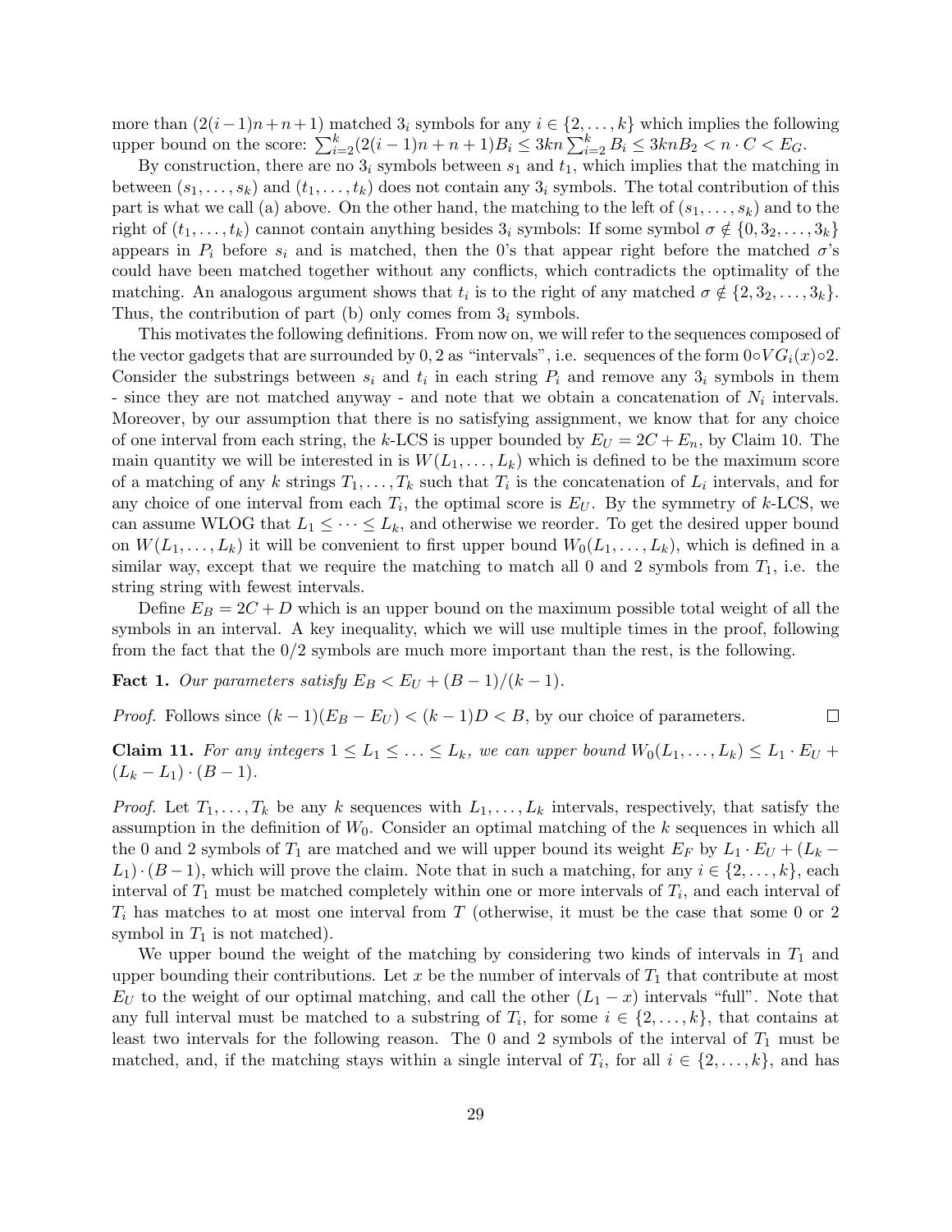more than $(2(i-1)n+n+1)$ matched $3_i$ symbols for any $i \in \{2,\dots,k\}$ which implies the following upper bound on the score: $\sum_{i=2}^{k}(2(i-1)n+n+1)B_i \le 3kn\sum_{i=2}^{k} B_i \le 3knB_2 < n \cdot C < E_G$.

By construction, there are no $3_i$ symbols between $s_1$ and $t_1$, which implies that the matching in between $(s_1,\dots,s_k)$ and $(t_1,\dots,t_k)$ does not contain any $3_i$ symbols. The total contribution of this part is what we call (a) above. On the other hand, the matching to the left of $(s_1,\dots,s_k)$ and to the right of $(t_1,\dots,t_k)$ cannot contain anything besides $3_i$ symbols: If some symbol $\sigma \notin \{0, 3_2, \dots, 3_k\}$ appears in $P_i$ before $s_i$ and is matched, then the 0's that appear right before the matched $\sigma$'s could have been matched together without any conflicts, which contradicts the optimality of the matching. An analogous argument shows that $t_i$ is to the right of any matched $\sigma \notin \{2, 3_2, \dots, 3_k\}$. Thus, the contribution of part (b) only comes from $3_i$ symbols.

This motivates the following definitions. From now on, we will refer to the sequences composed of the vector gadgets that are surrounded by 0, 2 as "intervals", i.e. sequences of the form $0 \circ VG_i(x) \circ 2$. Consider the substrings between $s_i$ and $t_i$ in each string $P_i$ and remove any $3_i$ symbols in them - since they are not matched anyway - and note that we obtain a concatenation of $N_i$ intervals. Moreover, by our assumption that there is no satisfying assignment, we know that for any choice of one interval from each string, the $k$-LCS is upper bounded by $E_U = 2C + E_n$, by Claim 10. The main quantity we will be interested in is $W(L_1,\dots,L_k)$ which is defined to be the maximum score of a matching of any $k$ strings $T_1,\dots,T_k$ such that $T_i$ is the concatenation of $L_i$ intervals, and for any choice of one interval from each $T_i$, the optimal score is $E_U$. By the symmetry of $k$-LCS, we can assume WLOG that $L_1 \le \dots \le L_k$, and otherwise we reorder. To get the desired upper bound on $W(L_1,\dots,L_k)$ it will be convenient to first upper bound $W_0(L_1,\dots,L_k)$, which is defined in a similar way, except that we require the matching to match all 0 and 2 symbols from $T_1$, i.e. the string string with fewest intervals.

Define $E_B = 2C + D$ which is an upper bound on the maximum possible total weight of all the symbols in an interval. A key inequality, which we will use multiple times in the proof, following from the fact that the 0/2 symbols are much more important than the rest, is the following.

**Fact 1.** *Our parameters satisfy* $E_B < E_U + (B-1)/(k-1)$.

*Proof.* Follows since $(k-1)(E_B - E_U) < (k-1)D < B$, by our choice of parameters. $\square$

**Claim 11.** *For any integers* $1 \le L_1 \le \ldots \le L_k$*, we can upper bound* $W_0(L_1,\dots,L_k) \le L_1 \cdot E_U + (L_k - L_1) \cdot (B-1)$.

*Proof.* Let $T_1,\dots,T_k$ be any $k$ sequences with $L_1,\dots,L_k$ intervals, respectively, that satisfy the assumption in the definition of $W_0$. Consider an optimal matching of the $k$ sequences in which all the 0 and 2 symbols of $T_1$ are matched and we will upper bound its weight $E_F$ by $L_1 \cdot E_U + (L_k - L_1) \cdot (B-1)$, which will prove the claim. Note that in such a matching, for any $i \in \{2,\dots,k\}$, each interval of $T_1$ must be matched completely within one or more intervals of $T_i$, and each interval of $T_i$ has matches to at most one interval from $T$ (otherwise, it must be the case that some 0 or 2 symbol in $T_1$ is not matched).

We upper bound the weight of the matching by considering two kinds of intervals in $T_1$ and upper bounding their contributions. Let $x$ be the number of intervals of $T_1$ that contribute at most $E_U$ to the weight of our optimal matching, and call the other $(L_1 - x)$ intervals "full". Note that any full interval must be matched to a substring of $T_i$, for some $i \in \{2,\dots,k\}$, that contains at least two intervals for the following reason. The 0 and 2 symbols of the interval of $T_1$ must be matched, and, if the matching stays within a single interval of $T_i$, for all $i \in \{2,\dots,k\}$, and has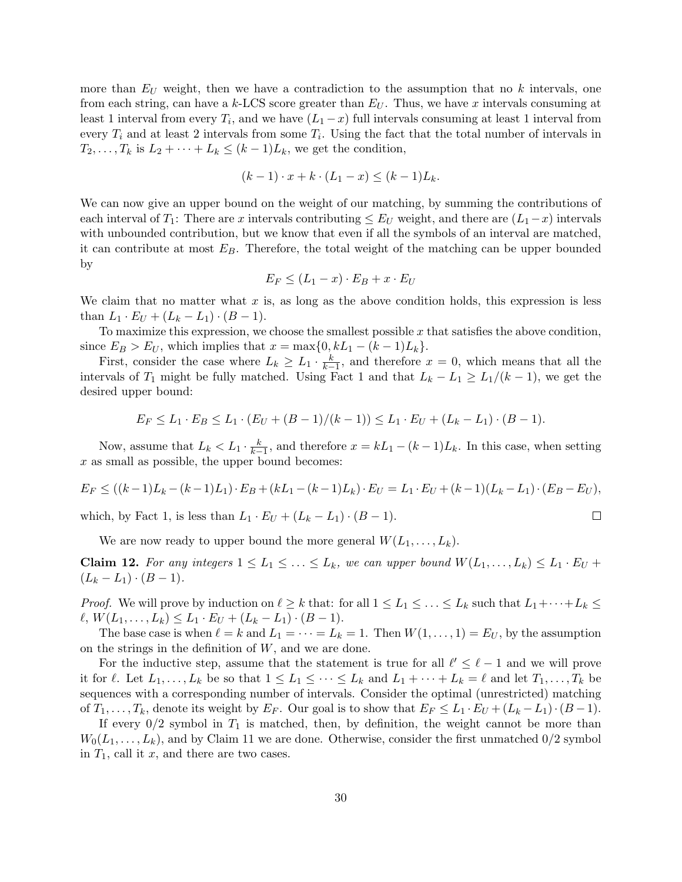more than $E_U$ weight, then we have a contradiction to the assumption that no $k$ intervals, one from each string, can have a $k$-LCS score greater than $E_U$. Thus, we have $x$ intervals consuming at least 1 interval from every $T_i$, and we have $(L_1 - x)$ full intervals consuming at least 1 interval from every $T_i$ and at least 2 intervals from some $T_i$. Using the fact that the total number of intervals in $T_2, \ldots, T_k$ is $L_2 + \cdots + L_k \leq (k-1)L_k$, we get the condition,

$$(k-1) \cdot x + k \cdot (L_1 - x) \leq (k-1)L_k.$$

We can now give an upper bound on the weight of our matching, by summing the contributions of each interval of $T_1$: There are $x$ intervals contributing $\leq E_U$ weight, and there are $(L_1 - x)$ intervals with unbounded contribution, but we know that even if all the symbols of an interval are matched, it can contribute at most $E_B$. Therefore, the total weight of the matching can be upper bounded by

$$E_F \leq (L_1 - x) \cdot E_B + x \cdot E_U$$

We claim that no matter what $x$ is, as long as the above condition holds, this expression is less than $L_1 \cdot E_U + (L_k - L_1) \cdot (B - 1)$.

To maximize this expression, we choose the smallest possible $x$ that satisfies the above condition, since $E_B > E_U$, which implies that $x = \max\{0, kL_1 - (k-1)L_k\}$.

First, consider the case where $L_k \geq L_1 \cdot \frac{k}{k-1}$, and therefore $x = 0$, which means that all the intervals of $T_1$ might be fully matched. Using Fact 1 and that $L_k - L_1 \geq L_1/(k-1)$, we get the desired upper bound:

$$E_F \leq L_1 \cdot E_B \leq L_1 \cdot (E_U + (B-1)/(k-1)) \leq L_1 \cdot E_U + (L_k - L_1) \cdot (B - 1).$$

Now, assume that $L_k < L_1 \cdot \frac{k}{k-1}$, and therefore $x = kL_1 - (k-1)L_k$. In this case, when setting $x$ as small as possible, the upper bound becomes:

$$E_F \leq ((k-1)L_k - (k-1)L_1) \cdot E_B + (kL_1 - (k-1)L_k) \cdot E_U = L_1 \cdot E_U + (k-1)(L_k - L_1) \cdot (E_B - E_U),$$

which, by Fact 1, is less than $L_1 \cdot E_U + (L_k - L_1) \cdot (B - 1)$. □

We are now ready to upper bound the more general $W(L_1, \ldots, L_k)$.

**Claim 12.** *For any integers $1 \leq L_1 \leq \ldots \leq L_k$, we can upper bound $W(L_1, \ldots, L_k) \leq L_1 \cdot E_U + (L_k - L_1) \cdot (B - 1)$.*

*Proof.* We will prove by induction on $\ell \geq k$ that: for all $1 \leq L_1 \leq \ldots \leq L_k$ such that $L_1 + \cdots + L_k \leq \ell$, $W(L_1, \ldots, L_k) \leq L_1 \cdot E_U + (L_k - L_1) \cdot (B - 1)$.

The base case is when $\ell = k$ and $L_1 = \cdots = L_k = 1$. Then $W(1, \ldots, 1) = E_U$, by the assumption on the strings in the definition of $W$, and we are done.

For the inductive step, assume that the statement is true for all $\ell' \leq \ell - 1$ and we will prove it for $\ell$. Let $L_1, \ldots, L_k$ be so that $1 \leq L_1 \leq \cdots \leq L_k$ and $L_1 + \cdots + L_k = \ell$ and let $T_1, \ldots, T_k$ be sequences with a corresponding number of intervals. Consider the optimal (unrestricted) matching of $T_1, \ldots, T_k$, denote its weight by $E_F$. Our goal is to show that $E_F \leq L_1 \cdot E_U + (L_k - L_1) \cdot (B - 1)$.

If every $0/2$ symbol in $T_1$ is matched, then, by definition, the weight cannot be more than $W_0(L_1, \ldots, L_k)$, and by Claim 11 we are done. Otherwise, consider the first unmatched $0/2$ symbol in $T_1$, call it $x$, and there are two cases.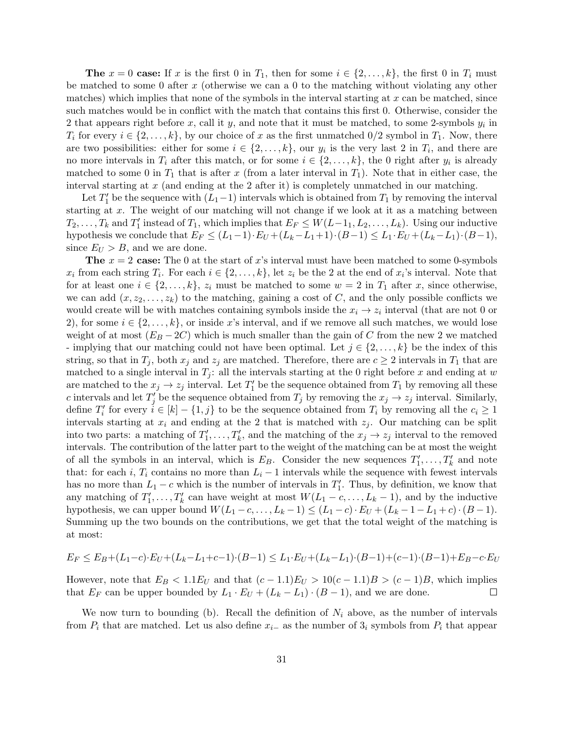**The $x = 0$ case:** If $x$ is the first 0 in $T_1$, then for some $i \in \{2, \ldots, k\}$, the first 0 in $T_i$ must be matched to some 0 after $x$ (otherwise we can a 0 to the matching without violating any other matches) which implies that none of the symbols in the interval starting at $x$ can be matched, since such matches would be in conflict with the match that contains this first 0. Otherwise, consider the 2 that appears right before $x$, call it $y$, and note that it must be matched, to some 2-symbols $y_i$ in $T_i$ for every $i \in \{2, \ldots, k\}$, by our choice of $x$ as the first unmatched 0/2 symbol in $T_1$. Now, there are two possibilities: either for some $i \in \{2, \ldots, k\}$, our $y_i$ is the very last 2 in $T_i$, and there are no more intervals in $T_i$ after this match, or for some $i \in \{2, \ldots, k\}$, the 0 right after $y_i$ is already matched to some 0 in $T_1$ that is after $x$ (from a later interval in $T_1$). Note that in either case, the interval starting at $x$ (and ending at the 2 after it) is completely unmatched in our matching.

Let $T_1'$ be the sequence with $(L_1 - 1)$ intervals which is obtained from $T_1$ by removing the interval starting at $x$. The weight of our matching will not change if we look at it as a matching between $T_2, \ldots, T_k$ and $T_1'$ instead of $T_1$, which implies that $E_F \leq W(L-1_1, L_2, \ldots, L_k)$. Using our inductive hypothesis we conclude that $E_F \leq (L_1 - 1) \cdot E_U + (L_k - L_1 + 1) \cdot (B-1) \leq L_1 \cdot E_U + (L_k - L_1) \cdot (B-1)$, since $E_U > B$, and we are done.

**The $x = 2$ case:** The 0 at the start of $x$'s interval must have been matched to some 0-symbols $x_i$ from each string $T_i$. For each $i \in \{2, \ldots, k\}$, let $z_i$ be the 2 at the end of $x_i$'s interval. Note that for at least one $i \in \{2, \ldots, k\}$, $z_i$ must be matched to some $w = 2$ in $T_1$ after $x$, since otherwise, we can add $(x, z_2, \ldots, z_k)$ to the matching, gaining a cost of $C$, and the only possible conflicts we would create will be with matches containing symbols inside the $x_i \to z_i$ interval (that are not 0 or 2), for some $i \in \{2, \ldots, k\}$, or inside $x$'s interval, and if we remove all such matches, we would lose weight of at most $(E_B - 2C)$ which is much smaller than the gain of $C$ from the new 2 we matched - implying that our matching could not have been optimal. Let $j \in \{2, \ldots, k\}$ be the index of this string, so that in $T_j$, both $x_j$ and $z_j$ are matched. Therefore, there are $c \geq 2$ intervals in $T_1$ that are matched to a single interval in $T_j$: all the intervals starting at the 0 right before $x$ and ending at $w$ are matched to the $x_j \to z_j$ interval. Let $T_1'$ be the sequence obtained from $T_1$ by removing all these $c$ intervals and let $T_j'$ be the sequence obtained from $T_j$ by removing the $x_j \to z_j$ interval. Similarly, define $T_i'$ for every $i \in [k] - \{1, j\}$ to be the sequence obtained from $T_i$ by removing all the $c_i \geq 1$ intervals starting at $x_i$ and ending at the 2 that is matched with $z_j$. Our matching can be split into two parts: a matching of $T_1', \ldots, T_k'$, and the matching of the $x_j \to z_j$ interval to the removed intervals. The contribution of the latter part to the weight of the matching can be at most the weight of all the symbols in an interval, which is $E_B$. Consider the new sequences $T_1', \ldots, T_k'$ and note that: for each $i$, $T_i$ contains no more than $L_i - 1$ intervals while the sequence with fewest intervals has no more than $L_1 - c$ which is the number of intervals in $T_1'$. Thus, by definition, we know that any matching of $T_1', \ldots, T_k'$ can have weight at most $W(L_1 - c, \ldots, L_k - 1)$, and by the inductive hypothesis, we can upper bound $W(L_1 - c, \ldots, L_k - 1) \leq (L_1 - c) \cdot E_U + (L_k - 1 - L_1 + c) \cdot (B - 1)$. Summing up the two bounds on the contributions, we get that the total weight of the matching is at most:

$$E_F \leq E_B + (L_1 - c) \cdot E_U + (L_k - L_1 + c - 1) \cdot (B-1) \leq L_1 \cdot E_U + (L_k - L_1) \cdot (B-1) + (c-1) \cdot (B-1) + E_B - c \cdot E_U$$

However, note that $E_B < 1.1 E_U$ and that $(c - 1.1)E_U > 10(c - 1.1)B > (c-1)B$, which implies that $E_F$ can be upper bounded by $L_1 \cdot E_U + (L_k - L_1) \cdot (B-1)$, and we are done. $\square$

We now turn to bounding (b). Recall the definition of $N_i$ above, as the number of intervals from $P_i$ that are matched. Let us also define $x_{i-}$ as the number of $3_i$ symbols from $P_i$ that appear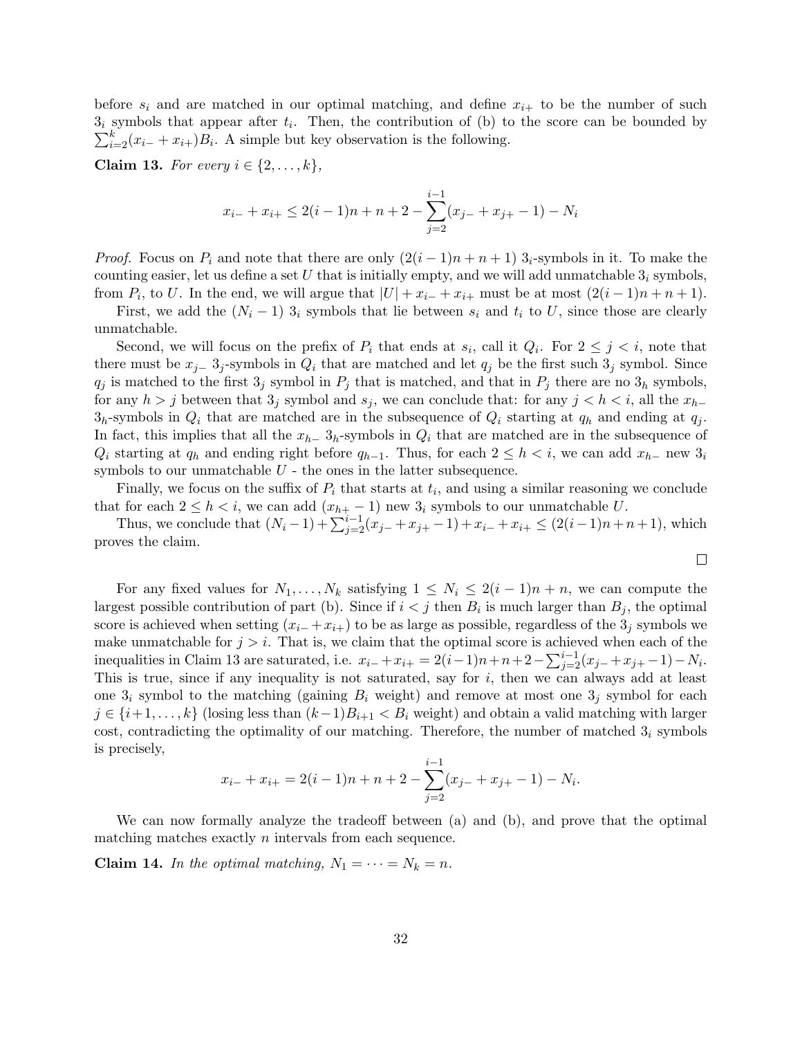before $s_i$ and are matched in our optimal matching, and define $x_{i+}$ to be the number of such $3_i$ symbols that appear after $t_i$. Then, the contribution of (b) to the score can be bounded by $\sum_{i=2}^{k}(x_{i-}+x_{i+})B_i$. A simple but key observation is the following.

**Claim 13.** *For every $i \in \{2, \ldots, k\}$,*

$$x_{i-} + x_{i+} \leq 2(i-1)n + n + 2 - \sum_{j=2}^{i-1}(x_{j-} + x_{j+} - 1) - N_i$$

*Proof.* Focus on $P_i$ and note that there are only $(2(i-1)n + n + 1)$ $3_i$-symbols in it. To make the counting easier, let us define a set $U$ that is initially empty, and we will add unmatchable $3_i$ symbols, from $P_i$, to $U$. In the end, we will argue that $|U| + x_{i-} + x_{i+}$ must be at most $(2(i-1)n + n + 1)$.

First, we add the $(N_i - 1)$ $3_i$ symbols that lie between $s_i$ and $t_i$ to $U$, since those are clearly unmatchable.

Second, we will focus on the prefix of $P_i$ that ends at $s_i$, call it $Q_i$. For $2 \leq j < i$, note that there must be $x_{j-}$ $3_j$-symbols in $Q_i$ that are matched and let $q_j$ be the first such $3_j$ symbol. Since $q_j$ is matched to the first $3_j$ symbol in $P_j$ that is matched, and that in $P_j$ there are no $3_h$ symbols, for any $h > j$ between that $3_j$ symbol and $s_j$, we can conclude that: for any $j < h < i$, all the $x_{h-}$ $3_h$-symbols in $Q_i$ that are matched are in the subsequence of $Q_i$ starting at $q_h$ and ending at $q_j$. In fact, this implies that all the $x_{h-}$ $3_h$-symbols in $Q_i$ that are matched are in the subsequence of $Q_i$ starting at $q_h$ and ending right before $q_{h-1}$. Thus, for each $2 \leq h < i$, we can add $x_{h-}$ new $3_i$ symbols to our unmatchable $U$ - the ones in the latter subsequence.

Finally, we focus on the suffix of $P_i$ that starts at $t_i$, and using a similar reasoning we conclude that for each $2 \leq h < i$, we can add $(x_{h+} - 1)$ new $3_i$ symbols to our unmatchable $U$.

Thus, we conclude that $(N_i - 1) + \sum_{j=2}^{i-1}(x_{j-} + x_{j+} - 1) + x_{i-} + x_{i+} \leq (2(i-1)n + n + 1)$, which proves the claim.

□

For any fixed values for $N_1, \ldots, N_k$ satisfying $1 \leq N_i \leq 2(i-1)n + n$, we can compute the largest possible contribution of part (b). Since if $i < j$ then $B_i$ is much larger than $B_j$, the optimal score is achieved when setting $(x_{i-} + x_{i+})$ to be as large as possible, regardless of the $3_j$ symbols we make unmatchable for $j > i$. That is, we claim that the optimal score is achieved when each of the inequalities in Claim 13 are saturated, i.e. $x_{i-} + x_{i+} = 2(i-1)n + n + 2 - \sum_{j=2}^{i-1}(x_{j-} + x_{j+} - 1) - N_i$. This is true, since if any inequality is not saturated, say for $i$, then we can always add at least one $3_i$ symbol to the matching (gaining $B_i$ weight) and remove at most one $3_j$ symbol for each $j \in \{i+1, \ldots, k\}$ (losing less than $(k-1)B_{i+1} < B_i$ weight) and obtain a valid matching with larger cost, contradicting the optimality of our matching. Therefore, the number of matched $3_i$ symbols is precisely,

$$x_{i-} + x_{i+} = 2(i-1)n + n + 2 - \sum_{j=2}^{i-1}(x_{j-} + x_{j+} - 1) - N_i.$$

We can now formally analyze the tradeoff between (a) and (b), and prove that the optimal matching matches exactly $n$ intervals from each sequence.

**Claim 14.** *In the optimal matching, $N_1 = \cdots = N_k = n$.*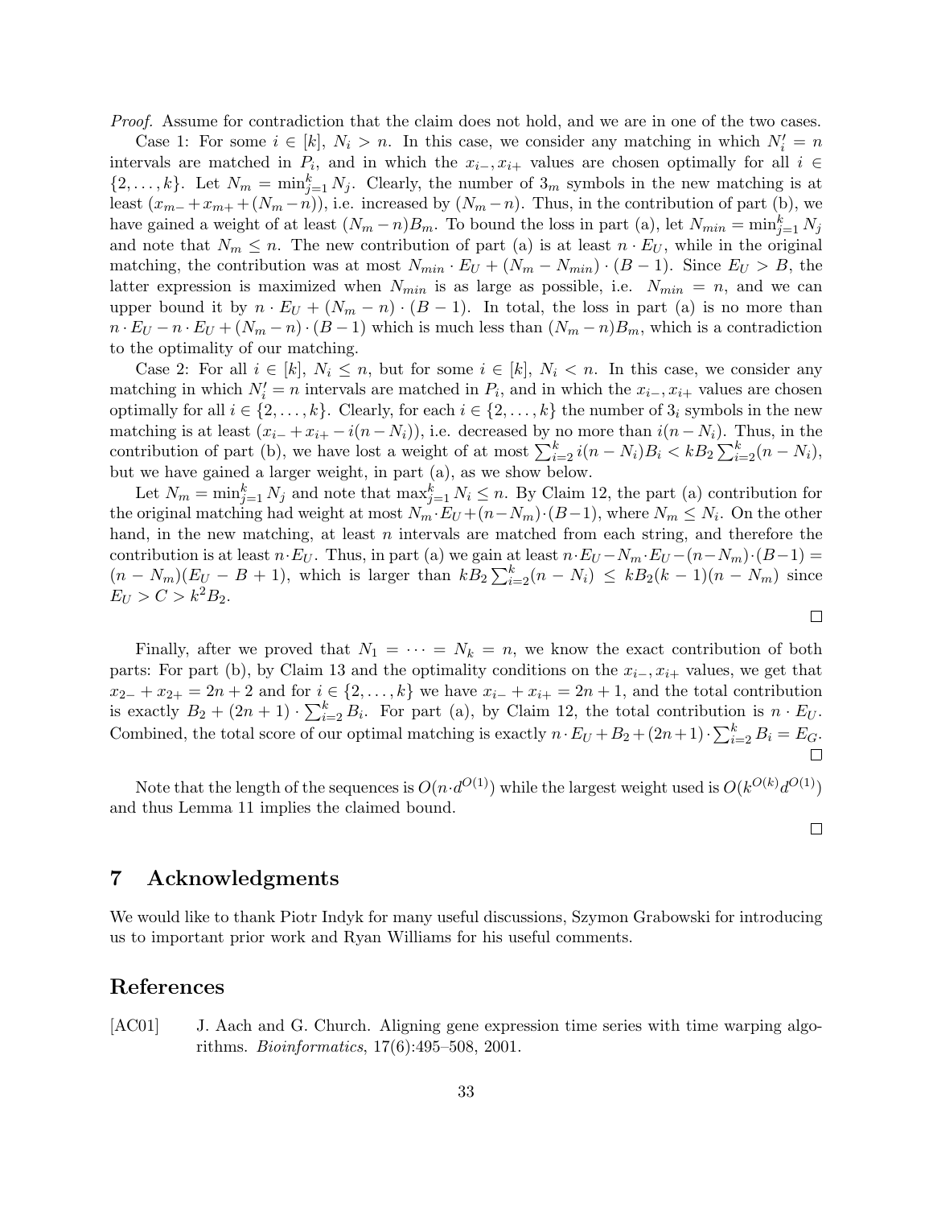*Proof.* Assume for contradiction that the claim does not hold, and we are in one of the two cases.

Case 1: For some $i \in [k]$, $N_i > n$. In this case, we consider any matching in which $N'_i = n$ intervals are matched in $P_i$, and in which the $x_{i-}, x_{i+}$ values are chosen optimally for all $i \in \{2, \ldots, k\}$. Let $N_m = \min_{j=1}^{k} N_j$. Clearly, the number of $3_m$ symbols in the new matching is at least $(x_{m-} + x_{m+} + (N_m - n))$, i.e. increased by $(N_m - n)$. Thus, in the contribution of part (b), we have gained a weight of at least $(N_m - n)B_m$. To bound the loss in part (a), let $N_{min} = \min_{j=1}^{k} N_j$ and note that $N_m \leq n$. The new contribution of part (a) is at least $n \cdot E_U$, while in the original matching, the contribution was at most $N_{min} \cdot E_U + (N_m - N_{min}) \cdot (B - 1)$. Since $E_U > B$, the latter expression is maximized when $N_{min}$ is as large as possible, i.e. $N_{min} = n$, and we can upper bound it by $n \cdot E_U + (N_m - n) \cdot (B - 1)$. In total, the loss in part (a) is no more than $n \cdot E_U - n \cdot E_U + (N_m - n) \cdot (B - 1)$ which is much less than $(N_m - n)B_m$, which is a contradiction to the optimality of our matching.

Case 2: For all $i \in [k]$, $N_i \leq n$, but for some $i \in [k]$, $N_i < n$. In this case, we consider any matching in which $N'_i = n$ intervals are matched in $P_i$, and in which the $x_{i-}, x_{i+}$ values are chosen optimally for all $i \in \{2, \ldots, k\}$. Clearly, for each $i \in \{2, \ldots, k\}$ the number of $3_i$ symbols in the new matching is at least $(x_{i-} + x_{i+} - i(n - N_i))$, i.e. decreased by no more than $i(n - N_i)$. Thus, in the contribution of part (b), we have lost a weight of at most $\sum_{i=2}^{k} i(n - N_i)B_i < kB_2 \sum_{i=2}^{k}(n - N_i)$, but we have gained a larger weight, in part (a), as we show below.

Let $N_m = \min_{j=1}^{k} N_j$ and note that $\max_{j=1}^{k} N_i \leq n$. By Claim 12, the part (a) contribution for the original matching had weight at most $N_m \cdot E_U + (n - N_m) \cdot (B - 1)$, where $N_m \leq N_i$. On the other hand, in the new matching, at least $n$ intervals are matched from each string, and therefore the contribution is at least $n \cdot E_U$. Thus, in part (a) we gain at least $n \cdot E_U - N_m \cdot E_U - (n - N_m) \cdot (B - 1) = (n - N_m)(E_U - B + 1)$, which is larger than $kB_2 \sum_{i=2}^{k}(n - N_i) \leq kB_2(k - 1)(n - N_m)$ since $E_U > C > k^2 B_2$.

□

Finally, after we proved that $N_1 = \cdots = N_k = n$, we know the exact contribution of both parts: For part (b), by Claim 13 and the optimality conditions on the $x_{i-}, x_{i+}$ values, we get that $x_{2-} + x_{2+} = 2n + 2$ and for $i \in \{2, \ldots, k\}$ we have $x_{i-} + x_{i+} = 2n + 1$, and the total contribution is exactly $B_2 + (2n + 1) \cdot \sum_{i=2}^{k} B_i$. For part (a), by Claim 12, the total contribution is $n \cdot E_U$. Combined, the total score of our optimal matching is exactly $n \cdot E_U + B_2 + (2n + 1) \cdot \sum_{i=2}^{k} B_i = E_G$.

□

Note that the length of the sequences is $O(n \cdot d^{O(1)})$ while the largest weight used is $O(k^{O(k)} d^{O(1)})$ and thus Lemma 11 implies the claimed bound.

□

## 7 Acknowledgments

We would like to thank Piotr Indyk for many useful discussions, Szymon Grabowski for introducing us to important prior work and Ryan Williams for his useful comments.

## References

[AC01] J. Aach and G. Church. Aligning gene expression time series with time warping algorithms. *Bioinformatics*, 17(6):495–508, 2001.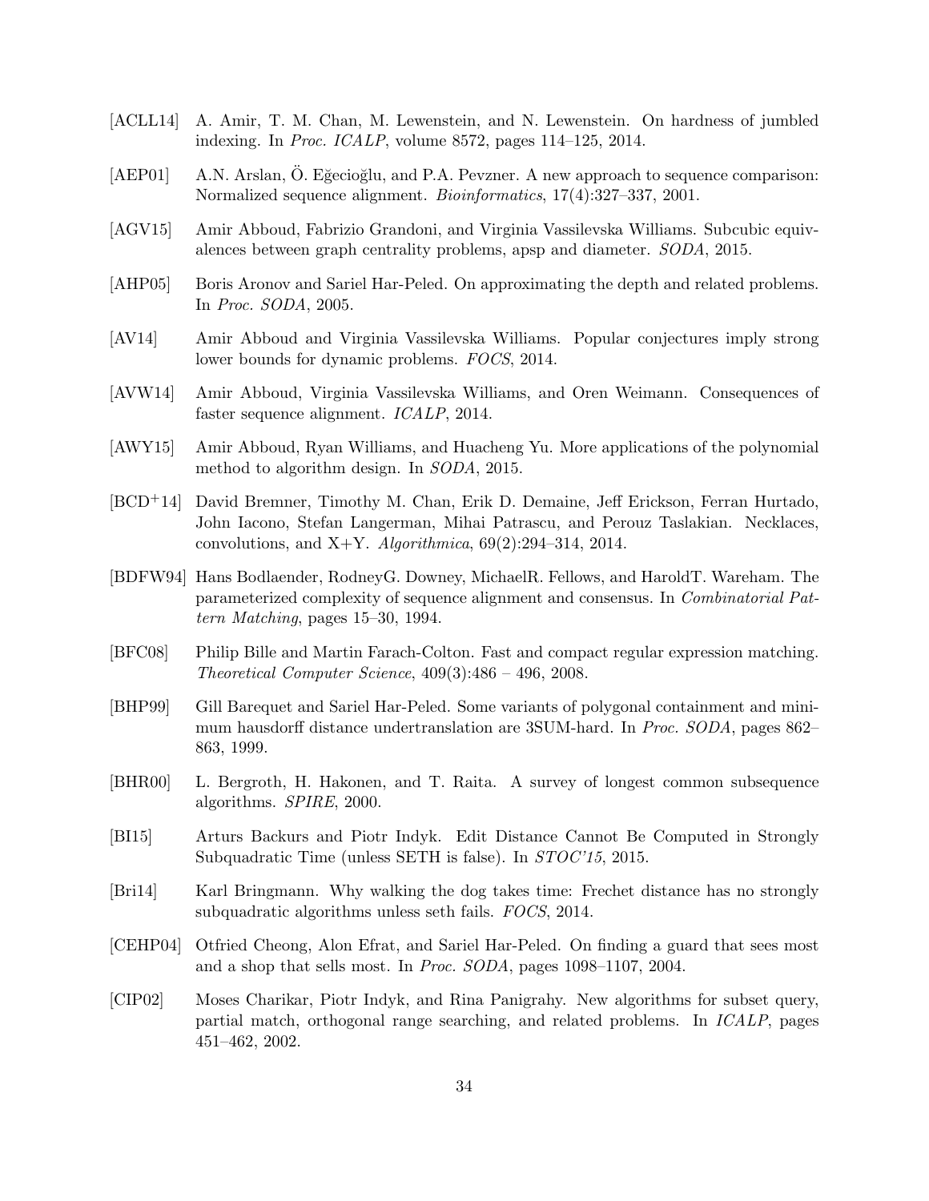[ACLL14] A. Amir, T. M. Chan, M. Lewenstein, and N. Lewenstein. On hardness of jumbled indexing. In *Proc. ICALP*, volume 8572, pages 114–125, 2014.

[AEP01] A.N. Arslan, Ö. Eğecioğlu, and P.A. Pevzner. A new approach to sequence comparison: Normalized sequence alignment. *Bioinformatics*, 17(4):327–337, 2001.

[AGV15] Amir Abboud, Fabrizio Grandoni, and Virginia Vassilevska Williams. Subcubic equivalences between graph centrality problems, apsp and diameter. *SODA*, 2015.

[AHP05] Boris Aronov and Sariel Har-Peled. On approximating the depth and related problems. In *Proc. SODA*, 2005.

[AV14] Amir Abboud and Virginia Vassilevska Williams. Popular conjectures imply strong lower bounds for dynamic problems. *FOCS*, 2014.

[AVW14] Amir Abboud, Virginia Vassilevska Williams, and Oren Weimann. Consequences of faster sequence alignment. *ICALP*, 2014.

[AWY15] Amir Abboud, Ryan Williams, and Huacheng Yu. More applications of the polynomial method to algorithm design. In *SODA*, 2015.

[BCD+14] David Bremner, Timothy M. Chan, Erik D. Demaine, Jeff Erickson, Ferran Hurtado, John Iacono, Stefan Langerman, Mihai Patrascu, and Perouz Taslakian. Necklaces, convolutions, and X+Y. *Algorithmica*, 69(2):294–314, 2014.

[BDFW94] Hans Bodlaender, RodneyG. Downey, MichaelR. Fellows, and HaroldT. Wareham. The parameterized complexity of sequence alignment and consensus. In *Combinatorial Pattern Matching*, pages 15–30, 1994.

[BFC08] Philip Bille and Martin Farach-Colton. Fast and compact regular expression matching. *Theoretical Computer Science*, 409(3):486 – 496, 2008.

[BHP99] Gill Barequet and Sariel Har-Peled. Some variants of polygonal containment and minimum hausdorff distance undertranslation are 3SUM-hard. In *Proc. SODA*, pages 862–863, 1999.

[BHR00] L. Bergroth, H. Hakonen, and T. Raita. A survey of longest common subsequence algorithms. *SPIRE*, 2000.

[BI15] Arturs Backurs and Piotr Indyk. Edit Distance Cannot Be Computed in Strongly Subquadratic Time (unless SETH is false). In *STOC'15*, 2015.

[Bri14] Karl Bringmann. Why walking the dog takes time: Frechet distance has no strongly subquadratic algorithms unless seth fails. *FOCS*, 2014.

[CEHP04] Otfried Cheong, Alon Efrat, and Sariel Har-Peled. On finding a guard that sees most and a shop that sells most. In *Proc. SODA*, pages 1098–1107, 2004.

[CIP02] Moses Charikar, Piotr Indyk, and Rina Panigrahy. New algorithms for subset query, partial match, orthogonal range searching, and related problems. In *ICALP*, pages 451–462, 2002.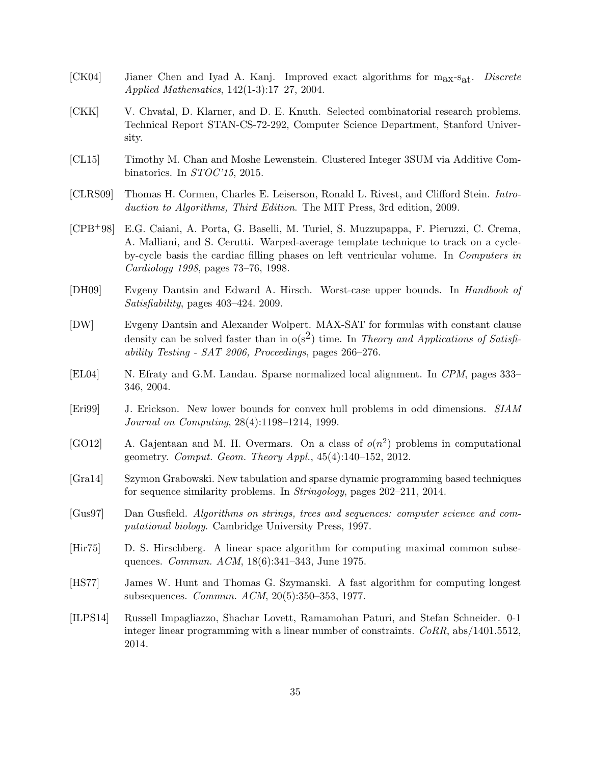[CK04] Jianer Chen and Iyad A. Kanj. Improved exact algorithms for $\mathrm{m_{ax}\text{-}s_{at}}$. *Discrete Applied Mathematics*, 142(1-3):17–27, 2004.

[CKK] V. Chvatal, D. Klarner, and D. E. Knuth. Selected combinatorial research problems. Technical Report STAN-CS-72-292, Computer Science Department, Stanford University.

[CL15] Timothy M. Chan and Moshe Lewenstein. Clustered Integer 3SUM via Additive Combinatorics. In *STOC'15*, 2015.

[CLRS09] Thomas H. Cormen, Charles E. Leiserson, Ronald L. Rivest, and Clifford Stein. *Introduction to Algorithms, Third Edition*. The MIT Press, 3rd edition, 2009.

[CPB+98] E.G. Caiani, A. Porta, G. Baselli, M. Turiel, S. Muzzupappa, F. Pieruzzi, C. Crema, A. Malliani, and S. Cerutti. Warped-average template technique to track on a cycle-by-cycle basis the cardiac filling phases on left ventricular volume. In *Computers in Cardiology 1998*, pages 73–76, 1998.

[DH09] Evgeny Dantsin and Edward A. Hirsch. Worst-case upper bounds. In *Handbook of Satisfiability*, pages 403–424. 2009.

[DW] Evgeny Dantsin and Alexander Wolpert. MAX-SAT for formulas with constant clause density can be solved faster than in $\mathrm{o(s^2)}$ time. In *Theory and Applications of Satisfiability Testing - SAT 2006, Proceedings*, pages 266–276.

[EL04] N. Efraty and G.M. Landau. Sparse normalized local alignment. In *CPM*, pages 333–346, 2004.

[Eri99] J. Erickson. New lower bounds for convex hull problems in odd dimensions. *SIAM Journal on Computing*, 28(4):1198–1214, 1999.

[GO12] A. Gajentaan and M. H. Overmars. On a class of $o(n^2)$ problems in computational geometry. *Comput. Geom. Theory Appl.*, 45(4):140–152, 2012.

[Gra14] Szymon Grabowski. New tabulation and sparse dynamic programming based techniques for sequence similarity problems. In *Stringology*, pages 202–211, 2014.

[Gus97] Dan Gusfield. *Algorithms on strings, trees and sequences: computer science and computational biology*. Cambridge University Press, 1997.

[Hir75] D. S. Hirschberg. A linear space algorithm for computing maximal common subsequences. *Commun. ACM*, 18(6):341–343, June 1975.

[HS77] James W. Hunt and Thomas G. Szymanski. A fast algorithm for computing longest subsequences. *Commun. ACM*, 20(5):350–353, 1977.

[ILPS14] Russell Impagliazzo, Shachar Lovett, Ramamohan Paturi, and Stefan Schneider. 0-1 integer linear programming with a linear number of constraints. *CoRR*, abs/1401.5512, 2014.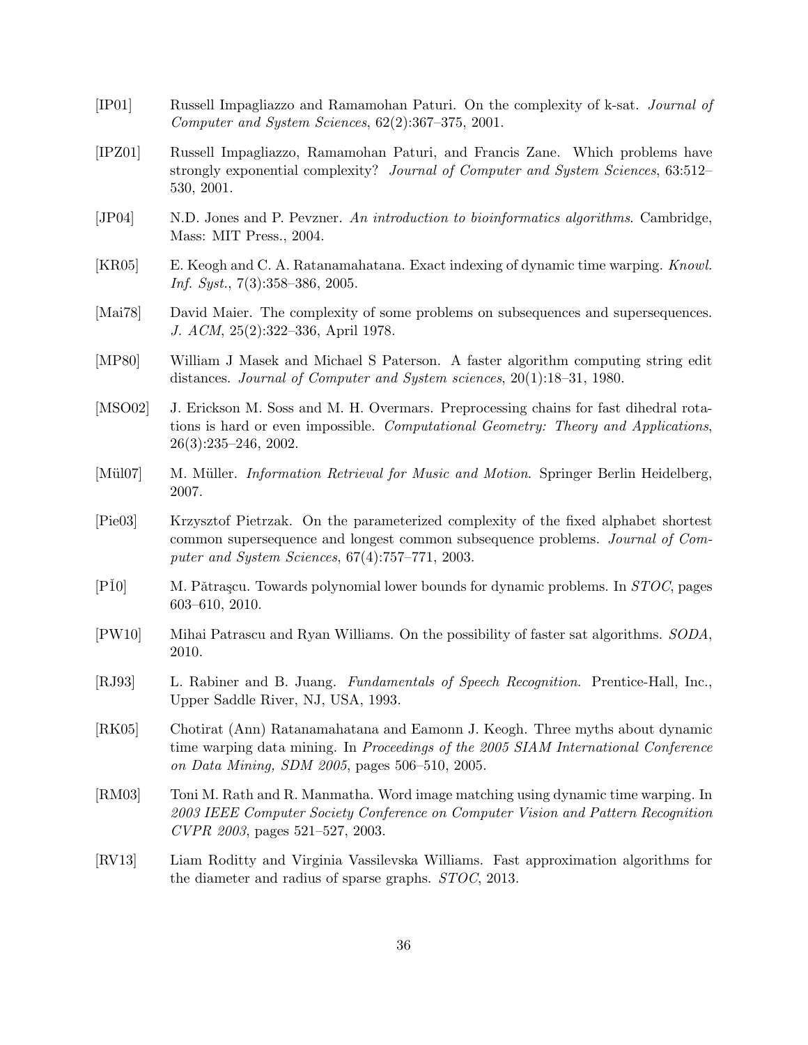[IP01] Russell Impagliazzo and Ramamohan Paturi. On the complexity of k-sat. *Journal of Computer and System Sciences*, 62(2):367–375, 2001.

[IPZ01] Russell Impagliazzo, Ramamohan Paturi, and Francis Zane. Which problems have strongly exponential complexity? *Journal of Computer and System Sciences*, 63:512–530, 2001.

[JP04] N.D. Jones and P. Pevzner. *An introduction to bioinformatics algorithms*. Cambridge, Mass: MIT Press., 2004.

[KR05] E. Keogh and C. A. Ratanamahatana. Exact indexing of dynamic time warping. *Knowl. Inf. Syst.*, 7(3):358–386, 2005.

[Mai78] David Maier. The complexity of some problems on subsequences and supersequences. *J. ACM*, 25(2):322–336, April 1978.

[MP80] William J Masek and Michael S Paterson. A faster algorithm computing string edit distances. *Journal of Computer and System sciences*, 20(1):18–31, 1980.

[MSO02] J. Erickson M. Soss and M. H. Overmars. Preprocessing chains for fast dihedral rotations is hard or even impossible. *Computational Geometry: Theory and Applications*, 26(3):235–246, 2002.

[Mül07] M. Müller. *Information Retrieval for Music and Motion*. Springer Berlin Heidelberg, 2007.

[Pie03] Krzysztof Pietrzak. On the parameterized complexity of the fixed alphabet shortest common supersequence and longest common subsequence problems. *Journal of Computer and System Sciences*, 67(4):757–771, 2003.

[P$\check{1}$0] M. Pătraşcu. Towards polynomial lower bounds for dynamic problems. In *STOC*, pages 603–610, 2010.

[PW10] Mihai Patrascu and Ryan Williams. On the possibility of faster sat algorithms. *SODA*, 2010.

[RJ93] L. Rabiner and B. Juang. *Fundamentals of Speech Recognition*. Prentice-Hall, Inc., Upper Saddle River, NJ, USA, 1993.

[RK05] Chotirat (Ann) Ratanamahatana and Eamonn J. Keogh. Three myths about dynamic time warping data mining. In *Proceedings of the 2005 SIAM International Conference on Data Mining, SDM 2005*, pages 506–510, 2005.

[RM03] Toni M. Rath and R. Manmatha. Word image matching using dynamic time warping. In *2003 IEEE Computer Society Conference on Computer Vision and Pattern Recognition CVPR 2003*, pages 521–527, 2003.

[RV13] Liam Roditty and Virginia Vassilevska Williams. Fast approximation algorithms for the diameter and radius of sparse graphs. *STOC*, 2013.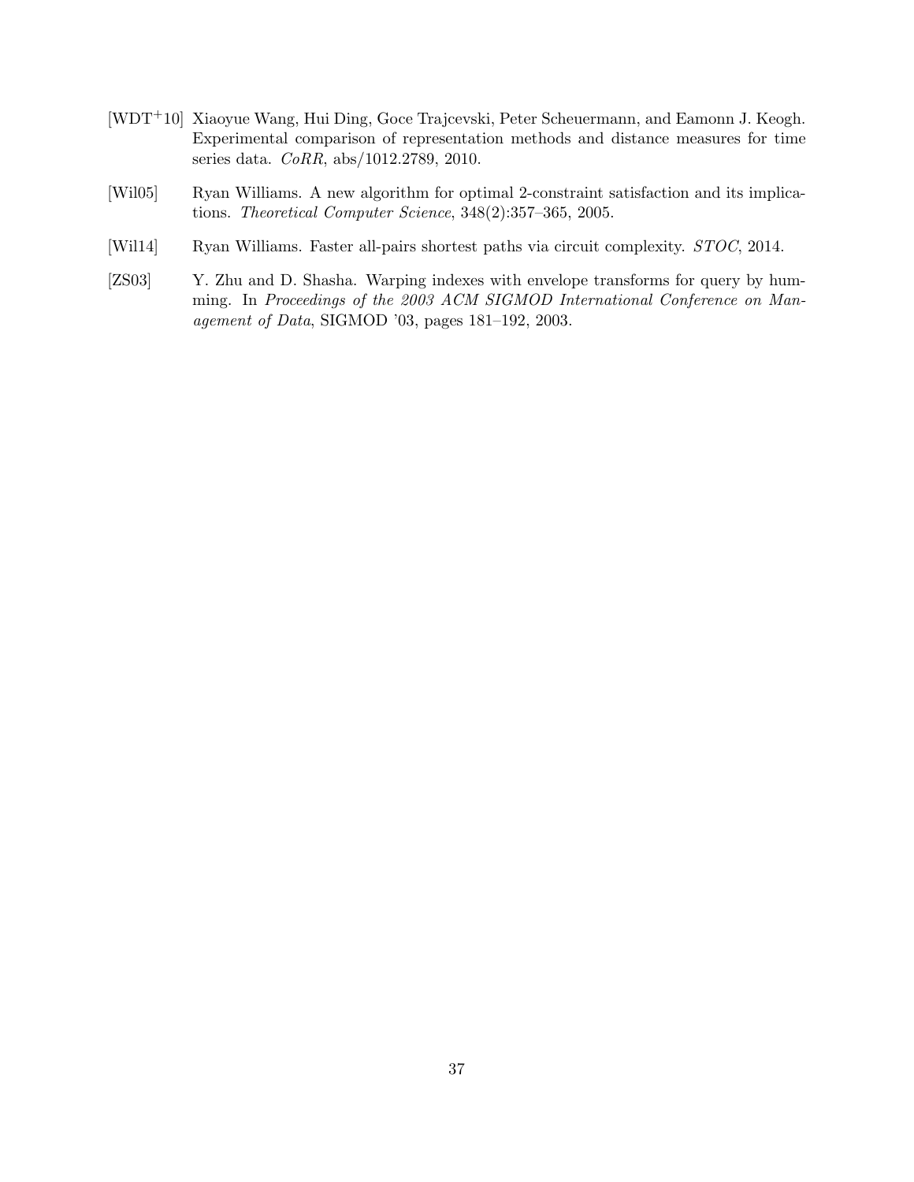[WDT+10] Xiaoyue Wang, Hui Ding, Goce Trajcevski, Peter Scheuermann, and Eamonn J. Keogh. Experimental comparison of representation methods and distance measures for time series data. *CoRR*, abs/1012.2789, 2010.

[Wil05] Ryan Williams. A new algorithm for optimal 2-constraint satisfaction and its implications. *Theoretical Computer Science*, 348(2):357–365, 2005.

[Wil14] Ryan Williams. Faster all-pairs shortest paths via circuit complexity. *STOC*, 2014.

[ZS03] Y. Zhu and D. Shasha. Warping indexes with envelope transforms for query by humming. In *Proceedings of the 2003 ACM SIGMOD International Conference on Management of Data*, SIGMOD '03, pages 181–192, 2003.